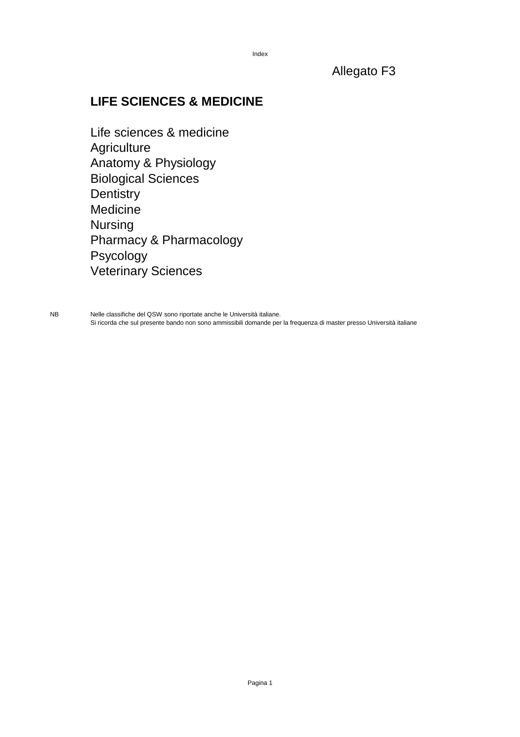Allegato F3

## LIFE SCIENCES & MEDICINE

Life sciences & medicine
Agriculture
Anatomy & Physiology
Biological Sciences
Dentistry
Medicine
Nursing
Pharmacy & Pharmacology
Psycology
Veterinary Sciences

NB Nelle classifiche del QSW sono riportate anche le Università italiane.
Si ricorda che sul presente bando non sono ammissibili domande per la frequenza di master presso Università italiane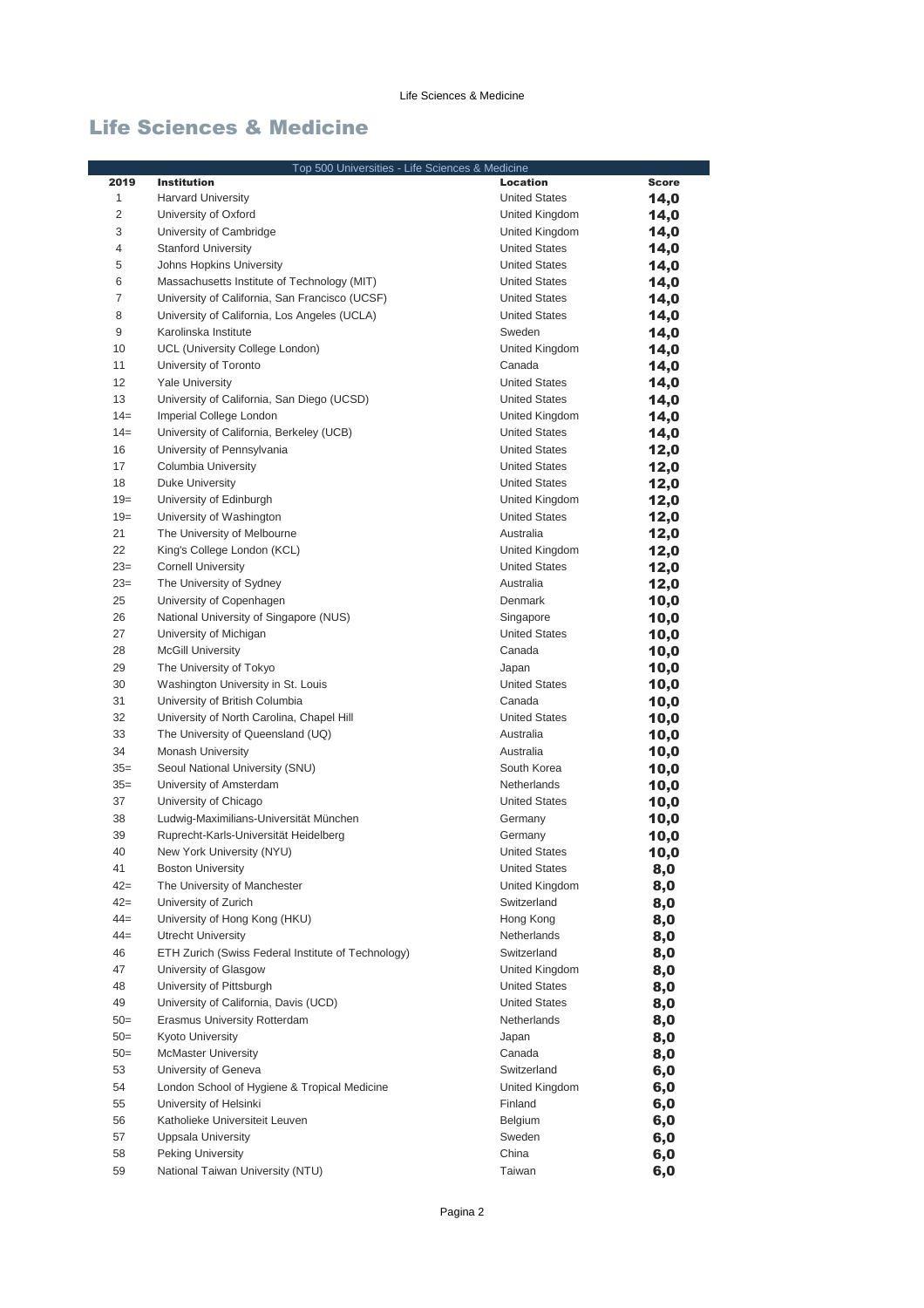## Life Sciences & Medicine

| Top 500 Universities - Life Sciences & Medicine | | | |
|---|---|---|---|
| **2019** | **Institution** | **Location** | **Score** |
| 1 | Harvard University | United States | **14,0** |
| 2 | University of Oxford | United Kingdom | **14,0** |
| 3 | University of Cambridge | United Kingdom | **14,0** |
| 4 | Stanford University | United States | **14,0** |
| 5 | Johns Hopkins University | United States | **14,0** |
| 6 | Massachusetts Institute of Technology (MIT) | United States | **14,0** |
| 7 | University of California, San Francisco (UCSF) | United States | **14,0** |
| 8 | University of California, Los Angeles (UCLA) | United States | **14,0** |
| 9 | Karolinska Institute | Sweden | **14,0** |
| 10 | UCL (University College London) | United Kingdom | **14,0** |
| 11 | University of Toronto | Canada | **14,0** |
| 12 | Yale University | United States | **14,0** |
| 13 | University of California, San Diego (UCSD) | United States | **14,0** |
| 14= | Imperial College London | United Kingdom | **14,0** |
| 14= | University of California, Berkeley (UCB) | United States | **14,0** |
| 16 | University of Pennsylvania | United States | **12,0** |
| 17 | Columbia University | United States | **12,0** |
| 18 | Duke University | United States | **12,0** |
| 19= | University of Edinburgh | United Kingdom | **12,0** |
| 19= | University of Washington | United States | **12,0** |
| 21 | The University of Melbourne | Australia | **12,0** |
| 22 | King's College London (KCL) | United Kingdom | **12,0** |
| 23= | Cornell University | United States | **12,0** |
| 23= | The University of Sydney | Australia | **12,0** |
| 25 | University of Copenhagen | Denmark | **10,0** |
| 26 | National University of Singapore (NUS) | Singapore | **10,0** |
| 27 | University of Michigan | United States | **10,0** |
| 28 | McGill University | Canada | **10,0** |
| 29 | The University of Tokyo | Japan | **10,0** |
| 30 | Washington University in St. Louis | United States | **10,0** |
| 31 | University of British Columbia | Canada | **10,0** |
| 32 | University of North Carolina, Chapel Hill | United States | **10,0** |
| 33 | The University of Queensland (UQ) | Australia | **10,0** |
| 34 | Monash University | Australia | **10,0** |
| 35= | Seoul National University (SNU) | South Korea | **10,0** |
| 35= | University of Amsterdam | Netherlands | **10,0** |
| 37 | University of Chicago | United States | **10,0** |
| 38 | Ludwig-Maximilians-Universität München | Germany | **10,0** |
| 39 | Ruprecht-Karls-Universität Heidelberg | Germany | **10,0** |
| 40 | New York University (NYU) | United States | **10,0** |
| 41 | Boston University | United States | **8,0** |
| 42= | The University of Manchester | United Kingdom | **8,0** |
| 42= | University of Zurich | Switzerland | **8,0** |
| 44= | University of Hong Kong (HKU) | Hong Kong | **8,0** |
| 44= | Utrecht University | Netherlands | **8,0** |
| 46 | ETH Zurich (Swiss Federal Institute of Technology) | Switzerland | **8,0** |
| 47 | University of Glasgow | United Kingdom | **8,0** |
| 48 | University of Pittsburgh | United States | **8,0** |
| 49 | University of California, Davis (UCD) | United States | **8,0** |
| 50= | Erasmus University Rotterdam | Netherlands | **8,0** |
| 50= | Kyoto University | Japan | **8,0** |
| 50= | McMaster University | Canada | **8,0** |
| 53 | University of Geneva | Switzerland | **6,0** |
| 54 | London School of Hygiene & Tropical Medicine | United Kingdom | **6,0** |
| 55 | University of Helsinki | Finland | **6,0** |
| 56 | Katholieke Universiteit Leuven | Belgium | **6,0** |
| 57 | Uppsala University | Sweden | **6,0** |
| 58 | Peking University | China | **6,0** |
| 59 | National Taiwan University (NTU) | Taiwan | **6,0** |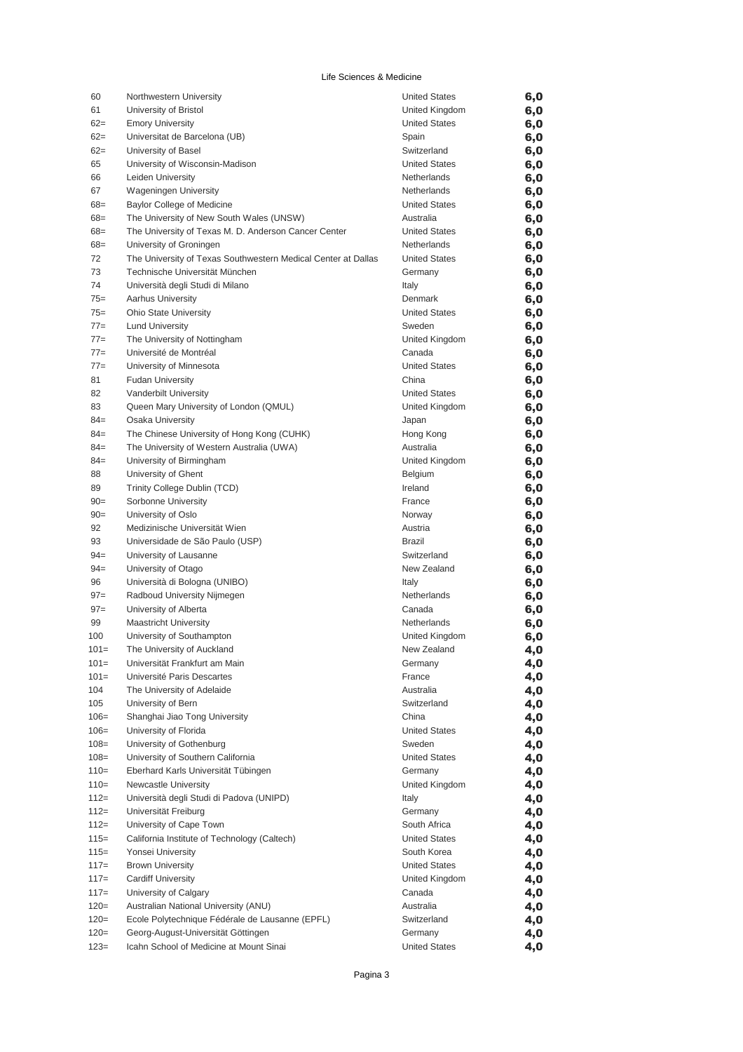Life Sciences & Medicine

| | | | |
|---|---|---|---|
| 60 | Northwestern University | United States | **6,0** |
| 61 | University of Bristol | United Kingdom | **6,0** |
| 62= | Emory University | United States | **6,0** |
| 62= | Universitat de Barcelona (UB) | Spain | **6,0** |
| 62= | University of Basel | Switzerland | **6,0** |
| 65 | University of Wisconsin-Madison | United States | **6,0** |
| 66 | Leiden University | Netherlands | **6,0** |
| 67 | Wageningen University | Netherlands | **6,0** |
| 68= | Baylor College of Medicine | United States | **6,0** |
| 68= | The University of New South Wales (UNSW) | Australia | **6,0** |
| 68= | The University of Texas M. D. Anderson Cancer Center | United States | **6,0** |
| 68= | University of Groningen | Netherlands | **6,0** |
| 72 | The University of Texas Southwestern Medical Center at Dallas | United States | **6,0** |
| 73 | Technische Universität München | Germany | **6,0** |
| 74 | Università degli Studi di Milano | Italy | **6,0** |
| 75= | Aarhus University | Denmark | **6,0** |
| 75= | Ohio State University | United States | **6,0** |
| 77= | Lund University | Sweden | **6,0** |
| 77= | The University of Nottingham | United Kingdom | **6,0** |
| 77= | Université de Montréal | Canada | **6,0** |
| 77= | University of Minnesota | United States | **6,0** |
| 81 | Fudan University | China | **6,0** |
| 82 | Vanderbilt University | United States | **6,0** |
| 83 | Queen Mary University of London (QMUL) | United Kingdom | **6,0** |
| 84= | Osaka University | Japan | **6,0** |
| 84= | The Chinese University of Hong Kong (CUHK) | Hong Kong | **6,0** |
| 84= | The University of Western Australia (UWA) | Australia | **6,0** |
| 84= | University of Birmingham | United Kingdom | **6,0** |
| 88 | University of Ghent | Belgium | **6,0** |
| 89 | Trinity College Dublin (TCD) | Ireland | **6,0** |
| 90= | Sorbonne University | France | **6,0** |
| 90= | University of Oslo | Norway | **6,0** |
| 92 | Medizinische Universität Wien | Austria | **6,0** |
| 93 | Universidade de São Paulo (USP) | Brazil | **6,0** |
| 94= | University of Lausanne | Switzerland | **6,0** |
| 94= | University of Otago | New Zealand | **6,0** |
| 96 | Università di Bologna (UNIBO) | Italy | **6,0** |
| 97= | Radboud University Nijmegen | Netherlands | **6,0** |
| 97= | University of Alberta | Canada | **6,0** |
| 99 | Maastricht University | Netherlands | **6,0** |
| 100 | University of Southampton | United Kingdom | **6,0** |
| 101= | The University of Auckland | New Zealand | **4,0** |
| 101= | Universität Frankfurt am Main | Germany | **4,0** |
| 101= | Université Paris Descartes | France | **4,0** |
| 104 | The University of Adelaide | Australia | **4,0** |
| 105 | University of Bern | Switzerland | **4,0** |
| 106= | Shanghai Jiao Tong University | China | **4,0** |
| 106= | University of Florida | United States | **4,0** |
| 108= | University of Gothenburg | Sweden | **4,0** |
| 108= | University of Southern California | United States | **4,0** |
| 110= | Eberhard Karls Universität Tübingen | Germany | **4,0** |
| 110= | Newcastle University | United Kingdom | **4,0** |
| 112= | Università degli Studi di Padova (UNIPD) | Italy | **4,0** |
| 112= | Universität Freiburg | Germany | **4,0** |
| 112= | University of Cape Town | South Africa | **4,0** |
| 115= | California Institute of Technology (Caltech) | United States | **4,0** |
| 115= | Yonsei University | South Korea | **4,0** |
| 117= | Brown University | United States | **4,0** |
| 117= | Cardiff University | United Kingdom | **4,0** |
| 117= | University of Calgary | Canada | **4,0** |
| 120= | Australian National University (ANU) | Australia | **4,0** |
| 120= | Ecole Polytechnique Fédérale de Lausanne (EPFL) | Switzerland | **4,0** |
| 120= | Georg-August-Universität Göttingen | Germany | **4,0** |
| 123= | Icahn School of Medicine at Mount Sinai | United States | **4,0** |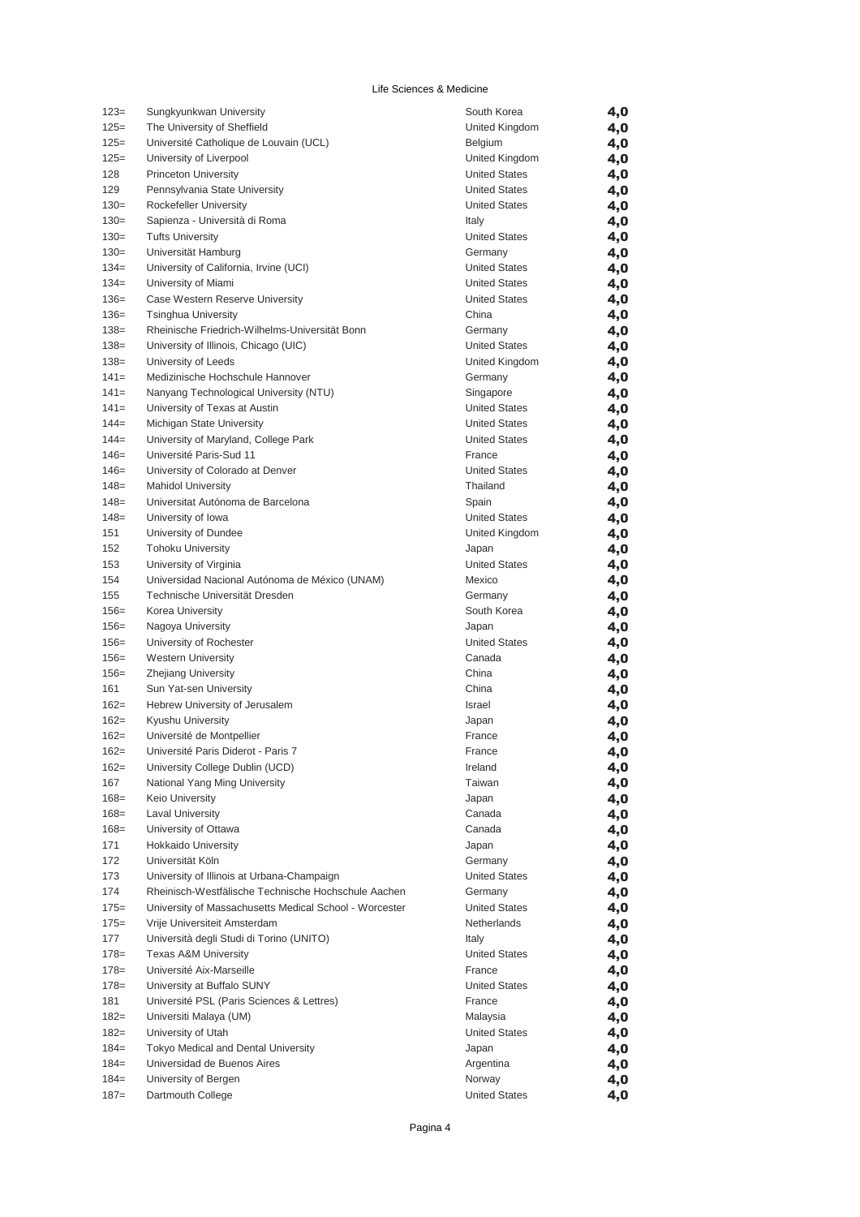Life Sciences & Medicine

| | | | |
|---|---|---|---|
| 123= | Sungkyunkwan University | South Korea | **4,0** |
| 125= | The University of Sheffield | United Kingdom | **4,0** |
| 125= | Université Catholique de Louvain (UCL) | Belgium | **4,0** |
| 125= | University of Liverpool | United Kingdom | **4,0** |
| 128 | Princeton University | United States | **4,0** |
| 129 | Pennsylvania State University | United States | **4,0** |
| 130= | Rockefeller University | United States | **4,0** |
| 130= | Sapienza - Università di Roma | Italy | **4,0** |
| 130= | Tufts University | United States | **4,0** |
| 130= | Universität Hamburg | Germany | **4,0** |
| 134= | University of California, Irvine (UCI) | United States | **4,0** |
| 134= | University of Miami | United States | **4,0** |
| 136= | Case Western Reserve University | United States | **4,0** |
| 136= | Tsinghua University | China | **4,0** |
| 138= | Rheinische Friedrich-Wilhelms-Universität Bonn | Germany | **4,0** |
| 138= | University of Illinois, Chicago (UIC) | United States | **4,0** |
| 138= | University of Leeds | United Kingdom | **4,0** |
| 141= | Medizinische Hochschule Hannover | Germany | **4,0** |
| 141= | Nanyang Technological University (NTU) | Singapore | **4,0** |
| 141= | University of Texas at Austin | United States | **4,0** |
| 144= | Michigan State University | United States | **4,0** |
| 144= | University of Maryland, College Park | United States | **4,0** |
| 146= | Université Paris-Sud 11 | France | **4,0** |
| 146= | University of Colorado at Denver | United States | **4,0** |
| 148= | Mahidol University | Thailand | **4,0** |
| 148= | Universitat Autónoma de Barcelona | Spain | **4,0** |
| 148= | University of Iowa | United States | **4,0** |
| 151 | University of Dundee | United Kingdom | **4,0** |
| 152 | Tohoku University | Japan | **4,0** |
| 153 | University of Virginia | United States | **4,0** |
| 154 | Universidad Nacional Autónoma de México (UNAM) | Mexico | **4,0** |
| 155 | Technische Universität Dresden | Germany | **4,0** |
| 156= | Korea University | South Korea | **4,0** |
| 156= | Nagoya University | Japan | **4,0** |
| 156= | University of Rochester | United States | **4,0** |
| 156= | Western University | Canada | **4,0** |
| 156= | Zhejiang University | China | **4,0** |
| 161 | Sun Yat-sen University | China | **4,0** |
| 162= | Hebrew University of Jerusalem | Israel | **4,0** |
| 162= | Kyushu University | Japan | **4,0** |
| 162= | Université de Montpellier | France | **4,0** |
| 162= | Université Paris Diderot - Paris 7 | France | **4,0** |
| 162= | University College Dublin (UCD) | Ireland | **4,0** |
| 167 | National Yang Ming University | Taiwan | **4,0** |
| 168= | Keio University | Japan | **4,0** |
| 168= | Laval University | Canada | **4,0** |
| 168= | University of Ottawa | Canada | **4,0** |
| 171 | Hokkaido University | Japan | **4,0** |
| 172 | Universität Köln | Germany | **4,0** |
| 173 | University of Illinois at Urbana-Champaign | United States | **4,0** |
| 174 | Rheinisch-Westfälische Technische Hochschule Aachen | Germany | **4,0** |
| 175= | University of Massachusetts Medical School - Worcester | United States | **4,0** |
| 175= | Vrije Universiteit Amsterdam | Netherlands | **4,0** |
| 177 | Università degli Studi di Torino (UNITO) | Italy | **4,0** |
| 178= | Texas A&M University | United States | **4,0** |
| 178= | Université Aix-Marseille | France | **4,0** |
| 178= | University at Buffalo SUNY | United States | **4,0** |
| 181 | Université PSL (Paris Sciences & Lettres) | France | **4,0** |
| 182= | Universiti Malaya (UM) | Malaysia | **4,0** |
| 182= | University of Utah | United States | **4,0** |
| 184= | Tokyo Medical and Dental University | Japan | **4,0** |
| 184= | Universidad de Buenos Aires | Argentina | **4,0** |
| 184= | University of Bergen | Norway | **4,0** |
| 187= | Dartmouth College | United States | **4,0** |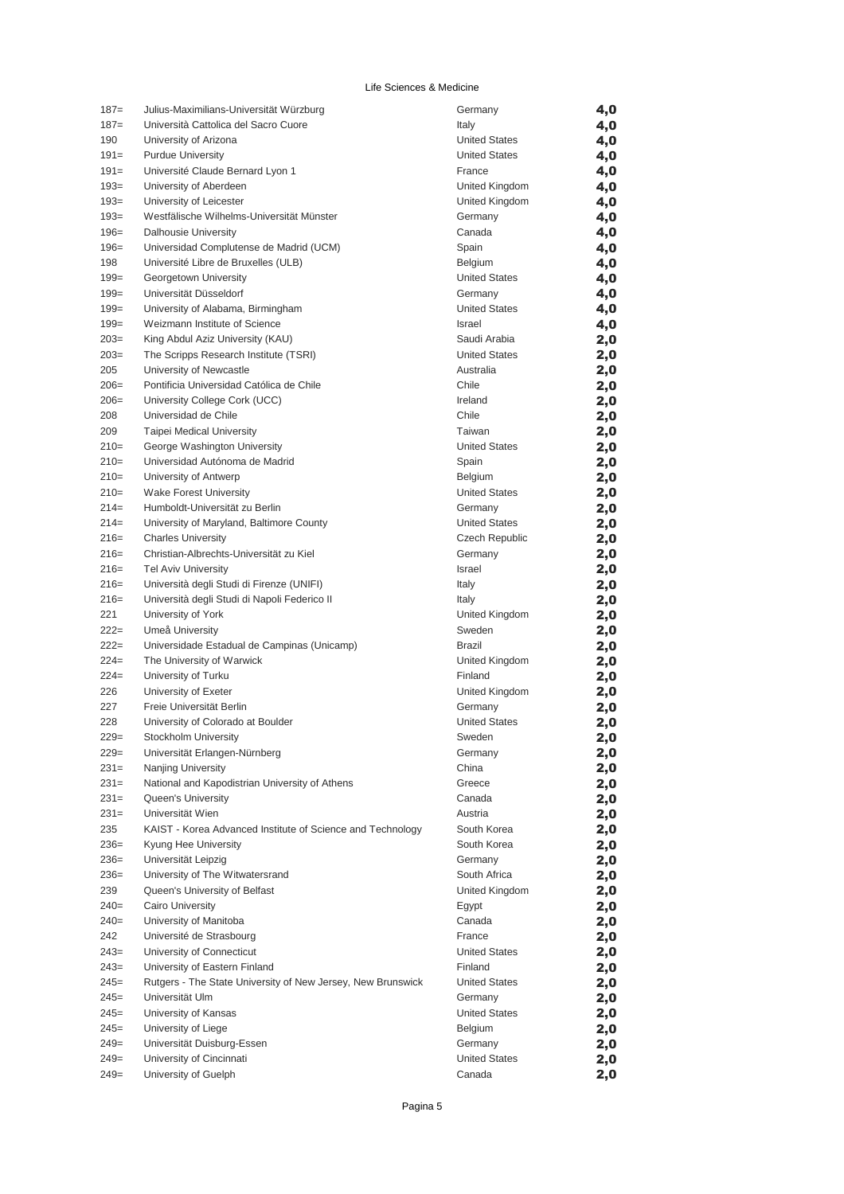Life Sciences & Medicine

| | | | |
|---|---|---|---|
| 187= | Julius-Maximilians-Universität Würzburg | Germany | **4,0** |
| 187= | Università Cattolica del Sacro Cuore | Italy | **4,0** |
| 190 | University of Arizona | United States | **4,0** |
| 191= | Purdue University | United States | **4,0** |
| 191= | Université Claude Bernard Lyon 1 | France | **4,0** |
| 193= | University of Aberdeen | United Kingdom | **4,0** |
| 193= | University of Leicester | United Kingdom | **4,0** |
| 193= | Westfälische Wilhelms-Universität Münster | Germany | **4,0** |
| 196= | Dalhousie University | Canada | **4,0** |
| 196= | Universidad Complutense de Madrid (UCM) | Spain | **4,0** |
| 198 | Université Libre de Bruxelles (ULB) | Belgium | **4,0** |
| 199= | Georgetown University | United States | **4,0** |
| 199= | Universität Düsseldorf | Germany | **4,0** |
| 199= | University of Alabama, Birmingham | United States | **4,0** |
| 199= | Weizmann Institute of Science | Israel | **4,0** |
| 203= | King Abdul Aziz University (KAU) | Saudi Arabia | **2,0** |
| 203= | The Scripps Research Institute (TSRI) | United States | **2,0** |
| 205 | University of Newcastle | Australia | **2,0** |
| 206= | Pontificia Universidad Católica de Chile | Chile | **2,0** |
| 206= | University College Cork (UCC) | Ireland | **2,0** |
| 208 | Universidad de Chile | Chile | **2,0** |
| 209 | Taipei Medical University | Taiwan | **2,0** |
| 210= | George Washington University | United States | **2,0** |
| 210= | Universidad Autónoma de Madrid | Spain | **2,0** |
| 210= | University of Antwerp | Belgium | **2,0** |
| 210= | Wake Forest University | United States | **2,0** |
| 214= | Humboldt-Universität zu Berlin | Germany | **2,0** |
| 214= | University of Maryland, Baltimore County | United States | **2,0** |
| 216= | Charles University | Czech Republic | **2,0** |
| 216= | Christian-Albrechts-Universität zu Kiel | Germany | **2,0** |
| 216= | Tel Aviv University | Israel | **2,0** |
| 216= | Università degli Studi di Firenze (UNIFI) | Italy | **2,0** |
| 216= | Università degli Studi di Napoli Federico II | Italy | **2,0** |
| 221 | University of York | United Kingdom | **2,0** |
| 222= | Umeå University | Sweden | **2,0** |
| 222= | Universidade Estadual de Campinas (Unicamp) | Brazil | **2,0** |
| 224= | The University of Warwick | United Kingdom | **2,0** |
| 224= | University of Turku | Finland | **2,0** |
| 226 | University of Exeter | United Kingdom | **2,0** |
| 227 | Freie Universität Berlin | Germany | **2,0** |
| 228 | University of Colorado at Boulder | United States | **2,0** |
| 229= | Stockholm University | Sweden | **2,0** |
| 229= | Universität Erlangen-Nürnberg | Germany | **2,0** |
| 231= | Nanjing University | China | **2,0** |
| 231= | National and Kapodistrian University of Athens | Greece | **2,0** |
| 231= | Queen's University | Canada | **2,0** |
| 231= | Universität Wien | Austria | **2,0** |
| 235 | KAIST - Korea Advanced Institute of Science and Technology | South Korea | **2,0** |
| 236= | Kyung Hee University | South Korea | **2,0** |
| 236= | Universität Leipzig | Germany | **2,0** |
| 236= | University of The Witwatersrand | South Africa | **2,0** |
| 239 | Queen's University of Belfast | United Kingdom | **2,0** |
| 240= | Cairo University | Egypt | **2,0** |
| 240= | University of Manitoba | Canada | **2,0** |
| 242 | Université de Strasbourg | France | **2,0** |
| 243= | University of Connecticut | United States | **2,0** |
| 243= | University of Eastern Finland | Finland | **2,0** |
| 245= | Rutgers - The State University of New Jersey, New Brunswick | United States | **2,0** |
| 245= | Universität Ulm | Germany | **2,0** |
| 245= | University of Kansas | United States | **2,0** |
| 245= | University of Liege | Belgium | **2,0** |
| 249= | Universität Duisburg-Essen | Germany | **2,0** |
| 249= | University of Cincinnati | United States | **2,0** |
| 249= | University of Guelph | Canada | **2,0** |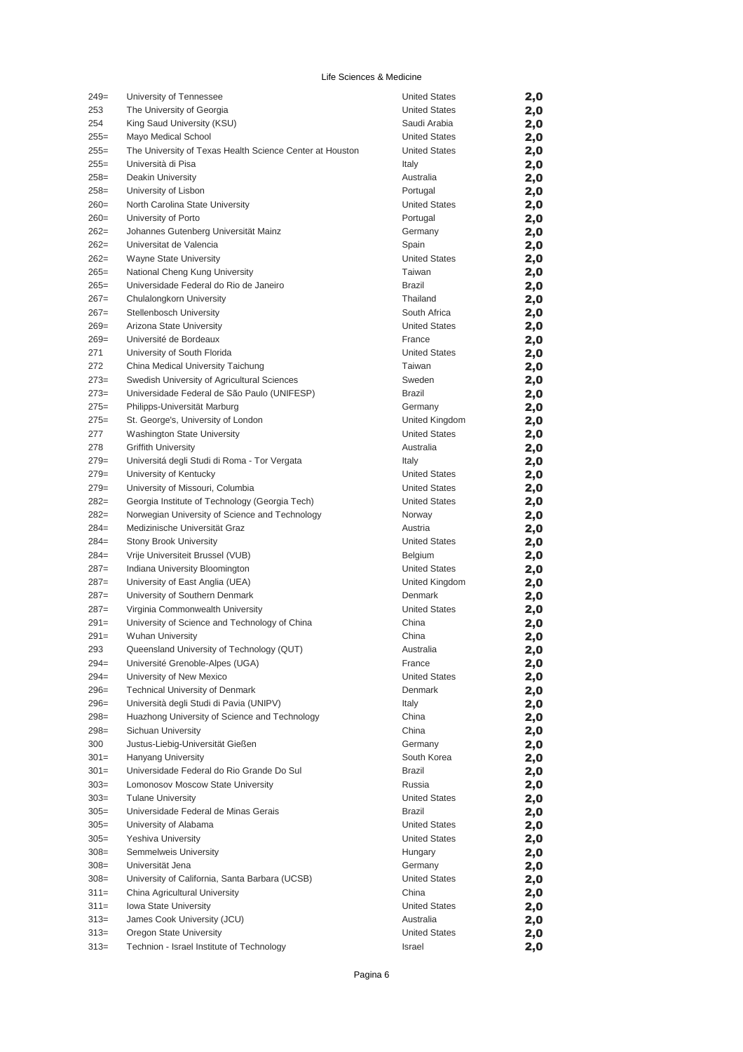Life Sciences & Medicine

| | | | |
|---|---|---|---|
| 249= | University of Tennessee | United States | **2,0** |
| 253 | The University of Georgia | United States | **2,0** |
| 254 | King Saud University (KSU) | Saudi Arabia | **2,0** |
| 255= | Mayo Medical School | United States | **2,0** |
| 255= | The University of Texas Health Science Center at Houston | United States | **2,0** |
| 255= | Università di Pisa | Italy | **2,0** |
| 258= | Deakin University | Australia | **2,0** |
| 258= | University of Lisbon | Portugal | **2,0** |
| 260= | North Carolina State University | United States | **2,0** |
| 260= | University of Porto | Portugal | **2,0** |
| 262= | Johannes Gutenberg Universität Mainz | Germany | **2,0** |
| 262= | Universitat de Valencia | Spain | **2,0** |
| 262= | Wayne State University | United States | **2,0** |
| 265= | National Cheng Kung University | Taiwan | **2,0** |
| 265= | Universidade Federal do Rio de Janeiro | Brazil | **2,0** |
| 267= | Chulalongkorn University | Thailand | **2,0** |
| 267= | Stellenbosch University | South Africa | **2,0** |
| 269= | Arizona State University | United States | **2,0** |
| 269= | Université de Bordeaux | France | **2,0** |
| 271 | University of South Florida | United States | **2,0** |
| 272 | China Medical University Taichung | Taiwan | **2,0** |
| 273= | Swedish University of Agricultural Sciences | Sweden | **2,0** |
| 273= | Universidade Federal de São Paulo (UNIFESP) | Brazil | **2,0** |
| 275= | Philipps-Universität Marburg | Germany | **2,0** |
| 275= | St. George's, University of London | United Kingdom | **2,0** |
| 277 | Washington State University | United States | **2,0** |
| 278 | Griffith University | Australia | **2,0** |
| 279= | Universitá degli Studi di Roma - Tor Vergata | Italy | **2,0** |
| 279= | University of Kentucky | United States | **2,0** |
| 279= | University of Missouri, Columbia | United States | **2,0** |
| 282= | Georgia Institute of Technology (Georgia Tech) | United States | **2,0** |
| 282= | Norwegian University of Science and Technology | Norway | **2,0** |
| 284= | Medizinische Universität Graz | Austria | **2,0** |
| 284= | Stony Brook University | United States | **2,0** |
| 284= | Vrije Universiteit Brussel (VUB) | Belgium | **2,0** |
| 287= | Indiana University Bloomington | United States | **2,0** |
| 287= | University of East Anglia (UEA) | United Kingdom | **2,0** |
| 287= | University of Southern Denmark | Denmark | **2,0** |
| 287= | Virginia Commonwealth University | United States | **2,0** |
| 291= | University of Science and Technology of China | China | **2,0** |
| 291= | Wuhan University | China | **2,0** |
| 293 | Queensland University of Technology (QUT) | Australia | **2,0** |
| 294= | Université Grenoble-Alpes (UGA) | France | **2,0** |
| 294= | University of New Mexico | United States | **2,0** |
| 296= | Technical University of Denmark | Denmark | **2,0** |
| 296= | Università degli Studi di Pavia (UNIPV) | Italy | **2,0** |
| 298= | Huazhong University of Science and Technology | China | **2,0** |
| 298= | Sichuan University | China | **2,0** |
| 300 | Justus-Liebig-Universität Gießen | Germany | **2,0** |
| 301= | Hanyang University | South Korea | **2,0** |
| 301= | Universidade Federal do Rio Grande Do Sul | Brazil | **2,0** |
| 303= | Lomonosov Moscow State University | Russia | **2,0** |
| 303= | Tulane University | United States | **2,0** |
| 305= | Universidade Federal de Minas Gerais | Brazil | **2,0** |
| 305= | University of Alabama | United States | **2,0** |
| 305= | Yeshiva University | United States | **2,0** |
| 308= | Semmelweis University | Hungary | **2,0** |
| 308= | Universität Jena | Germany | **2,0** |
| 308= | University of California, Santa Barbara (UCSB) | United States | **2,0** |
| 311= | China Agricultural University | China | **2,0** |
| 311= | Iowa State University | United States | **2,0** |
| 313= | James Cook University (JCU) | Australia | **2,0** |
| 313= | Oregon State University | United States | **2,0** |
| 313= | Technion - Israel Institute of Technology | Israel | **2,0** |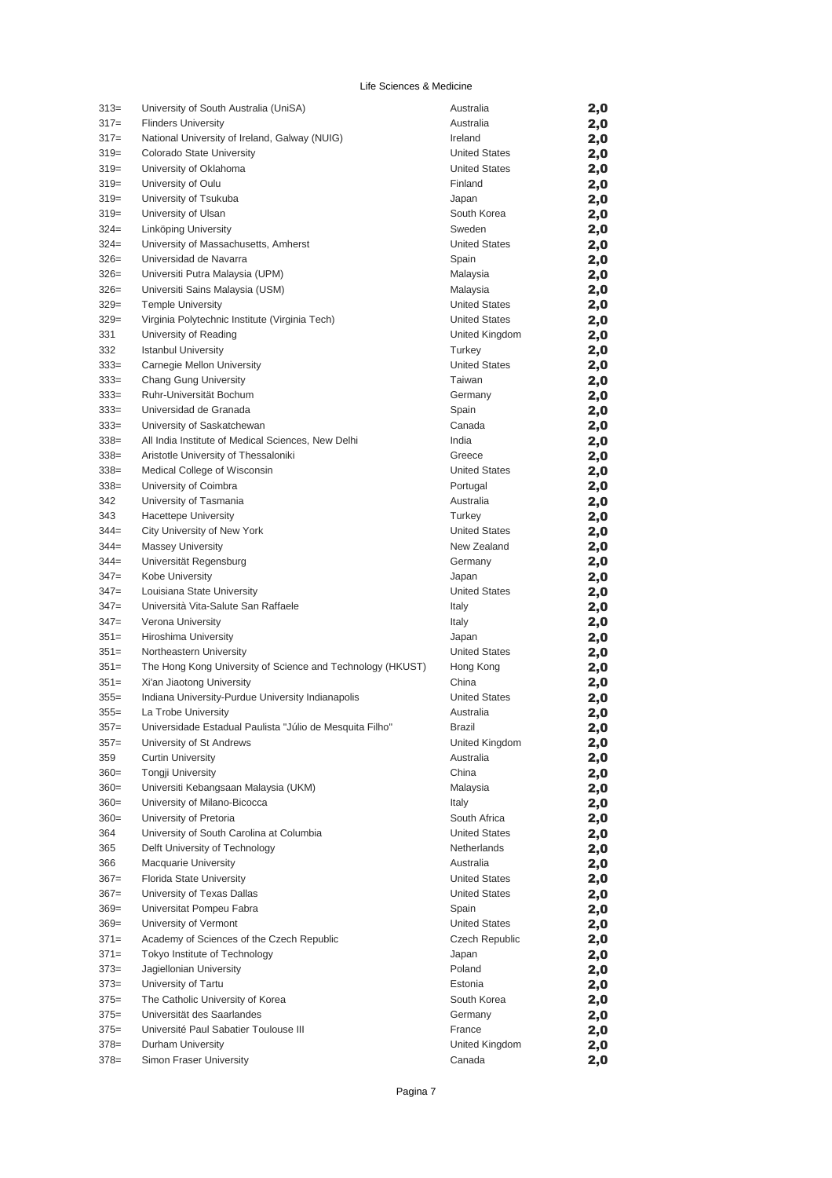Life Sciences & Medicine

| Rank | Institution | Country | Score |
|---|---|---|---|
| 313= | University of South Australia (UniSA) | Australia | **2,0** |
| 317= | Flinders University | Australia | **2,0** |
| 317= | National University of Ireland, Galway (NUIG) | Ireland | **2,0** |
| 319= | Colorado State University | United States | **2,0** |
| 319= | University of Oklahoma | United States | **2,0** |
| 319= | University of Oulu | Finland | **2,0** |
| 319= | University of Tsukuba | Japan | **2,0** |
| 319= | University of Ulsan | South Korea | **2,0** |
| 324= | Linköping University | Sweden | **2,0** |
| 324= | University of Massachusetts, Amherst | United States | **2,0** |
| 326= | Universidad de Navarra | Spain | **2,0** |
| 326= | Universiti Putra Malaysia (UPM) | Malaysia | **2,0** |
| 326= | Universiti Sains Malaysia (USM) | Malaysia | **2,0** |
| 329= | Temple University | United States | **2,0** |
| 329= | Virginia Polytechnic Institute (Virginia Tech) | United States | **2,0** |
| 331 | University of Reading | United Kingdom | **2,0** |
| 332 | Istanbul University | Turkey | **2,0** |
| 333= | Carnegie Mellon University | United States | **2,0** |
| 333= | Chang Gung University | Taiwan | **2,0** |
| 333= | Ruhr-Universität Bochum | Germany | **2,0** |
| 333= | Universidad de Granada | Spain | **2,0** |
| 333= | University of Saskatchewan | Canada | **2,0** |
| 338= | All India Institute of Medical Sciences, New Delhi | India | **2,0** |
| 338= | Aristotle University of Thessaloniki | Greece | **2,0** |
| 338= | Medical College of Wisconsin | United States | **2,0** |
| 338= | University of Coimbra | Portugal | **2,0** |
| 342 | University of Tasmania | Australia | **2,0** |
| 343 | Hacettepe University | Turkey | **2,0** |
| 344= | City University of New York | United States | **2,0** |
| 344= | Massey University | New Zealand | **2,0** |
| 344= | Universität Regensburg | Germany | **2,0** |
| 347= | Kobe University | Japan | **2,0** |
| 347= | Louisiana State University | United States | **2,0** |
| 347= | Università Vita-Salute San Raffaele | Italy | **2,0** |
| 347= | Verona University | Italy | **2,0** |
| 351= | Hiroshima University | Japan | **2,0** |
| 351= | Northeastern University | United States | **2,0** |
| 351= | The Hong Kong University of Science and Technology (HKUST) | Hong Kong | **2,0** |
| 351= | Xi'an Jiaotong University | China | **2,0** |
| 355= | Indiana University-Purdue University Indianapolis | United States | **2,0** |
| 355= | La Trobe University | Australia | **2,0** |
| 357= | Universidade Estadual Paulista "Júlio de Mesquita Filho" | Brazil | **2,0** |
| 357= | University of St Andrews | United Kingdom | **2,0** |
| 359 | Curtin University | Australia | **2,0** |
| 360= | Tongji University | China | **2,0** |
| 360= | Universiti Kebangsaan Malaysia (UKM) | Malaysia | **2,0** |
| 360= | University of Milano-Bicocca | Italy | **2,0** |
| 360= | University of Pretoria | South Africa | **2,0** |
| 364 | University of South Carolina at Columbia | United States | **2,0** |
| 365 | Delft University of Technology | Netherlands | **2,0** |
| 366 | Macquarie University | Australia | **2,0** |
| 367= | Florida State University | United States | **2,0** |
| 367= | University of Texas Dallas | United States | **2,0** |
| 369= | Universitat Pompeu Fabra | Spain | **2,0** |
| 369= | University of Vermont | United States | **2,0** |
| 371= | Academy of Sciences of the Czech Republic | Czech Republic | **2,0** |
| 371= | Tokyo Institute of Technology | Japan | **2,0** |
| 373= | Jagiellonian University | Poland | **2,0** |
| 373= | University of Tartu | Estonia | **2,0** |
| 375= | The Catholic University of Korea | South Korea | **2,0** |
| 375= | Universität des Saarlandes | Germany | **2,0** |
| 375= | Université Paul Sabatier Toulouse III | France | **2,0** |
| 378= | Durham University | United Kingdom | **2,0** |
| 378= | Simon Fraser University | Canada | **2,0** |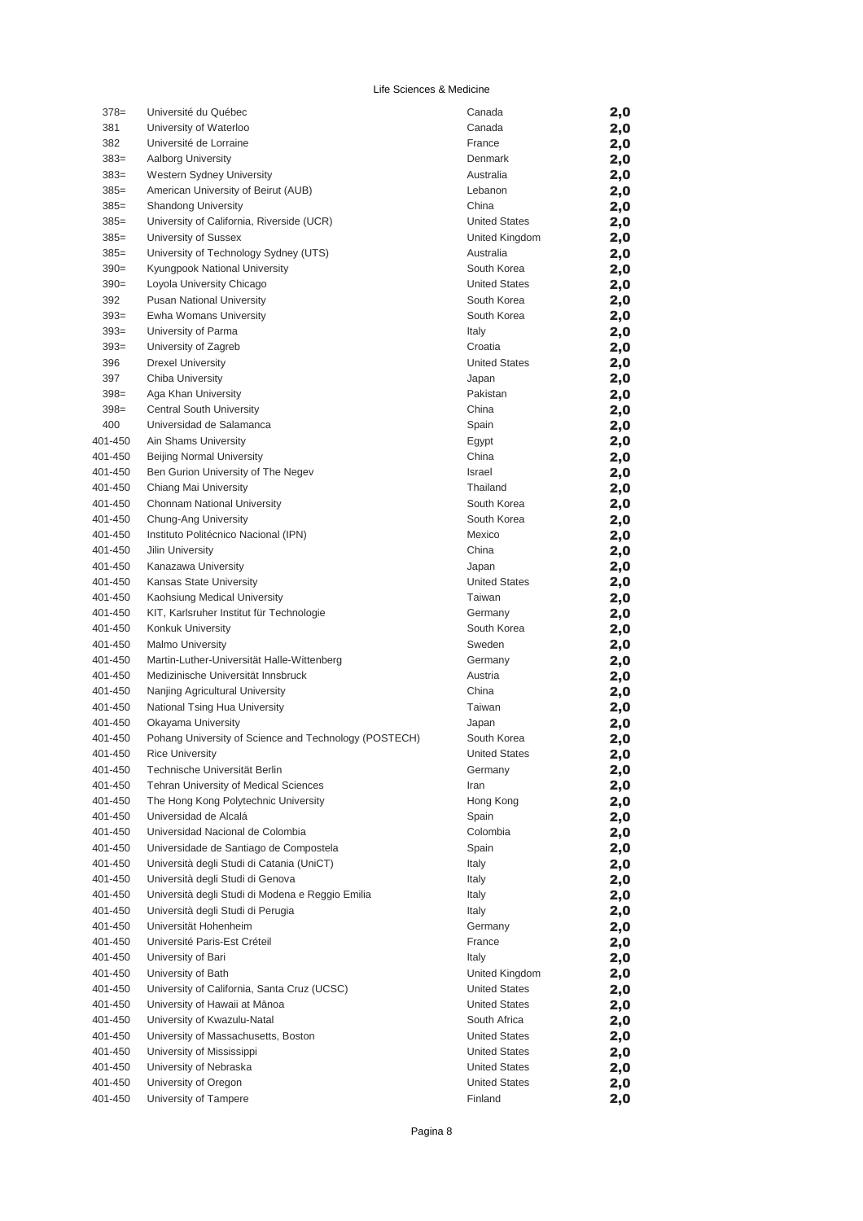Life Sciences & Medicine

| | | | |
|---|---|---|---|
| 378= | Université du Québec | Canada | 2,0 |
| 381 | University of Waterloo | Canada | 2,0 |
| 382 | Université de Lorraine | France | 2,0 |
| 383= | Aalborg University | Denmark | 2,0 |
| 383= | Western Sydney University | Australia | 2,0 |
| 385= | American University of Beirut (AUB) | Lebanon | 2,0 |
| 385= | Shandong University | China | 2,0 |
| 385= | University of California, Riverside (UCR) | United States | 2,0 |
| 385= | University of Sussex | United Kingdom | 2,0 |
| 385= | University of Technology Sydney (UTS) | Australia | 2,0 |
| 390= | Kyungpook National University | South Korea | 2,0 |
| 390= | Loyola University Chicago | United States | 2,0 |
| 392 | Pusan National University | South Korea | 2,0 |
| 393= | Ewha Womans University | South Korea | 2,0 |
| 393= | University of Parma | Italy | 2,0 |
| 393= | University of Zagreb | Croatia | 2,0 |
| 396 | Drexel University | United States | 2,0 |
| 397 | Chiba University | Japan | 2,0 |
| 398= | Aga Khan University | Pakistan | 2,0 |
| 398= | Central South University | China | 2,0 |
| 400 | Universidad de Salamanca | Spain | 2,0 |
| 401-450 | Ain Shams University | Egypt | 2,0 |
| 401-450 | Beijing Normal University | China | 2,0 |
| 401-450 | Ben Gurion University of The Negev | Israel | 2,0 |
| 401-450 | Chiang Mai University | Thailand | 2,0 |
| 401-450 | Chonnam National University | South Korea | 2,0 |
| 401-450 | Chung-Ang University | South Korea | 2,0 |
| 401-450 | Instituto Politécnico Nacional (IPN) | Mexico | 2,0 |
| 401-450 | Jilin University | China | 2,0 |
| 401-450 | Kanazawa University | Japan | 2,0 |
| 401-450 | Kansas State University | United States | 2,0 |
| 401-450 | Kaohsiung Medical University | Taiwan | 2,0 |
| 401-450 | KIT, Karlsruher Institut für Technologie | Germany | 2,0 |
| 401-450 | Konkuk University | South Korea | 2,0 |
| 401-450 | Malmo University | Sweden | 2,0 |
| 401-450 | Martin-Luther-Universität Halle-Wittenberg | Germany | 2,0 |
| 401-450 | Medizinische Universität Innsbruck | Austria | 2,0 |
| 401-450 | Nanjing Agricultural University | China | 2,0 |
| 401-450 | National Tsing Hua University | Taiwan | 2,0 |
| 401-450 | Okayama University | Japan | 2,0 |
| 401-450 | Pohang University of Science and Technology (POSTECH) | South Korea | 2,0 |
| 401-450 | Rice University | United States | 2,0 |
| 401-450 | Technische Universität Berlin | Germany | 2,0 |
| 401-450 | Tehran University of Medical Sciences | Iran | 2,0 |
| 401-450 | The Hong Kong Polytechnic University | Hong Kong | 2,0 |
| 401-450 | Universidad de Alcalá | Spain | 2,0 |
| 401-450 | Universidad Nacional de Colombia | Colombia | 2,0 |
| 401-450 | Universidade de Santiago de Compostela | Spain | 2,0 |
| 401-450 | Università degli Studi di Catania (UniCT) | Italy | 2,0 |
| 401-450 | Università degli Studi di Genova | Italy | 2,0 |
| 401-450 | Università degli Studi di Modena e Reggio Emilia | Italy | 2,0 |
| 401-450 | Università degli Studi di Perugia | Italy | 2,0 |
| 401-450 | Universität Hohenheim | Germany | 2,0 |
| 401-450 | Université Paris-Est Créteil | France | 2,0 |
| 401-450 | University of Bari | Italy | 2,0 |
| 401-450 | University of Bath | United Kingdom | 2,0 |
| 401-450 | University of California, Santa Cruz (UCSC) | United States | 2,0 |
| 401-450 | University of Hawaii at Mānoa | United States | 2,0 |
| 401-450 | University of Kwazulu-Natal | South Africa | 2,0 |
| 401-450 | University of Massachusetts, Boston | United States | 2,0 |
| 401-450 | University of Mississippi | United States | 2,0 |
| 401-450 | University of Nebraska | United States | 2,0 |
| 401-450 | University of Oregon | United States | 2,0 |
| 401-450 | University of Tampere | Finland | 2,0 |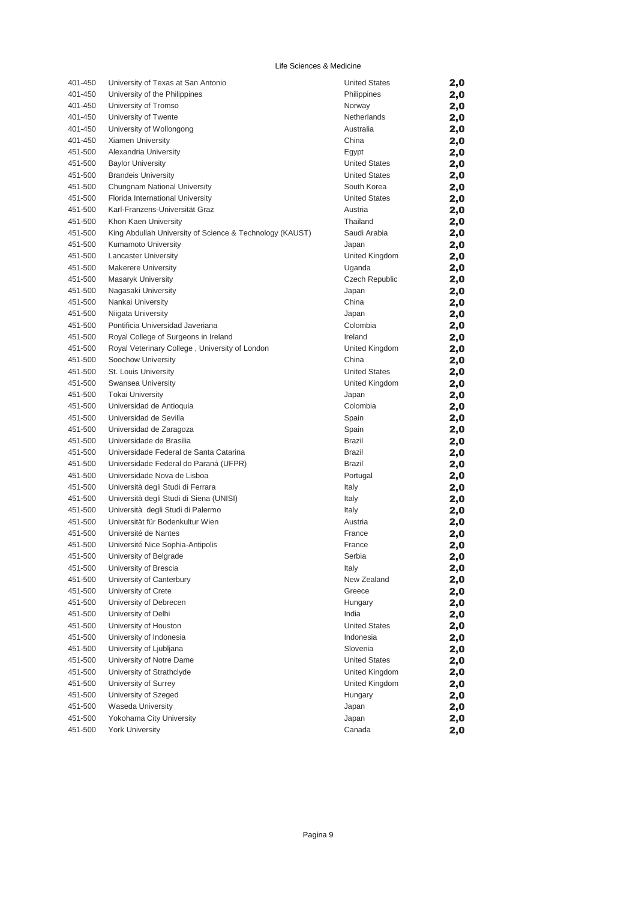Life Sciences & Medicine

| | | | |
|---|---|---|---|
| 401-450 | University of Texas at San Antonio | United States | 2,0 |
| 401-450 | University of the Philippines | Philippines | 2,0 |
| 401-450 | University of Tromso | Norway | 2,0 |
| 401-450 | University of Twente | Netherlands | 2,0 |
| 401-450 | University of Wollongong | Australia | 2,0 |
| 401-450 | Xiamen University | China | 2,0 |
| 451-500 | Alexandria University | Egypt | 2,0 |
| 451-500 | Baylor University | United States | 2,0 |
| 451-500 | Brandeis University | United States | 2,0 |
| 451-500 | Chungnam National University | South Korea | 2,0 |
| 451-500 | Florida International University | United States | 2,0 |
| 451-500 | Karl-Franzens-Universität Graz | Austria | 2,0 |
| 451-500 | Khon Kaen University | Thailand | 2,0 |
| 451-500 | King Abdullah University of Science & Technology (KAUST) | Saudi Arabia | 2,0 |
| 451-500 | Kumamoto University | Japan | 2,0 |
| 451-500 | Lancaster University | United Kingdom | 2,0 |
| 451-500 | Makerere University | Uganda | 2,0 |
| 451-500 | Masaryk University | Czech Republic | 2,0 |
| 451-500 | Nagasaki University | Japan | 2,0 |
| 451-500 | Nankai University | China | 2,0 |
| 451-500 | Niigata University | Japan | 2,0 |
| 451-500 | Pontificia Universidad Javeriana | Colombia | 2,0 |
| 451-500 | Royal College of Surgeons in Ireland | Ireland | 2,0 |
| 451-500 | Royal Veterinary College , University of London | United Kingdom | 2,0 |
| 451-500 | Soochow University | China | 2,0 |
| 451-500 | St. Louis University | United States | 2,0 |
| 451-500 | Swansea University | United Kingdom | 2,0 |
| 451-500 | Tokai University | Japan | 2,0 |
| 451-500 | Universidad de Antioquia | Colombia | 2,0 |
| 451-500 | Universidad de Sevilla | Spain | 2,0 |
| 451-500 | Universidad de Zaragoza | Spain | 2,0 |
| 451-500 | Universidade de Brasilia | Brazil | 2,0 |
| 451-500 | Universidade Federal de Santa Catarina | Brazil | 2,0 |
| 451-500 | Universidade Federal do Paraná (UFPR) | Brazil | 2,0 |
| 451-500 | Universidade Nova de Lisboa | Portugal | 2,0 |
| 451-500 | Università degli Studi di Ferrara | Italy | 2,0 |
| 451-500 | Università degli Studi di Siena (UNISI) | Italy | 2,0 |
| 451-500 | Università degli Studi di Palermo | Italy | 2,0 |
| 451-500 | Universität für Bodenkultur Wien | Austria | 2,0 |
| 451-500 | Université de Nantes | France | 2,0 |
| 451-500 | Université Nice Sophia-Antipolis | France | 2,0 |
| 451-500 | University of Belgrade | Serbia | 2,0 |
| 451-500 | University of Brescia | Italy | 2,0 |
| 451-500 | University of Canterbury | New Zealand | 2,0 |
| 451-500 | University of Crete | Greece | 2,0 |
| 451-500 | University of Debrecen | Hungary | 2,0 |
| 451-500 | University of Delhi | India | 2,0 |
| 451-500 | University of Houston | United States | 2,0 |
| 451-500 | University of Indonesia | Indonesia | 2,0 |
| 451-500 | University of Ljubljana | Slovenia | 2,0 |
| 451-500 | University of Notre Dame | United States | 2,0 |
| 451-500 | University of Strathclyde | United Kingdom | 2,0 |
| 451-500 | University of Surrey | United Kingdom | 2,0 |
| 451-500 | University of Szeged | Hungary | 2,0 |
| 451-500 | Waseda University | Japan | 2,0 |
| 451-500 | Yokohama City University | Japan | 2,0 |
| 451-500 | York University | Canada | 2,0 |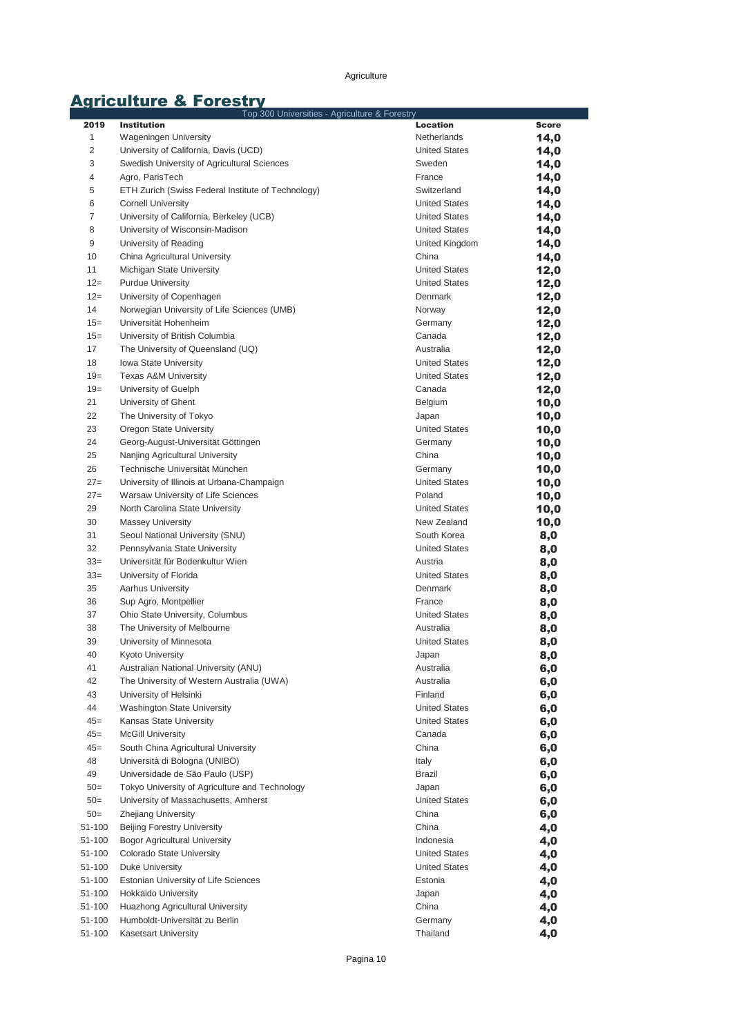## Agriculture & Forestry

| Top 300 Universities - Agriculture & Forestry | | | |
|---|---|---|---|
| **2019** | **Institution** | **Location** | **Score** |
| 1 | Wageningen University | Netherlands | **14,0** |
| 2 | University of California, Davis (UCD) | United States | **14,0** |
| 3 | Swedish University of Agricultural Sciences | Sweden | **14,0** |
| 4 | Agro, ParisTech | France | **14,0** |
| 5 | ETH Zurich (Swiss Federal Institute of Technology) | Switzerland | **14,0** |
| 6 | Cornell University | United States | **14,0** |
| 7 | University of California, Berkeley (UCB) | United States | **14,0** |
| 8 | University of Wisconsin-Madison | United States | **14,0** |
| 9 | University of Reading | United Kingdom | **14,0** |
| 10 | China Agricultural University | China | **14,0** |
| 11 | Michigan State University | United States | **12,0** |
| 12= | Purdue University | United States | **12,0** |
| 12= | University of Copenhagen | Denmark | **12,0** |
| 14 | Norwegian University of Life Sciences (UMB) | Norway | **12,0** |
| 15= | Universität Hohenheim | Germany | **12,0** |
| 15= | University of British Columbia | Canada | **12,0** |
| 17 | The University of Queensland (UQ) | Australia | **12,0** |
| 18 | Iowa State University | United States | **12,0** |
| 19= | Texas A&M University | United States | **12,0** |
| 19= | University of Guelph | Canada | **12,0** |
| 21 | University of Ghent | Belgium | **10,0** |
| 22 | The University of Tokyo | Japan | **10,0** |
| 23 | Oregon State University | United States | **10,0** |
| 24 | Georg-August-Universität Göttingen | Germany | **10,0** |
| 25 | Nanjing Agricultural University | China | **10,0** |
| 26 | Technische Universität München | Germany | **10,0** |
| 27= | University of Illinois at Urbana-Champaign | United States | **10,0** |
| 27= | Warsaw University of Life Sciences | Poland | **10,0** |
| 29 | North Carolina State University | United States | **10,0** |
| 30 | Massey University | New Zealand | **10,0** |
| 31 | Seoul National University (SNU) | South Korea | **8,0** |
| 32 | Pennsylvania State University | United States | **8,0** |
| 33= | Universität für Bodenkultur Wien | Austria | **8,0** |
| 33= | University of Florida | United States | **8,0** |
| 35 | Aarhus University | Denmark | **8,0** |
| 36 | Sup Agro, Montpellier | France | **8,0** |
| 37 | Ohio State University, Columbus | United States | **8,0** |
| 38 | The University of Melbourne | Australia | **8,0** |
| 39 | University of Minnesota | United States | **8,0** |
| 40 | Kyoto University | Japan | **8,0** |
| 41 | Australian National University (ANU) | Australia | **6,0** |
| 42 | The University of Western Australia (UWA) | Australia | **6,0** |
| 43 | University of Helsinki | Finland | **6,0** |
| 44 | Washington State University | United States | **6,0** |
| 45= | Kansas State University | United States | **6,0** |
| 45= | McGill University | Canada | **6,0** |
| 45= | South China Agricultural University | China | **6,0** |
| 48 | Università di Bologna (UNIBO) | Italy | **6,0** |
| 49 | Universidade de São Paulo (USP) | Brazil | **6,0** |
| 50= | Tokyo University of Agriculture and Technology | Japan | **6,0** |
| 50= | University of Massachusetts, Amherst | United States | **6,0** |
| 50= | Zhejiang University | China | **6,0** |
| 51-100 | Beijing Forestry University | China | **4,0** |
| 51-100 | Bogor Agricultural University | Indonesia | **4,0** |
| 51-100 | Colorado State University | United States | **4,0** |
| 51-100 | Duke University | United States | **4,0** |
| 51-100 | Estonian University of Life Sciences | Estonia | **4,0** |
| 51-100 | Hokkaido University | Japan | **4,0** |
| 51-100 | Huazhong Agricultural University | China | **4,0** |
| 51-100 | Humboldt-Universität zu Berlin | Germany | **4,0** |
| 51-100 | Kasetsart University | Thailand | **4,0** |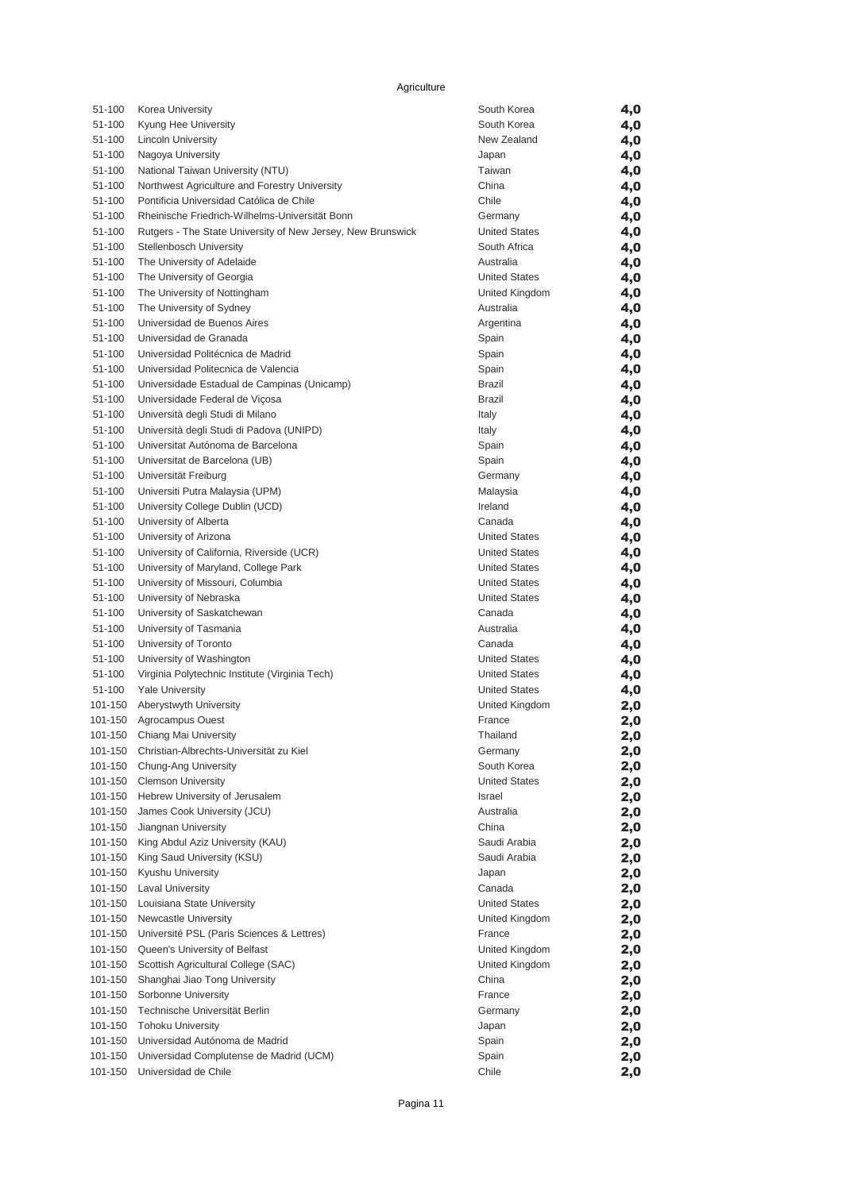Agriculture

| | | | |
|---|---|---|---|
| 51-100 | Korea University | South Korea | **4,0** |
| 51-100 | Kyung Hee University | South Korea | **4,0** |
| 51-100 | Lincoln University | New Zealand | **4,0** |
| 51-100 | Nagoya University | Japan | **4,0** |
| 51-100 | National Taiwan University (NTU) | Taiwan | **4,0** |
| 51-100 | Northwest Agriculture and Forestry University | China | **4,0** |
| 51-100 | Pontificia Universidad Católica de Chile | Chile | **4,0** |
| 51-100 | Rheinische Friedrich-Wilhelms-Universität Bonn | Germany | **4,0** |
| 51-100 | Rutgers - The State University of New Jersey, New Brunswick | United States | **4,0** |
| 51-100 | Stellenbosch University | South Africa | **4,0** |
| 51-100 | The University of Adelaide | Australia | **4,0** |
| 51-100 | The University of Georgia | United States | **4,0** |
| 51-100 | The University of Nottingham | United Kingdom | **4,0** |
| 51-100 | The University of Sydney | Australia | **4,0** |
| 51-100 | Universidad de Buenos Aires | Argentina | **4,0** |
| 51-100 | Universidad de Granada | Spain | **4,0** |
| 51-100 | Universidad Politécnica de Madrid | Spain | **4,0** |
| 51-100 | Universidad Politecnica de Valencia | Spain | **4,0** |
| 51-100 | Universidade Estadual de Campinas (Unicamp) | Brazil | **4,0** |
| 51-100 | Universidade Federal de Viçosa | Brazil | **4,0** |
| 51-100 | Università degli Studi di Milano | Italy | **4,0** |
| 51-100 | Università degli Studi di Padova (UNIPD) | Italy | **4,0** |
| 51-100 | Universitat Autónoma de Barcelona | Spain | **4,0** |
| 51-100 | Universitat de Barcelona (UB) | Spain | **4,0** |
| 51-100 | Universität Freiburg | Germany | **4,0** |
| 51-100 | Universiti Putra Malaysia (UPM) | Malaysia | **4,0** |
| 51-100 | University College Dublin (UCD) | Ireland | **4,0** |
| 51-100 | University of Alberta | Canada | **4,0** |
| 51-100 | University of Arizona | United States | **4,0** |
| 51-100 | University of California, Riverside (UCR) | United States | **4,0** |
| 51-100 | University of Maryland, College Park | United States | **4,0** |
| 51-100 | University of Missouri, Columbia | United States | **4,0** |
| 51-100 | University of Nebraska | United States | **4,0** |
| 51-100 | University of Saskatchewan | Canada | **4,0** |
| 51-100 | University of Tasmania | Australia | **4,0** |
| 51-100 | University of Toronto | Canada | **4,0** |
| 51-100 | University of Washington | United States | **4,0** |
| 51-100 | Virginia Polytechnic Institute (Virginia Tech) | United States | **4,0** |
| 51-100 | Yale University | United States | **4,0** |
| 101-150 | Aberystwyth University | United Kingdom | **2,0** |
| 101-150 | Agrocampus Ouest | France | **2,0** |
| 101-150 | Chiang Mai University | Thailand | **2,0** |
| 101-150 | Christian-Albrechts-Universität zu Kiel | Germany | **2,0** |
| 101-150 | Chung-Ang University | South Korea | **2,0** |
| 101-150 | Clemson University | United States | **2,0** |
| 101-150 | Hebrew University of Jerusalem | Israel | **2,0** |
| 101-150 | James Cook University (JCU) | Australia | **2,0** |
| 101-150 | Jiangnan University | China | **2,0** |
| 101-150 | King Abdul Aziz University (KAU) | Saudi Arabia | **2,0** |
| 101-150 | King Saud University (KSU) | Saudi Arabia | **2,0** |
| 101-150 | Kyushu University | Japan | **2,0** |
| 101-150 | Laval University | Canada | **2,0** |
| 101-150 | Louisiana State University | United States | **2,0** |
| 101-150 | Newcastle University | United Kingdom | **2,0** |
| 101-150 | Université PSL (Paris Sciences & Lettres) | France | **2,0** |
| 101-150 | Queen's University of Belfast | United Kingdom | **2,0** |
| 101-150 | Scottish Agricultural College (SAC) | United Kingdom | **2,0** |
| 101-150 | Shanghai Jiao Tong University | China | **2,0** |
| 101-150 | Sorbonne University | France | **2,0** |
| 101-150 | Technische Universität Berlin | Germany | **2,0** |
| 101-150 | Tohoku University | Japan | **2,0** |
| 101-150 | Universidad Autónoma de Madrid | Spain | **2,0** |
| 101-150 | Universidad Complutense de Madrid (UCM) | Spain | **2,0** |
| 101-150 | Universidad de Chile | Chile | **2,0** |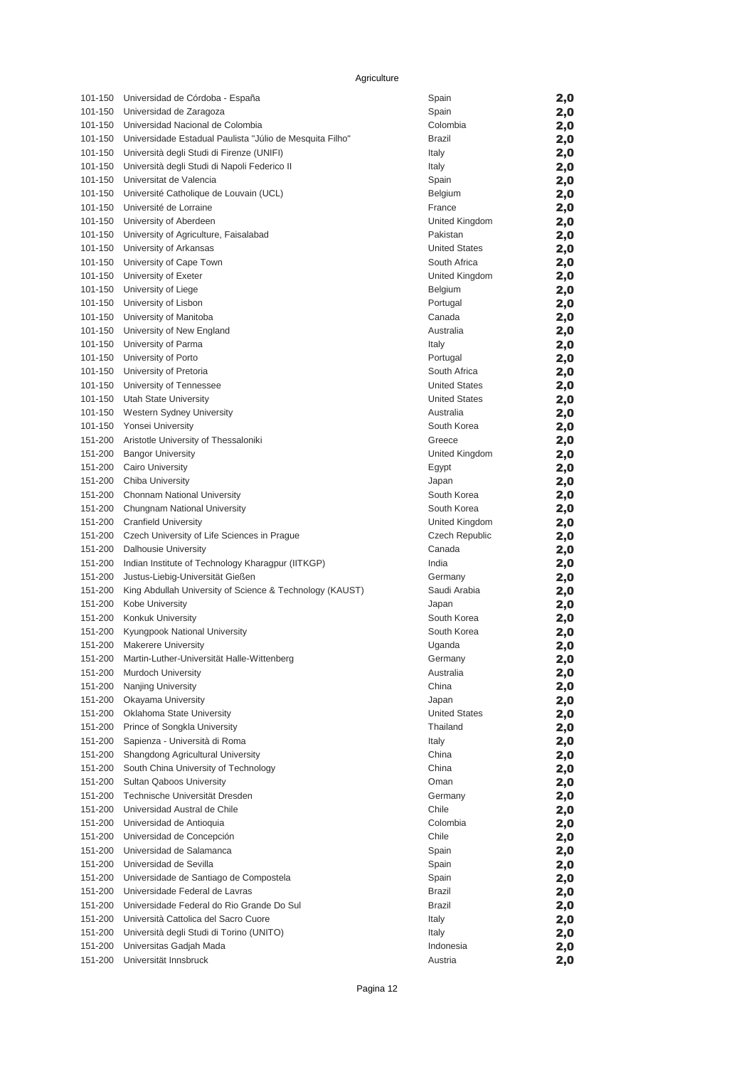Agriculture

| | | | |
|---|---|---|---|
| 101-150 | Universidad de Córdoba - España | Spain | **2,0** |
| 101-150 | Universidad de Zaragoza | Spain | **2,0** |
| 101-150 | Universidad Nacional de Colombia | Colombia | **2,0** |
| 101-150 | Universidade Estadual Paulista "Júlio de Mesquita Filho" | Brazil | **2,0** |
| 101-150 | Università degli Studi di Firenze (UNIFI) | Italy | **2,0** |
| 101-150 | Università degli Studi di Napoli Federico II | Italy | **2,0** |
| 101-150 | Universitat de Valencia | Spain | **2,0** |
| 101-150 | Université Catholique de Louvain (UCL) | Belgium | **2,0** |
| 101-150 | Université de Lorraine | France | **2,0** |
| 101-150 | University of Aberdeen | United Kingdom | **2,0** |
| 101-150 | University of Agriculture, Faisalabad | Pakistan | **2,0** |
| 101-150 | University of Arkansas | United States | **2,0** |
| 101-150 | University of Cape Town | South Africa | **2,0** |
| 101-150 | University of Exeter | United Kingdom | **2,0** |
| 101-150 | University of Liege | Belgium | **2,0** |
| 101-150 | University of Lisbon | Portugal | **2,0** |
| 101-150 | University of Manitoba | Canada | **2,0** |
| 101-150 | University of New England | Australia | **2,0** |
| 101-150 | University of Parma | Italy | **2,0** |
| 101-150 | University of Porto | Portugal | **2,0** |
| 101-150 | University of Pretoria | South Africa | **2,0** |
| 101-150 | University of Tennessee | United States | **2,0** |
| 101-150 | Utah State University | United States | **2,0** |
| 101-150 | Western Sydney University | Australia | **2,0** |
| 101-150 | Yonsei University | South Korea | **2,0** |
| 151-200 | Aristotle University of Thessaloniki | Greece | **2,0** |
| 151-200 | Bangor University | United Kingdom | **2,0** |
| 151-200 | Cairo University | Egypt | **2,0** |
| 151-200 | Chiba University | Japan | **2,0** |
| 151-200 | Chonnam National University | South Korea | **2,0** |
| 151-200 | Chungnam National University | South Korea | **2,0** |
| 151-200 | Cranfield University | United Kingdom | **2,0** |
| 151-200 | Czech University of Life Sciences in Prague | Czech Republic | **2,0** |
| 151-200 | Dalhousie University | Canada | **2,0** |
| 151-200 | Indian Institute of Technology Kharagpur (IITKGP) | India | **2,0** |
| 151-200 | Justus-Liebig-Universität Gießen | Germany | **2,0** |
| 151-200 | King Abdullah University of Science & Technology (KAUST) | Saudi Arabia | **2,0** |
| 151-200 | Kobe University | Japan | **2,0** |
| 151-200 | Konkuk University | South Korea | **2,0** |
| 151-200 | Kyungpook National University | South Korea | **2,0** |
| 151-200 | Makerere University | Uganda | **2,0** |
| 151-200 | Martin-Luther-Universität Halle-Wittenberg | Germany | **2,0** |
| 151-200 | Murdoch University | Australia | **2,0** |
| 151-200 | Nanjing University | China | **2,0** |
| 151-200 | Okayama University | Japan | **2,0** |
| 151-200 | Oklahoma State University | United States | **2,0** |
| 151-200 | Prince of Songkla University | Thailand | **2,0** |
| 151-200 | Sapienza - Università di Roma | Italy | **2,0** |
| 151-200 | Shangdong Agricultural University | China | **2,0** |
| 151-200 | South China University of Technology | China | **2,0** |
| 151-200 | Sultan Qaboos University | Oman | **2,0** |
| 151-200 | Technische Universität Dresden | Germany | **2,0** |
| 151-200 | Universidad Austral de Chile | Chile | **2,0** |
| 151-200 | Universidad de Antioquia | Colombia | **2,0** |
| 151-200 | Universidad de Concepción | Chile | **2,0** |
| 151-200 | Universidad de Salamanca | Spain | **2,0** |
| 151-200 | Universidad de Sevilla | Spain | **2,0** |
| 151-200 | Universidade de Santiago de Compostela | Spain | **2,0** |
| 151-200 | Universidade Federal de Lavras | Brazil | **2,0** |
| 151-200 | Universidade Federal do Rio Grande Do Sul | Brazil | **2,0** |
| 151-200 | Università Cattolica del Sacro Cuore | Italy | **2,0** |
| 151-200 | Università degli Studi di Torino (UNITO) | Italy | **2,0** |
| 151-200 | Universitas Gadjah Mada | Indonesia | **2,0** |
| 151-200 | Universität Innsbruck | Austria | **2,0** |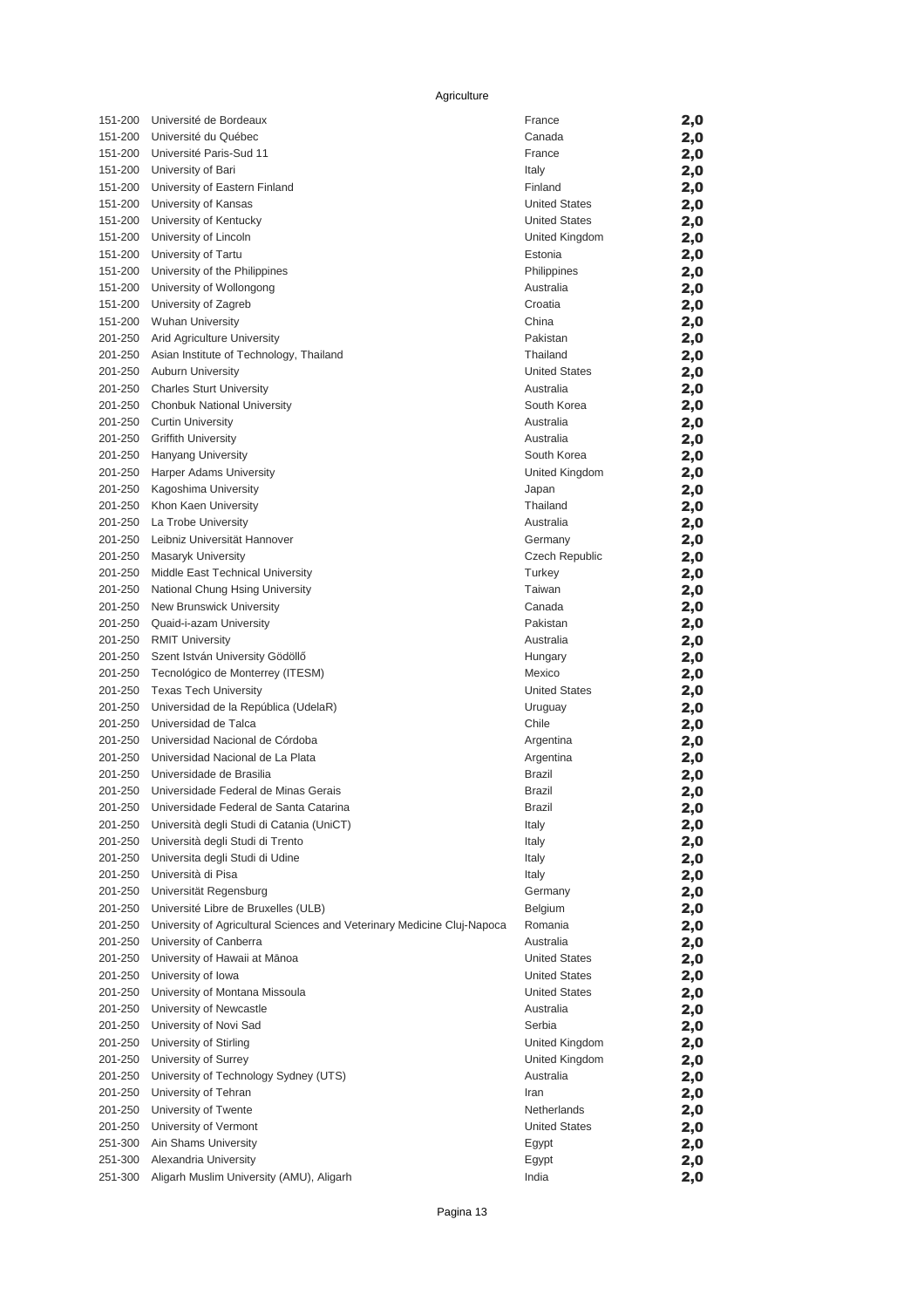Agriculture

| | | | |
|---|---|---|---|
| 151-200 | Université de Bordeaux | France | **2,0** |
| 151-200 | Université du Québec | Canada | **2,0** |
| 151-200 | Université Paris-Sud 11 | France | **2,0** |
| 151-200 | University of Bari | Italy | **2,0** |
| 151-200 | University of Eastern Finland | Finland | **2,0** |
| 151-200 | University of Kansas | United States | **2,0** |
| 151-200 | University of Kentucky | United States | **2,0** |
| 151-200 | University of Lincoln | United Kingdom | **2,0** |
| 151-200 | University of Tartu | Estonia | **2,0** |
| 151-200 | University of the Philippines | Philippines | **2,0** |
| 151-200 | University of Wollongong | Australia | **2,0** |
| 151-200 | University of Zagreb | Croatia | **2,0** |
| 151-200 | Wuhan University | China | **2,0** |
| 201-250 | Arid Agriculture University | Pakistan | **2,0** |
| 201-250 | Asian Institute of Technology, Thailand | Thailand | **2,0** |
| 201-250 | Auburn University | United States | **2,0** |
| 201-250 | Charles Sturt University | Australia | **2,0** |
| 201-250 | Chonbuk National University | South Korea | **2,0** |
| 201-250 | Curtin University | Australia | **2,0** |
| 201-250 | Griffith University | Australia | **2,0** |
| 201-250 | Hanyang University | South Korea | **2,0** |
| 201-250 | Harper Adams University | United Kingdom | **2,0** |
| 201-250 | Kagoshima University | Japan | **2,0** |
| 201-250 | Khon Kaen University | Thailand | **2,0** |
| 201-250 | La Trobe University | Australia | **2,0** |
| 201-250 | Leibniz Universität Hannover | Germany | **2,0** |
| 201-250 | Masaryk University | Czech Republic | **2,0** |
| 201-250 | Middle East Technical University | Turkey | **2,0** |
| 201-250 | National Chung Hsing University | Taiwan | **2,0** |
| 201-250 | New Brunswick University | Canada | **2,0** |
| 201-250 | Quaid-i-azam University | Pakistan | **2,0** |
| 201-250 | RMIT University | Australia | **2,0** |
| 201-250 | Szent István University Gödöllő | Hungary | **2,0** |
| 201-250 | Tecnológico de Monterrey (ITESM) | Mexico | **2,0** |
| 201-250 | Texas Tech University | United States | **2,0** |
| 201-250 | Universidad de la República (UdelaR) | Uruguay | **2,0** |
| 201-250 | Universidad de Talca | Chile | **2,0** |
| 201-250 | Universidad Nacional de Córdoba | Argentina | **2,0** |
| 201-250 | Universidad Nacional de La Plata | Argentina | **2,0** |
| 201-250 | Universidade de Brasilia | Brazil | **2,0** |
| 201-250 | Universidade Federal de Minas Gerais | Brazil | **2,0** |
| 201-250 | Universidade Federal de Santa Catarina | Brazil | **2,0** |
| 201-250 | Università degli Studi di Catania (UniCT) | Italy | **2,0** |
| 201-250 | Università degli Studi di Trento | Italy | **2,0** |
| 201-250 | Universita degli Studi di Udine | Italy | **2,0** |
| 201-250 | Università di Pisa | Italy | **2,0** |
| 201-250 | Universität Regensburg | Germany | **2,0** |
| 201-250 | Université Libre de Bruxelles (ULB) | Belgium | **2,0** |
| 201-250 | University of Agricultural Sciences and Veterinary Medicine Cluj-Napoca | Romania | **2,0** |
| 201-250 | University of Canberra | Australia | **2,0** |
| 201-250 | University of Hawaii at Mānoa | United States | **2,0** |
| 201-250 | University of Iowa | United States | **2,0** |
| 201-250 | University of Montana Missoula | United States | **2,0** |
| 201-250 | University of Newcastle | Australia | **2,0** |
| 201-250 | University of Novi Sad | Serbia | **2,0** |
| 201-250 | University of Stirling | United Kingdom | **2,0** |
| 201-250 | University of Surrey | United Kingdom | **2,0** |
| 201-250 | University of Technology Sydney (UTS) | Australia | **2,0** |
| 201-250 | University of Tehran | Iran | **2,0** |
| 201-250 | University of Twente | Netherlands | **2,0** |
| 201-250 | University of Vermont | United States | **2,0** |
| 251-300 | Ain Shams University | Egypt | **2,0** |
| 251-300 | Alexandria University | Egypt | **2,0** |
| 251-300 | Aligarh Muslim University (AMU), Aligarh | India | **2,0** |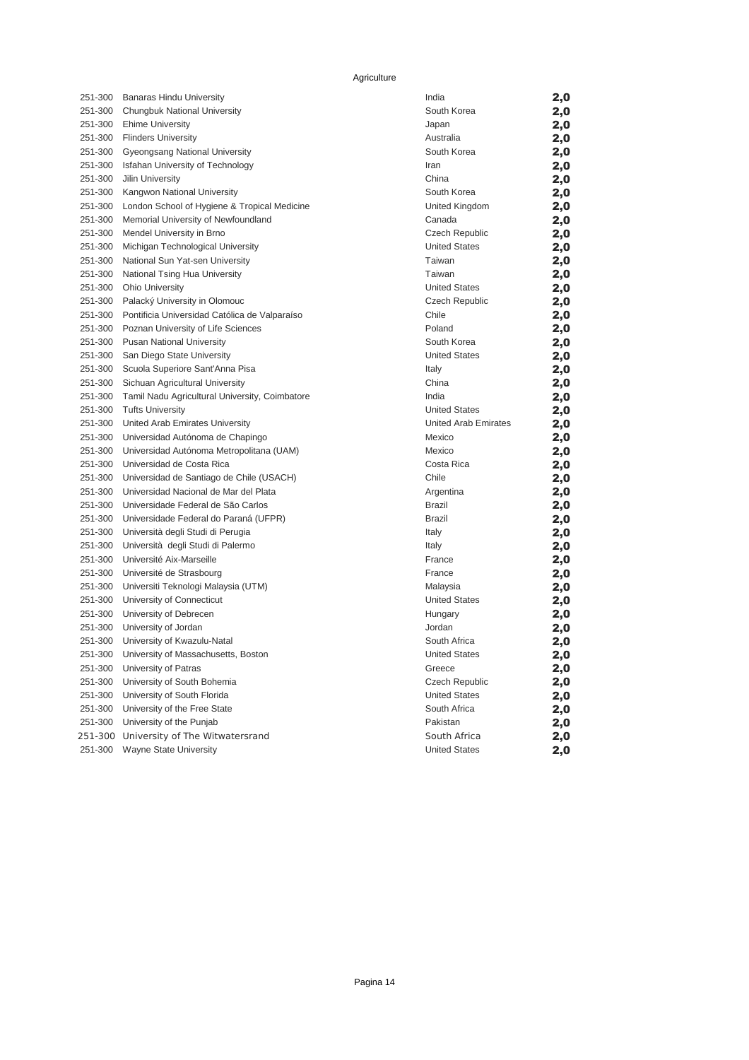Agriculture

| Rank | Institution | Country | Score |
|---|---|---|---|
| 251-300 | Banaras Hindu University | India | **2,0** |
| 251-300 | Chungbuk National University | South Korea | **2,0** |
| 251-300 | Ehime University | Japan | **2,0** |
| 251-300 | Flinders University | Australia | **2,0** |
| 251-300 | Gyeongsang National University | South Korea | **2,0** |
| 251-300 | Isfahan University of Technology | Iran | **2,0** |
| 251-300 | Jilin University | China | **2,0** |
| 251-300 | Kangwon National University | South Korea | **2,0** |
| 251-300 | London School of Hygiene & Tropical Medicine | United Kingdom | **2,0** |
| 251-300 | Memorial University of Newfoundland | Canada | **2,0** |
| 251-300 | Mendel University in Brno | Czech Republic | **2,0** |
| 251-300 | Michigan Technological University | United States | **2,0** |
| 251-300 | National Sun Yat-sen University | Taiwan | **2,0** |
| 251-300 | National Tsing Hua University | Taiwan | **2,0** |
| 251-300 | Ohio University | United States | **2,0** |
| 251-300 | Palacký University in Olomouc | Czech Republic | **2,0** |
| 251-300 | Pontificia Universidad Católica de Valparaíso | Chile | **2,0** |
| 251-300 | Poznan University of Life Sciences | Poland | **2,0** |
| 251-300 | Pusan National University | South Korea | **2,0** |
| 251-300 | San Diego State University | United States | **2,0** |
| 251-300 | Scuola Superiore Sant'Anna Pisa | Italy | **2,0** |
| 251-300 | Sichuan Agricultural University | China | **2,0** |
| 251-300 | Tamil Nadu Agricultural University, Coimbatore | India | **2,0** |
| 251-300 | Tufts University | United States | **2,0** |
| 251-300 | United Arab Emirates University | United Arab Emirates | **2,0** |
| 251-300 | Universidad Autónoma de Chapingo | Mexico | **2,0** |
| 251-300 | Universidad Autónoma Metropolitana (UAM) | Mexico | **2,0** |
| 251-300 | Universidad de Costa Rica | Costa Rica | **2,0** |
| 251-300 | Universidad de Santiago de Chile (USACH) | Chile | **2,0** |
| 251-300 | Universidad Nacional de Mar del Plata | Argentina | **2,0** |
| 251-300 | Universidade Federal de São Carlos | Brazil | **2,0** |
| 251-300 | Universidade Federal do Paraná (UFPR) | Brazil | **2,0** |
| 251-300 | Università degli Studi di Perugia | Italy | **2,0** |
| 251-300 | Università degli Studi di Palermo | Italy | **2,0** |
| 251-300 | Université Aix-Marseille | France | **2,0** |
| 251-300 | Université de Strasbourg | France | **2,0** |
| 251-300 | Universiti Teknologi Malaysia (UTM) | Malaysia | **2,0** |
| 251-300 | University of Connecticut | United States | **2,0** |
| 251-300 | University of Debrecen | Hungary | **2,0** |
| 251-300 | University of Jordan | Jordan | **2,0** |
| 251-300 | University of Kwazulu-Natal | South Africa | **2,0** |
| 251-300 | University of Massachusetts, Boston | United States | **2,0** |
| 251-300 | University of Patras | Greece | **2,0** |
| 251-300 | University of South Bohemia | Czech Republic | **2,0** |
| 251-300 | University of South Florida | United States | **2,0** |
| 251-300 | University of the Free State | South Africa | **2,0** |
| 251-300 | University of the Punjab | Pakistan | **2,0** |
| 251-300 | University of The Witwatersrand | South Africa | **2,0** |
| 251-300 | Wayne State University | United States | **2,0** |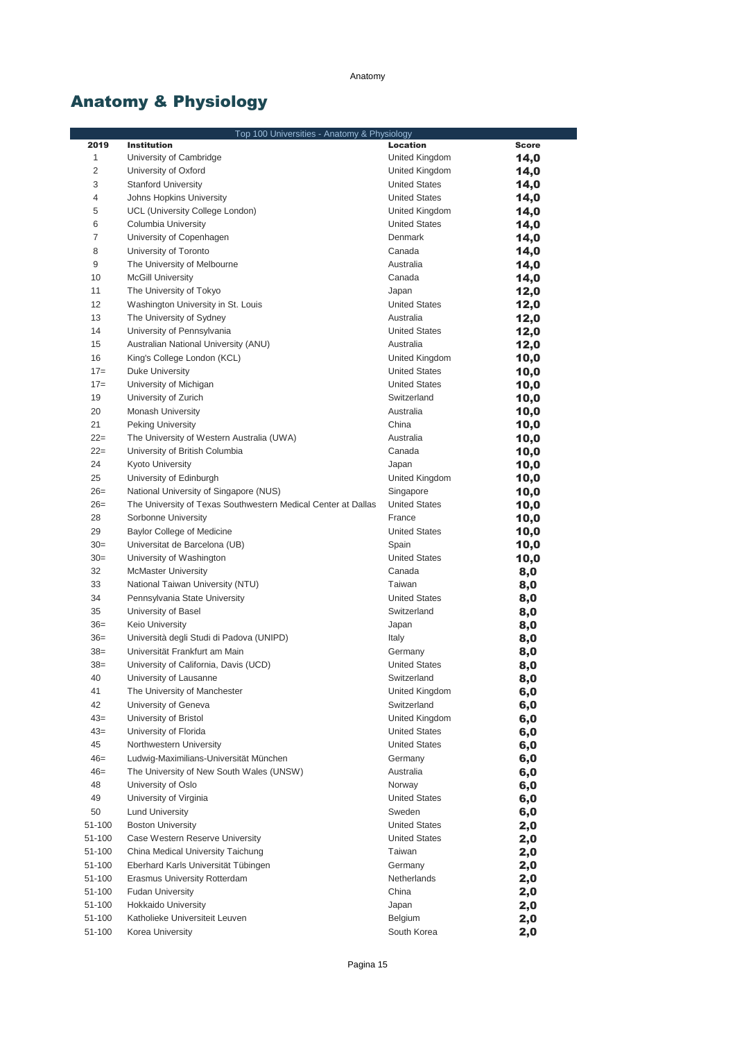## Anatomy & Physiology

| Top 100 Universities - Anatomy & Physiology | | | |
|---|---|---|---|
| **2019** | **Institution** | **Location** | **Score** |
| 1 | University of Cambridge | United Kingdom | **14,0** |
| 2 | University of Oxford | United Kingdom | **14,0** |
| 3 | Stanford University | United States | **14,0** |
| 4 | Johns Hopkins University | United States | **14,0** |
| 5 | UCL (University College London) | United Kingdom | **14,0** |
| 6 | Columbia University | United States | **14,0** |
| 7 | University of Copenhagen | Denmark | **14,0** |
| 8 | University of Toronto | Canada | **14,0** |
| 9 | The University of Melbourne | Australia | **14,0** |
| 10 | McGill University | Canada | **14,0** |
| 11 | The University of Tokyo | Japan | **12,0** |
| 12 | Washington University in St. Louis | United States | **12,0** |
| 13 | The University of Sydney | Australia | **12,0** |
| 14 | University of Pennsylvania | United States | **12,0** |
| 15 | Australian National University (ANU) | Australia | **12,0** |
| 16 | King's College London (KCL) | United Kingdom | **10,0** |
| 17= | Duke University | United States | **10,0** |
| 17= | University of Michigan | United States | **10,0** |
| 19 | University of Zurich | Switzerland | **10,0** |
| 20 | Monash University | Australia | **10,0** |
| 21 | Peking University | China | **10,0** |
| 22= | The University of Western Australia (UWA) | Australia | **10,0** |
| 22= | University of British Columbia | Canada | **10,0** |
| 24 | Kyoto University | Japan | **10,0** |
| 25 | University of Edinburgh | United Kingdom | **10,0** |
| 26= | National University of Singapore (NUS) | Singapore | **10,0** |
| 26= | The University of Texas Southwestern Medical Center at Dallas | United States | **10,0** |
| 28 | Sorbonne University | France | **10,0** |
| 29 | Baylor College of Medicine | United States | **10,0** |
| 30= | Universitat de Barcelona (UB) | Spain | **10,0** |
| 30= | University of Washington | United States | **10,0** |
| 32 | McMaster University | Canada | **8,0** |
| 33 | National Taiwan University (NTU) | Taiwan | **8,0** |
| 34 | Pennsylvania State University | United States | **8,0** |
| 35 | University of Basel | Switzerland | **8,0** |
| 36= | Keio University | Japan | **8,0** |
| 36= | Università degli Studi di Padova (UNIPD) | Italy | **8,0** |
| 38= | Universität Frankfurt am Main | Germany | **8,0** |
| 38= | University of California, Davis (UCD) | United States | **8,0** |
| 40 | University of Lausanne | Switzerland | **8,0** |
| 41 | The University of Manchester | United Kingdom | **6,0** |
| 42 | University of Geneva | Switzerland | **6,0** |
| 43= | University of Bristol | United Kingdom | **6,0** |
| 43= | University of Florida | United States | **6,0** |
| 45 | Northwestern University | United States | **6,0** |
| 46= | Ludwig-Maximilians-Universität München | Germany | **6,0** |
| 46= | The University of New South Wales (UNSW) | Australia | **6,0** |
| 48 | University of Oslo | Norway | **6,0** |
| 49 | University of Virginia | United States | **6,0** |
| 50 | Lund University | Sweden | **6,0** |
| 51-100 | Boston University | United States | **2,0** |
| 51-100 | Case Western Reserve University | United States | **2,0** |
| 51-100 | China Medical University Taichung | Taiwan | **2,0** |
| 51-100 | Eberhard Karls Universität Tübingen | Germany | **2,0** |
| 51-100 | Erasmus University Rotterdam | Netherlands | **2,0** |
| 51-100 | Fudan University | China | **2,0** |
| 51-100 | Hokkaido University | Japan | **2,0** |
| 51-100 | Katholieke Universiteit Leuven | Belgium | **2,0** |
| 51-100 | Korea University | South Korea | **2,0** |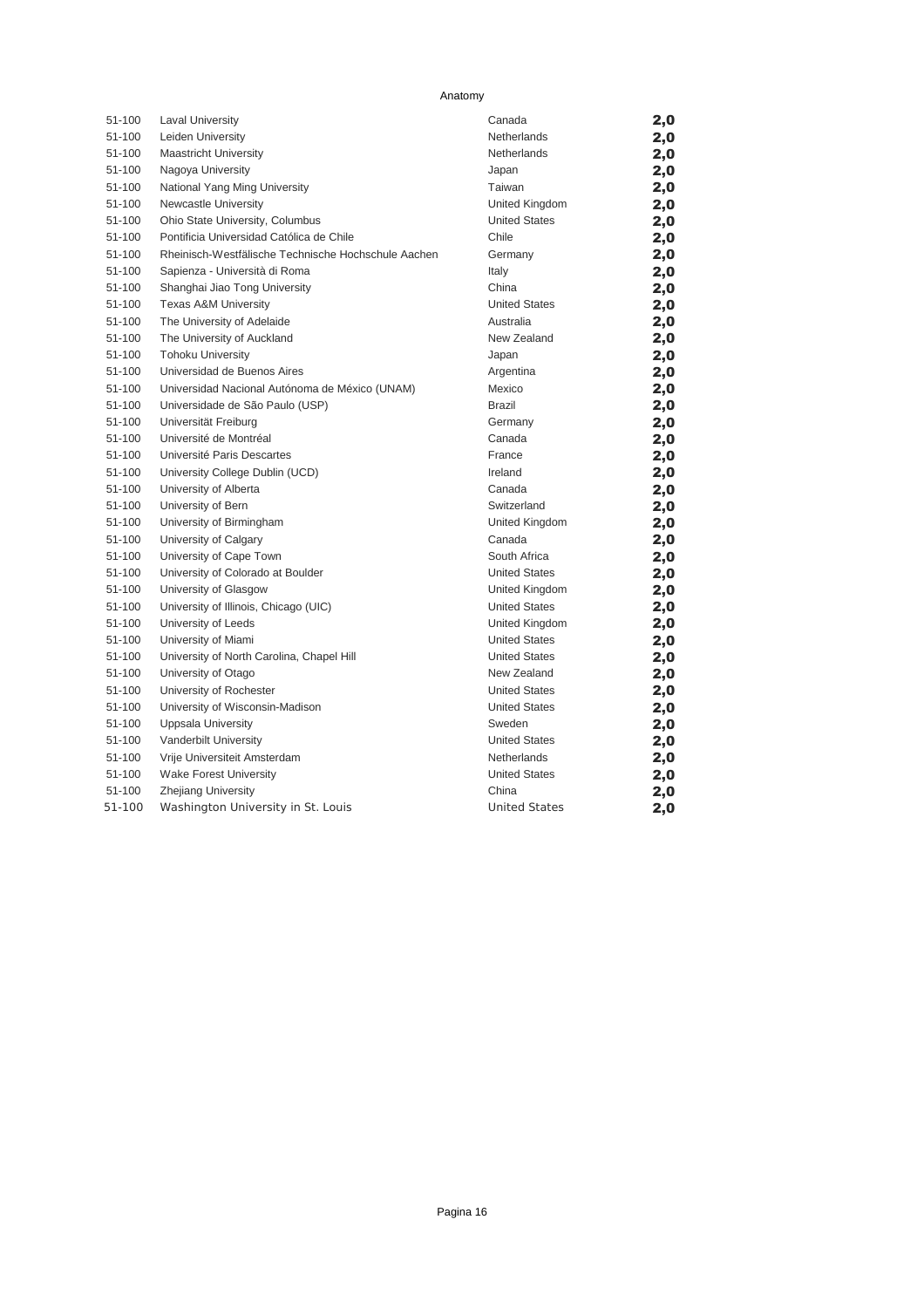Anatomy

| | | | |
|---|---|---|---|
| 51-100 | Laval University | Canada | **2,0** |
| 51-100 | Leiden University | Netherlands | **2,0** |
| 51-100 | Maastricht University | Netherlands | **2,0** |
| 51-100 | Nagoya University | Japan | **2,0** |
| 51-100 | National Yang Ming University | Taiwan | **2,0** |
| 51-100 | Newcastle University | United Kingdom | **2,0** |
| 51-100 | Ohio State University, Columbus | United States | **2,0** |
| 51-100 | Pontificia Universidad Católica de Chile | Chile | **2,0** |
| 51-100 | Rheinisch-Westfälische Technische Hochschule Aachen | Germany | **2,0** |
| 51-100 | Sapienza - Università di Roma | Italy | **2,0** |
| 51-100 | Shanghai Jiao Tong University | China | **2,0** |
| 51-100 | Texas A&M University | United States | **2,0** |
| 51-100 | The University of Adelaide | Australia | **2,0** |
| 51-100 | The University of Auckland | New Zealand | **2,0** |
| 51-100 | Tohoku University | Japan | **2,0** |
| 51-100 | Universidad de Buenos Aires | Argentina | **2,0** |
| 51-100 | Universidad Nacional Autónoma de México (UNAM) | Mexico | **2,0** |
| 51-100 | Universidade de São Paulo (USP) | Brazil | **2,0** |
| 51-100 | Universität Freiburg | Germany | **2,0** |
| 51-100 | Université de Montréal | Canada | **2,0** |
| 51-100 | Université Paris Descartes | France | **2,0** |
| 51-100 | University College Dublin (UCD) | Ireland | **2,0** |
| 51-100 | University of Alberta | Canada | **2,0** |
| 51-100 | University of Bern | Switzerland | **2,0** |
| 51-100 | University of Birmingham | United Kingdom | **2,0** |
| 51-100 | University of Calgary | Canada | **2,0** |
| 51-100 | University of Cape Town | South Africa | **2,0** |
| 51-100 | University of Colorado at Boulder | United States | **2,0** |
| 51-100 | University of Glasgow | United Kingdom | **2,0** |
| 51-100 | University of Illinois, Chicago (UIC) | United States | **2,0** |
| 51-100 | University of Leeds | United Kingdom | **2,0** |
| 51-100 | University of Miami | United States | **2,0** |
| 51-100 | University of North Carolina, Chapel Hill | United States | **2,0** |
| 51-100 | University of Otago | New Zealand | **2,0** |
| 51-100 | University of Rochester | United States | **2,0** |
| 51-100 | University of Wisconsin-Madison | United States | **2,0** |
| 51-100 | Uppsala University | Sweden | **2,0** |
| 51-100 | Vanderbilt University | United States | **2,0** |
| 51-100 | Vrije Universiteit Amsterdam | Netherlands | **2,0** |
| 51-100 | Wake Forest University | United States | **2,0** |
| 51-100 | Zhejiang University | China | **2,0** |
| 51-100 | Washington University in St. Louis | United States | **2,0** |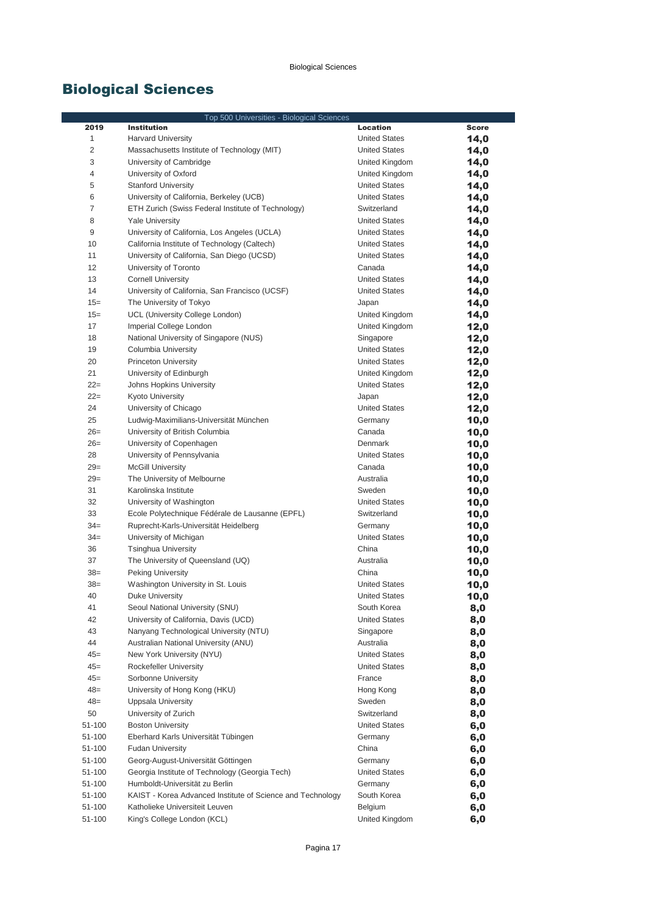## Biological Sciences

| Top 500 Universities - Biological Sciences | | | |
|---|---|---|---|
| 2019 | Institution | Location | Score |
| 1 | Harvard University | United States | 14,0 |
| 2 | Massachusetts Institute of Technology (MIT) | United States | 14,0 |
| 3 | University of Cambridge | United Kingdom | 14,0 |
| 4 | University of Oxford | United Kingdom | 14,0 |
| 5 | Stanford University | United States | 14,0 |
| 6 | University of California, Berkeley (UCB) | United States | 14,0 |
| 7 | ETH Zurich (Swiss Federal Institute of Technology) | Switzerland | 14,0 |
| 8 | Yale University | United States | 14,0 |
| 9 | University of California, Los Angeles (UCLA) | United States | 14,0 |
| 10 | California Institute of Technology (Caltech) | United States | 14,0 |
| 11 | University of California, San Diego (UCSD) | United States | 14,0 |
| 12 | University of Toronto | Canada | 14,0 |
| 13 | Cornell University | United States | 14,0 |
| 14 | University of California, San Francisco (UCSF) | United States | 14,0 |
| 15= | The University of Tokyo | Japan | 14,0 |
| 15= | UCL (University College London) | United Kingdom | 14,0 |
| 17 | Imperial College London | United Kingdom | 12,0 |
| 18 | National University of Singapore (NUS) | Singapore | 12,0 |
| 19 | Columbia University | United States | 12,0 |
| 20 | Princeton University | United States | 12,0 |
| 21 | University of Edinburgh | United Kingdom | 12,0 |
| 22= | Johns Hopkins University | United States | 12,0 |
| 22= | Kyoto University | Japan | 12,0 |
| 24 | University of Chicago | United States | 12,0 |
| 25 | Ludwig-Maximilians-Universität München | Germany | 10,0 |
| 26= | University of British Columbia | Canada | 10,0 |
| 26= | University of Copenhagen | Denmark | 10,0 |
| 28 | University of Pennsylvania | United States | 10,0 |
| 29= | McGill University | Canada | 10,0 |
| 29= | The University of Melbourne | Australia | 10,0 |
| 31 | Karolinska Institute | Sweden | 10,0 |
| 32 | University of Washington | United States | 10,0 |
| 33 | Ecole Polytechnique Fédérale de Lausanne (EPFL) | Switzerland | 10,0 |
| 34= | Ruprecht-Karls-Universität Heidelberg | Germany | 10,0 |
| 34= | University of Michigan | United States | 10,0 |
| 36 | Tsinghua University | China | 10,0 |
| 37 | The University of Queensland (UQ) | Australia | 10,0 |
| 38= | Peking University | China | 10,0 |
| 38= | Washington University in St. Louis | United States | 10,0 |
| 40 | Duke University | United States | 10,0 |
| 41 | Seoul National University (SNU) | South Korea | 8,0 |
| 42 | University of California, Davis (UCD) | United States | 8,0 |
| 43 | Nanyang Technological University (NTU) | Singapore | 8,0 |
| 44 | Australian National University (ANU) | Australia | 8,0 |
| 45= | New York University (NYU) | United States | 8,0 |
| 45= | Rockefeller University | United States | 8,0 |
| 45= | Sorbonne University | France | 8,0 |
| 48= | University of Hong Kong (HKU) | Hong Kong | 8,0 |
| 48= | Uppsala University | Sweden | 8,0 |
| 50 | University of Zurich | Switzerland | 8,0 |
| 51-100 | Boston University | United States | 6,0 |
| 51-100 | Eberhard Karls Universität Tübingen | Germany | 6,0 |
| 51-100 | Fudan University | China | 6,0 |
| 51-100 | Georg-August-Universität Göttingen | Germany | 6,0 |
| 51-100 | Georgia Institute of Technology (Georgia Tech) | United States | 6,0 |
| 51-100 | Humboldt-Universität zu Berlin | Germany | 6,0 |
| 51-100 | KAIST - Korea Advanced Institute of Science and Technology | South Korea | 6,0 |
| 51-100 | Katholieke Universiteit Leuven | Belgium | 6,0 |
| 51-100 | King's College London (KCL) | United Kingdom | 6,0 |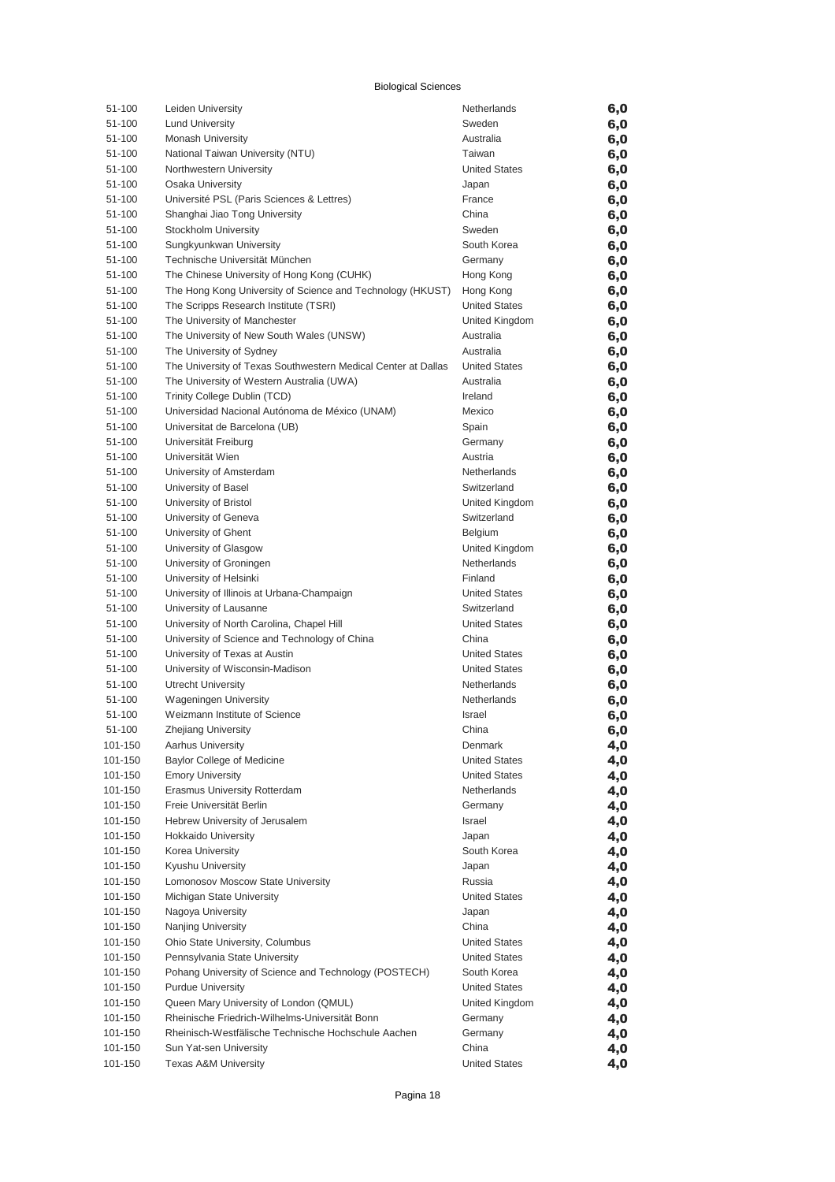Biological Sciences

| | | | |
|---|---|---|---|
| 51-100 | Leiden University | Netherlands | 6,0 |
| 51-100 | Lund University | Sweden | 6,0 |
| 51-100 | Monash University | Australia | 6,0 |
| 51-100 | National Taiwan University (NTU) | Taiwan | 6,0 |
| 51-100 | Northwestern University | United States | 6,0 |
| 51-100 | Osaka University | Japan | 6,0 |
| 51-100 | Université PSL (Paris Sciences & Lettres) | France | 6,0 |
| 51-100 | Shanghai Jiao Tong University | China | 6,0 |
| 51-100 | Stockholm University | Sweden | 6,0 |
| 51-100 | Sungkyunkwan University | South Korea | 6,0 |
| 51-100 | Technische Universität München | Germany | 6,0 |
| 51-100 | The Chinese University of Hong Kong (CUHK) | Hong Kong | 6,0 |
| 51-100 | The Hong Kong University of Science and Technology (HKUST) | Hong Kong | 6,0 |
| 51-100 | The Scripps Research Institute (TSRI) | United States | 6,0 |
| 51-100 | The University of Manchester | United Kingdom | 6,0 |
| 51-100 | The University of New South Wales (UNSW) | Australia | 6,0 |
| 51-100 | The University of Sydney | Australia | 6,0 |
| 51-100 | The University of Texas Southwestern Medical Center at Dallas | United States | 6,0 |
| 51-100 | The University of Western Australia (UWA) | Australia | 6,0 |
| 51-100 | Trinity College Dublin (TCD) | Ireland | 6,0 |
| 51-100 | Universidad Nacional Autónoma de México (UNAM) | Mexico | 6,0 |
| 51-100 | Universitat de Barcelona (UB) | Spain | 6,0 |
| 51-100 | Universität Freiburg | Germany | 6,0 |
| 51-100 | Universität Wien | Austria | 6,0 |
| 51-100 | University of Amsterdam | Netherlands | 6,0 |
| 51-100 | University of Basel | Switzerland | 6,0 |
| 51-100 | University of Bristol | United Kingdom | 6,0 |
| 51-100 | University of Geneva | Switzerland | 6,0 |
| 51-100 | University of Ghent | Belgium | 6,0 |
| 51-100 | University of Glasgow | United Kingdom | 6,0 |
| 51-100 | University of Groningen | Netherlands | 6,0 |
| 51-100 | University of Helsinki | Finland | 6,0 |
| 51-100 | University of Illinois at Urbana-Champaign | United States | 6,0 |
| 51-100 | University of Lausanne | Switzerland | 6,0 |
| 51-100 | University of North Carolina, Chapel Hill | United States | 6,0 |
| 51-100 | University of Science and Technology of China | China | 6,0 |
| 51-100 | University of Texas at Austin | United States | 6,0 |
| 51-100 | University of Wisconsin-Madison | United States | 6,0 |
| 51-100 | Utrecht University | Netherlands | 6,0 |
| 51-100 | Wageningen University | Netherlands | 6,0 |
| 51-100 | Weizmann Institute of Science | Israel | 6,0 |
| 51-100 | Zhejiang University | China | 6,0 |
| 101-150 | Aarhus University | Denmark | 4,0 |
| 101-150 | Baylor College of Medicine | United States | 4,0 |
| 101-150 | Emory University | United States | 4,0 |
| 101-150 | Erasmus University Rotterdam | Netherlands | 4,0 |
| 101-150 | Freie Universität Berlin | Germany | 4,0 |
| 101-150 | Hebrew University of Jerusalem | Israel | 4,0 |
| 101-150 | Hokkaido University | Japan | 4,0 |
| 101-150 | Korea University | South Korea | 4,0 |
| 101-150 | Kyushu University | Japan | 4,0 |
| 101-150 | Lomonosov Moscow State University | Russia | 4,0 |
| 101-150 | Michigan State University | United States | 4,0 |
| 101-150 | Nagoya University | Japan | 4,0 |
| 101-150 | Nanjing University | China | 4,0 |
| 101-150 | Ohio State University, Columbus | United States | 4,0 |
| 101-150 | Pennsylvania State University | United States | 4,0 |
| 101-150 | Pohang University of Science and Technology (POSTECH) | South Korea | 4,0 |
| 101-150 | Purdue University | United States | 4,0 |
| 101-150 | Queen Mary University of London (QMUL) | United Kingdom | 4,0 |
| 101-150 | Rheinische Friedrich-Wilhelms-Universität Bonn | Germany | 4,0 |
| 101-150 | Rheinisch-Westfälische Technische Hochschule Aachen | Germany | 4,0 |
| 101-150 | Sun Yat-sen University | China | 4,0 |
| 101-150 | Texas A&M University | United States | 4,0 |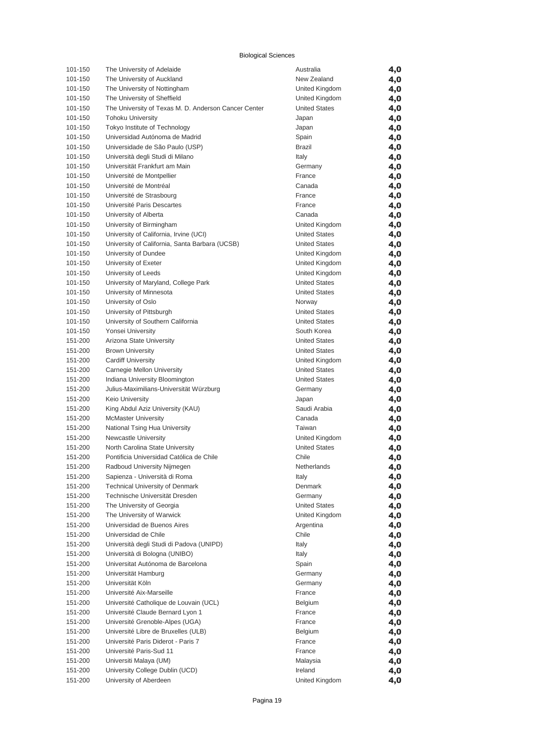Biological Sciences

| | | | |
|---|---|---|---|
| 101-150 | The University of Adelaide | Australia | **4,0** |
| 101-150 | The University of Auckland | New Zealand | **4,0** |
| 101-150 | The University of Nottingham | United Kingdom | **4,0** |
| 101-150 | The University of Sheffield | United Kingdom | **4,0** |
| 101-150 | The University of Texas M. D. Anderson Cancer Center | United States | **4,0** |
| 101-150 | Tohoku University | Japan | **4,0** |
| 101-150 | Tokyo Institute of Technology | Japan | **4,0** |
| 101-150 | Universidad Autónoma de Madrid | Spain | **4,0** |
| 101-150 | Universidade de São Paulo (USP) | Brazil | **4,0** |
| 101-150 | Università degli Studi di Milano | Italy | **4,0** |
| 101-150 | Universität Frankfurt am Main | Germany | **4,0** |
| 101-150 | Université de Montpellier | France | **4,0** |
| 101-150 | Université de Montréal | Canada | **4,0** |
| 101-150 | Université de Strasbourg | France | **4,0** |
| 101-150 | Université Paris Descartes | France | **4,0** |
| 101-150 | University of Alberta | Canada | **4,0** |
| 101-150 | University of Birmingham | United Kingdom | **4,0** |
| 101-150 | University of California, Irvine (UCI) | United States | **4,0** |
| 101-150 | University of California, Santa Barbara (UCSB) | United States | **4,0** |
| 101-150 | University of Dundee | United Kingdom | **4,0** |
| 101-150 | University of Exeter | United Kingdom | **4,0** |
| 101-150 | University of Leeds | United Kingdom | **4,0** |
| 101-150 | University of Maryland, College Park | United States | **4,0** |
| 101-150 | University of Minnesota | United States | **4,0** |
| 101-150 | University of Oslo | Norway | **4,0** |
| 101-150 | University of Pittsburgh | United States | **4,0** |
| 101-150 | University of Southern California | United States | **4,0** |
| 101-150 | Yonsei University | South Korea | **4,0** |
| 151-200 | Arizona State University | United States | **4,0** |
| 151-200 | Brown University | United States | **4,0** |
| 151-200 | Cardiff University | United Kingdom | **4,0** |
| 151-200 | Carnegie Mellon University | United States | **4,0** |
| 151-200 | Indiana University Bloomington | United States | **4,0** |
| 151-200 | Julius-Maximilians-Universität Würzburg | Germany | **4,0** |
| 151-200 | Keio University | Japan | **4,0** |
| 151-200 | King Abdul Aziz University (KAU) | Saudi Arabia | **4,0** |
| 151-200 | McMaster University | Canada | **4,0** |
| 151-200 | National Tsing Hua University | Taiwan | **4,0** |
| 151-200 | Newcastle University | United Kingdom | **4,0** |
| 151-200 | North Carolina State University | United States | **4,0** |
| 151-200 | Pontificia Universidad Católica de Chile | Chile | **4,0** |
| 151-200 | Radboud University Nijmegen | Netherlands | **4,0** |
| 151-200 | Sapienza - Università di Roma | Italy | **4,0** |
| 151-200 | Technical University of Denmark | Denmark | **4,0** |
| 151-200 | Technische Universität Dresden | Germany | **4,0** |
| 151-200 | The University of Georgia | United States | **4,0** |
| 151-200 | The University of Warwick | United Kingdom | **4,0** |
| 151-200 | Universidad de Buenos Aires | Argentina | **4,0** |
| 151-200 | Universidad de Chile | Chile | **4,0** |
| 151-200 | Università degli Studi di Padova (UNIPD) | Italy | **4,0** |
| 151-200 | Università di Bologna (UNIBO) | Italy | **4,0** |
| 151-200 | Universitat Autónoma de Barcelona | Spain | **4,0** |
| 151-200 | Universität Hamburg | Germany | **4,0** |
| 151-200 | Universität Köln | Germany | **4,0** |
| 151-200 | Université Aix-Marseille | France | **4,0** |
| 151-200 | Université Catholique de Louvain (UCL) | Belgium | **4,0** |
| 151-200 | Université Claude Bernard Lyon 1 | France | **4,0** |
| 151-200 | Université Grenoble-Alpes (UGA) | France | **4,0** |
| 151-200 | Université Libre de Bruxelles (ULB) | Belgium | **4,0** |
| 151-200 | Université Paris Diderot - Paris 7 | France | **4,0** |
| 151-200 | Université Paris-Sud 11 | France | **4,0** |
| 151-200 | Universiti Malaya (UM) | Malaysia | **4,0** |
| 151-200 | University College Dublin (UCD) | Ireland | **4,0** |
| 151-200 | University of Aberdeen | United Kingdom | **4,0** |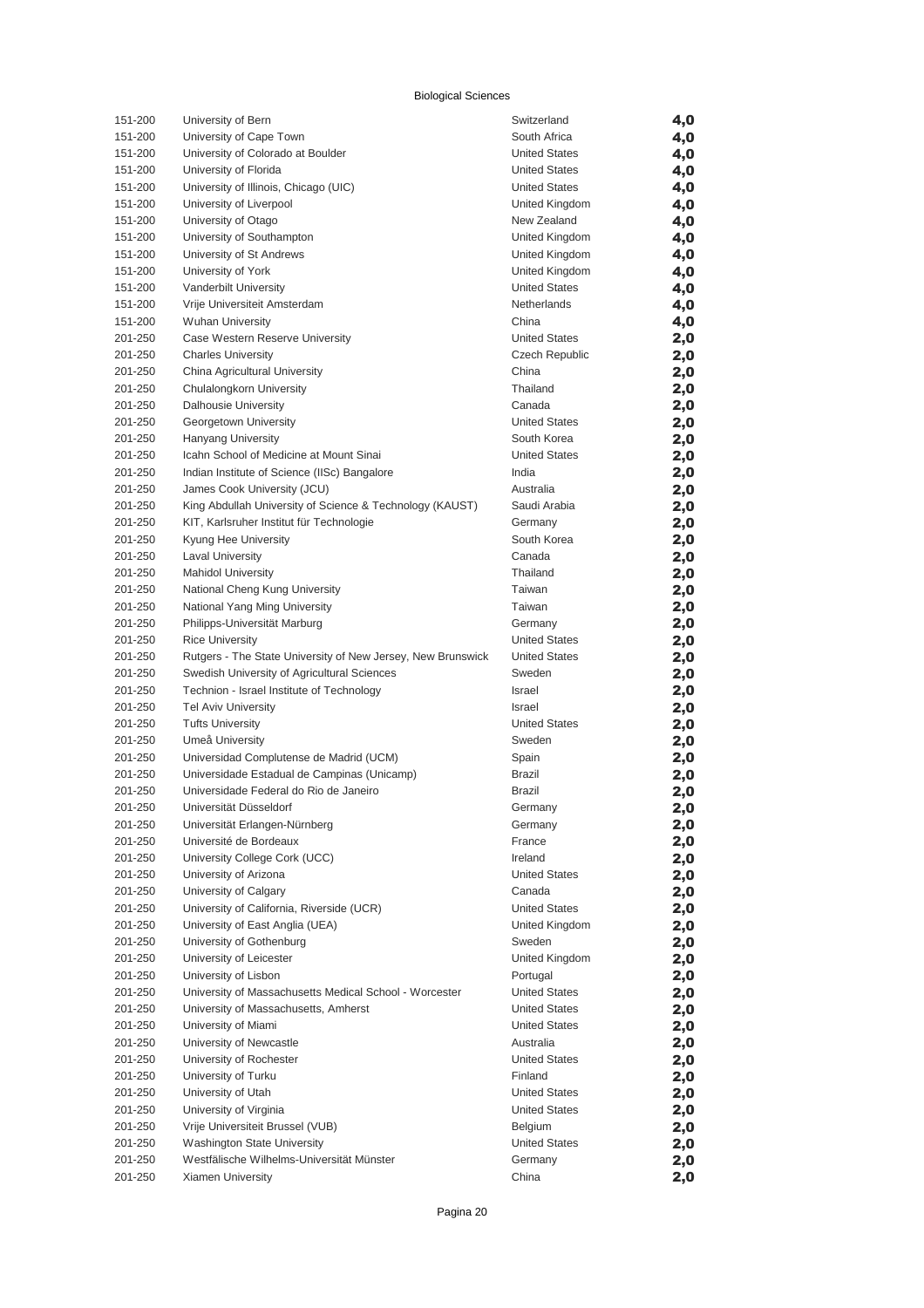Biological Sciences

| | | | |
|---|---|---|---|
| 151-200 | University of Bern | Switzerland | 4,0 |
| 151-200 | University of Cape Town | South Africa | 4,0 |
| 151-200 | University of Colorado at Boulder | United States | 4,0 |
| 151-200 | University of Florida | United States | 4,0 |
| 151-200 | University of Illinois, Chicago (UIC) | United States | 4,0 |
| 151-200 | University of Liverpool | United Kingdom | 4,0 |
| 151-200 | University of Otago | New Zealand | 4,0 |
| 151-200 | University of Southampton | United Kingdom | 4,0 |
| 151-200 | University of St Andrews | United Kingdom | 4,0 |
| 151-200 | University of York | United Kingdom | 4,0 |
| 151-200 | Vanderbilt University | United States | 4,0 |
| 151-200 | Vrije Universiteit Amsterdam | Netherlands | 4,0 |
| 151-200 | Wuhan University | China | 4,0 |
| 201-250 | Case Western Reserve University | United States | 2,0 |
| 201-250 | Charles University | Czech Republic | 2,0 |
| 201-250 | China Agricultural University | China | 2,0 |
| 201-250 | Chulalongkorn University | Thailand | 2,0 |
| 201-250 | Dalhousie University | Canada | 2,0 |
| 201-250 | Georgetown University | United States | 2,0 |
| 201-250 | Hanyang University | South Korea | 2,0 |
| 201-250 | Icahn School of Medicine at Mount Sinai | United States | 2,0 |
| 201-250 | Indian Institute of Science (IISc) Bangalore | India | 2,0 |
| 201-250 | James Cook University (JCU) | Australia | 2,0 |
| 201-250 | King Abdullah University of Science & Technology (KAUST) | Saudi Arabia | 2,0 |
| 201-250 | KIT, Karlsruher Institut für Technologie | Germany | 2,0 |
| 201-250 | Kyung Hee University | South Korea | 2,0 |
| 201-250 | Laval University | Canada | 2,0 |
| 201-250 | Mahidol University | Thailand | 2,0 |
| 201-250 | National Cheng Kung University | Taiwan | 2,0 |
| 201-250 | National Yang Ming University | Taiwan | 2,0 |
| 201-250 | Philipps-Universität Marburg | Germany | 2,0 |
| 201-250 | Rice University | United States | 2,0 |
| 201-250 | Rutgers - The State University of New Jersey, New Brunswick | United States | 2,0 |
| 201-250 | Swedish University of Agricultural Sciences | Sweden | 2,0 |
| 201-250 | Technion - Israel Institute of Technology | Israel | 2,0 |
| 201-250 | Tel Aviv University | Israel | 2,0 |
| 201-250 | Tufts University | United States | 2,0 |
| 201-250 | Umeå University | Sweden | 2,0 |
| 201-250 | Universidad Complutense de Madrid (UCM) | Spain | 2,0 |
| 201-250 | Universidade Estadual de Campinas (Unicamp) | Brazil | 2,0 |
| 201-250 | Universidade Federal do Rio de Janeiro | Brazil | 2,0 |
| 201-250 | Universität Düsseldorf | Germany | 2,0 |
| 201-250 | Universität Erlangen-Nürnberg | Germany | 2,0 |
| 201-250 | Université de Bordeaux | France | 2,0 |
| 201-250 | University College Cork (UCC) | Ireland | 2,0 |
| 201-250 | University of Arizona | United States | 2,0 |
| 201-250 | University of Calgary | Canada | 2,0 |
| 201-250 | University of California, Riverside (UCR) | United States | 2,0 |
| 201-250 | University of East Anglia (UEA) | United Kingdom | 2,0 |
| 201-250 | University of Gothenburg | Sweden | 2,0 |
| 201-250 | University of Leicester | United Kingdom | 2,0 |
| 201-250 | University of Lisbon | Portugal | 2,0 |
| 201-250 | University of Massachusetts Medical School - Worcester | United States | 2,0 |
| 201-250 | University of Massachusetts, Amherst | United States | 2,0 |
| 201-250 | University of Miami | United States | 2,0 |
| 201-250 | University of Newcastle | Australia | 2,0 |
| 201-250 | University of Rochester | United States | 2,0 |
| 201-250 | University of Turku | Finland | 2,0 |
| 201-250 | University of Utah | United States | 2,0 |
| 201-250 | University of Virginia | United States | 2,0 |
| 201-250 | Vrije Universiteit Brussel (VUB) | Belgium | 2,0 |
| 201-250 | Washington State University | United States | 2,0 |
| 201-250 | Westfälische Wilhelms-Universität Münster | Germany | 2,0 |
| 201-250 | Xiamen University | China | 2,0 |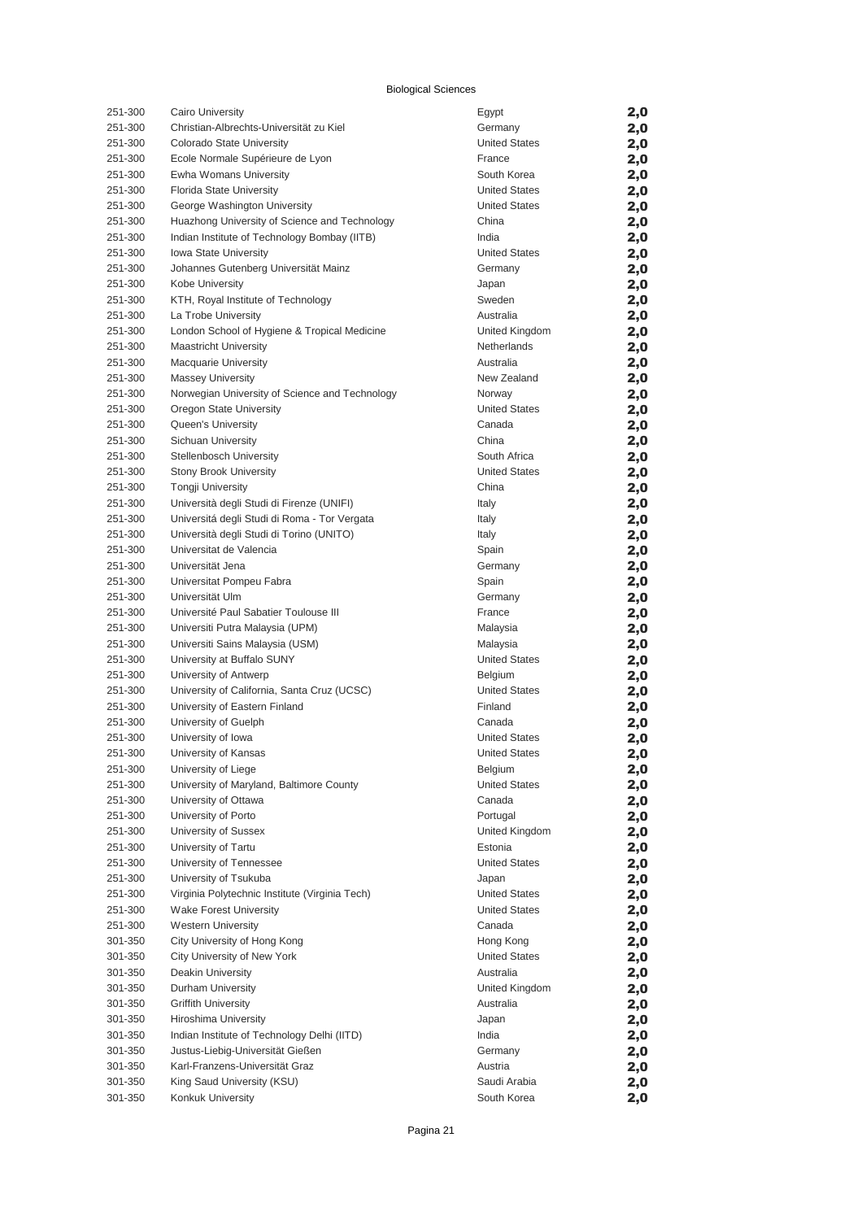Biological Sciences

| | | | |
|---|---|---|---|
| 251-300 | Cairo University | Egypt | 2,0 |
| 251-300 | Christian-Albrechts-Universität zu Kiel | Germany | 2,0 |
| 251-300 | Colorado State University | United States | 2,0 |
| 251-300 | Ecole Normale Supérieure de Lyon | France | 2,0 |
| 251-300 | Ewha Womans University | South Korea | 2,0 |
| 251-300 | Florida State University | United States | 2,0 |
| 251-300 | George Washington University | United States | 2,0 |
| 251-300 | Huazhong University of Science and Technology | China | 2,0 |
| 251-300 | Indian Institute of Technology Bombay (IITB) | India | 2,0 |
| 251-300 | Iowa State University | United States | 2,0 |
| 251-300 | Johannes Gutenberg Universität Mainz | Germany | 2,0 |
| 251-300 | Kobe University | Japan | 2,0 |
| 251-300 | KTH, Royal Institute of Technology | Sweden | 2,0 |
| 251-300 | La Trobe University | Australia | 2,0 |
| 251-300 | London School of Hygiene & Tropical Medicine | United Kingdom | 2,0 |
| 251-300 | Maastricht University | Netherlands | 2,0 |
| 251-300 | Macquarie University | Australia | 2,0 |
| 251-300 | Massey University | New Zealand | 2,0 |
| 251-300 | Norwegian University of Science and Technology | Norway | 2,0 |
| 251-300 | Oregon State University | United States | 2,0 |
| 251-300 | Queen's University | Canada | 2,0 |
| 251-300 | Sichuan University | China | 2,0 |
| 251-300 | Stellenbosch University | South Africa | 2,0 |
| 251-300 | Stony Brook University | United States | 2,0 |
| 251-300 | Tongji University | China | 2,0 |
| 251-300 | Università degli Studi di Firenze (UNIFI) | Italy | 2,0 |
| 251-300 | Universitá degli Studi di Roma - Tor Vergata | Italy | 2,0 |
| 251-300 | Università degli Studi di Torino (UNITO) | Italy | 2,0 |
| 251-300 | Universitat de Valencia | Spain | 2,0 |
| 251-300 | Universität Jena | Germany | 2,0 |
| 251-300 | Universitat Pompeu Fabra | Spain | 2,0 |
| 251-300 | Universität Ulm | Germany | 2,0 |
| 251-300 | Université Paul Sabatier Toulouse III | France | 2,0 |
| 251-300 | Universiti Putra Malaysia (UPM) | Malaysia | 2,0 |
| 251-300 | Universiti Sains Malaysia (USM) | Malaysia | 2,0 |
| 251-300 | University at Buffalo SUNY | United States | 2,0 |
| 251-300 | University of Antwerp | Belgium | 2,0 |
| 251-300 | University of California, Santa Cruz (UCSC) | United States | 2,0 |
| 251-300 | University of Eastern Finland | Finland | 2,0 |
| 251-300 | University of Guelph | Canada | 2,0 |
| 251-300 | University of Iowa | United States | 2,0 |
| 251-300 | University of Kansas | United States | 2,0 |
| 251-300 | University of Liege | Belgium | 2,0 |
| 251-300 | University of Maryland, Baltimore County | United States | 2,0 |
| 251-300 | University of Ottawa | Canada | 2,0 |
| 251-300 | University of Porto | Portugal | 2,0 |
| 251-300 | University of Sussex | United Kingdom | 2,0 |
| 251-300 | University of Tartu | Estonia | 2,0 |
| 251-300 | University of Tennessee | United States | 2,0 |
| 251-300 | University of Tsukuba | Japan | 2,0 |
| 251-300 | Virginia Polytechnic Institute (Virginia Tech) | United States | 2,0 |
| 251-300 | Wake Forest University | United States | 2,0 |
| 251-300 | Western University | Canada | 2,0 |
| 301-350 | City University of Hong Kong | Hong Kong | 2,0 |
| 301-350 | City University of New York | United States | 2,0 |
| 301-350 | Deakin University | Australia | 2,0 |
| 301-350 | Durham University | United Kingdom | 2,0 |
| 301-350 | Griffith University | Australia | 2,0 |
| 301-350 | Hiroshima University | Japan | 2,0 |
| 301-350 | Indian Institute of Technology Delhi (IITD) | India | 2,0 |
| 301-350 | Justus-Liebig-Universität Gießen | Germany | 2,0 |
| 301-350 | Karl-Franzens-Universität Graz | Austria | 2,0 |
| 301-350 | King Saud University (KSU) | Saudi Arabia | 2,0 |
| 301-350 | Konkuk University | South Korea | 2,0 |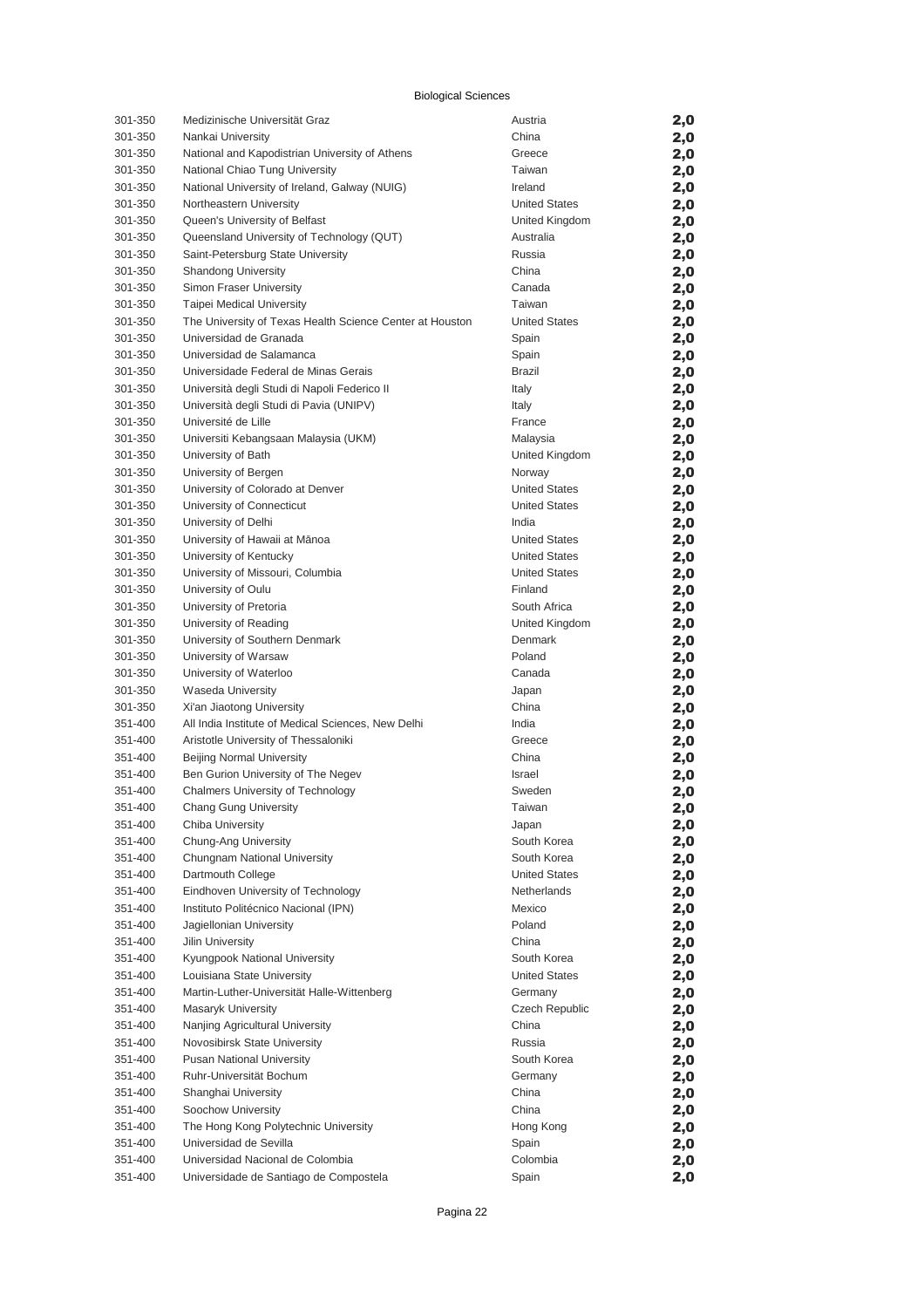Biological Sciences

| | | | |
|---|---|---|---|
| 301-350 | Medizinische Universität Graz | Austria | **2,0** |
| 301-350 | Nankai University | China | **2,0** |
| 301-350 | National and Kapodistrian University of Athens | Greece | **2,0** |
| 301-350 | National Chiao Tung University | Taiwan | **2,0** |
| 301-350 | National University of Ireland, Galway (NUIG) | Ireland | **2,0** |
| 301-350 | Northeastern University | United States | **2,0** |
| 301-350 | Queen's University of Belfast | United Kingdom | **2,0** |
| 301-350 | Queensland University of Technology (QUT) | Australia | **2,0** |
| 301-350 | Saint-Petersburg State University | Russia | **2,0** |
| 301-350 | Shandong University | China | **2,0** |
| 301-350 | Simon Fraser University | Canada | **2,0** |
| 301-350 | Taipei Medical University | Taiwan | **2,0** |
| 301-350 | The University of Texas Health Science Center at Houston | United States | **2,0** |
| 301-350 | Universidad de Granada | Spain | **2,0** |
| 301-350 | Universidad de Salamanca | Spain | **2,0** |
| 301-350 | Universidade Federal de Minas Gerais | Brazil | **2,0** |
| 301-350 | Università degli Studi di Napoli Federico II | Italy | **2,0** |
| 301-350 | Università degli Studi di Pavia (UNIPV) | Italy | **2,0** |
| 301-350 | Université de Lille | France | **2,0** |
| 301-350 | Universiti Kebangsaan Malaysia (UKM) | Malaysia | **2,0** |
| 301-350 | University of Bath | United Kingdom | **2,0** |
| 301-350 | University of Bergen | Norway | **2,0** |
| 301-350 | University of Colorado at Denver | United States | **2,0** |
| 301-350 | University of Connecticut | United States | **2,0** |
| 301-350 | University of Delhi | India | **2,0** |
| 301-350 | University of Hawaii at Mānoa | United States | **2,0** |
| 301-350 | University of Kentucky | United States | **2,0** |
| 301-350 | University of Missouri, Columbia | United States | **2,0** |
| 301-350 | University of Oulu | Finland | **2,0** |
| 301-350 | University of Pretoria | South Africa | **2,0** |
| 301-350 | University of Reading | United Kingdom | **2,0** |
| 301-350 | University of Southern Denmark | Denmark | **2,0** |
| 301-350 | University of Warsaw | Poland | **2,0** |
| 301-350 | University of Waterloo | Canada | **2,0** |
| 301-350 | Waseda University | Japan | **2,0** |
| 301-350 | Xi'an Jiaotong University | China | **2,0** |
| 351-400 | All India Institute of Medical Sciences, New Delhi | India | **2,0** |
| 351-400 | Aristotle University of Thessaloniki | Greece | **2,0** |
| 351-400 | Beijing Normal University | China | **2,0** |
| 351-400 | Ben Gurion University of The Negev | Israel | **2,0** |
| 351-400 | Chalmers University of Technology | Sweden | **2,0** |
| 351-400 | Chang Gung University | Taiwan | **2,0** |
| 351-400 | Chiba University | Japan | **2,0** |
| 351-400 | Chung-Ang University | South Korea | **2,0** |
| 351-400 | Chungnam National University | South Korea | **2,0** |
| 351-400 | Dartmouth College | United States | **2,0** |
| 351-400 | Eindhoven University of Technology | Netherlands | **2,0** |
| 351-400 | Instituto Politécnico Nacional (IPN) | Mexico | **2,0** |
| 351-400 | Jagiellonian University | Poland | **2,0** |
| 351-400 | Jilin University | China | **2,0** |
| 351-400 | Kyungpook National University | South Korea | **2,0** |
| 351-400 | Louisiana State University | United States | **2,0** |
| 351-400 | Martin-Luther-Universität Halle-Wittenberg | Germany | **2,0** |
| 351-400 | Masaryk University | Czech Republic | **2,0** |
| 351-400 | Nanjing Agricultural University | China | **2,0** |
| 351-400 | Novosibirsk State University | Russia | **2,0** |
| 351-400 | Pusan National University | South Korea | **2,0** |
| 351-400 | Ruhr-Universität Bochum | Germany | **2,0** |
| 351-400 | Shanghai University | China | **2,0** |
| 351-400 | Soochow University | China | **2,0** |
| 351-400 | The Hong Kong Polytechnic University | Hong Kong | **2,0** |
| 351-400 | Universidad de Sevilla | Spain | **2,0** |
| 351-400 | Universidad Nacional de Colombia | Colombia | **2,0** |
| 351-400 | Universidade de Santiago de Compostela | Spain | **2,0** |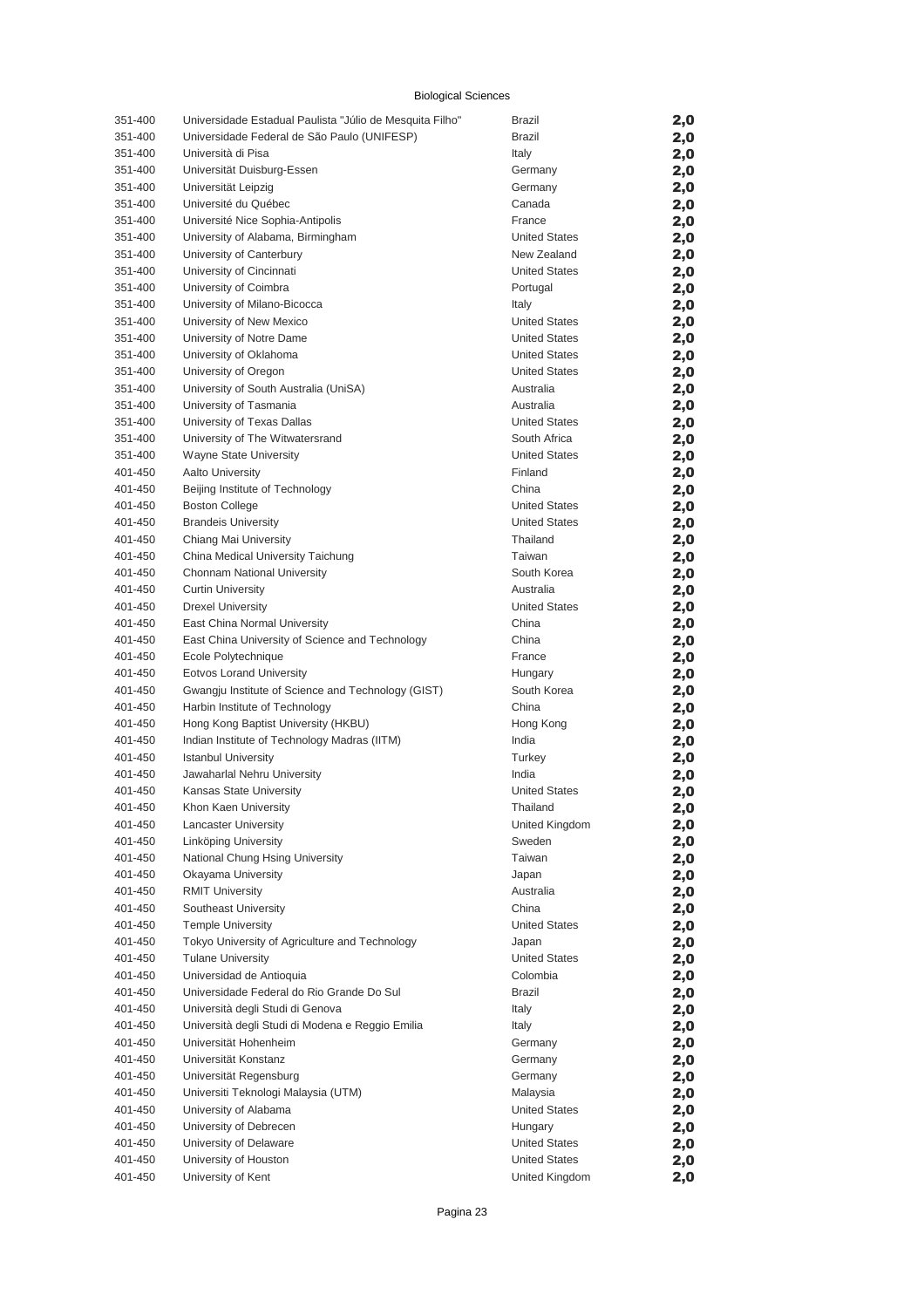Biological Sciences

| | | | |
|---|---|---|---|
| 351-400 | Universidade Estadual Paulista "Júlio de Mesquita Filho" | Brazil | 2,0 |
| 351-400 | Universidade Federal de São Paulo (UNIFESP) | Brazil | 2,0 |
| 351-400 | Università di Pisa | Italy | 2,0 |
| 351-400 | Universität Duisburg-Essen | Germany | 2,0 |
| 351-400 | Universität Leipzig | Germany | 2,0 |
| 351-400 | Université du Québec | Canada | 2,0 |
| 351-400 | Université Nice Sophia-Antipolis | France | 2,0 |
| 351-400 | University of Alabama, Birmingham | United States | 2,0 |
| 351-400 | University of Canterbury | New Zealand | 2,0 |
| 351-400 | University of Cincinnati | United States | 2,0 |
| 351-400 | University of Coimbra | Portugal | 2,0 |
| 351-400 | University of Milano-Bicocca | Italy | 2,0 |
| 351-400 | University of New Mexico | United States | 2,0 |
| 351-400 | University of Notre Dame | United States | 2,0 |
| 351-400 | University of Oklahoma | United States | 2,0 |
| 351-400 | University of Oregon | United States | 2,0 |
| 351-400 | University of South Australia (UniSA) | Australia | 2,0 |
| 351-400 | University of Tasmania | Australia | 2,0 |
| 351-400 | University of Texas Dallas | United States | 2,0 |
| 351-400 | University of The Witwatersrand | South Africa | 2,0 |
| 351-400 | Wayne State University | United States | 2,0 |
| 401-450 | Aalto University | Finland | 2,0 |
| 401-450 | Beijing Institute of Technology | China | 2,0 |
| 401-450 | Boston College | United States | 2,0 |
| 401-450 | Brandeis University | United States | 2,0 |
| 401-450 | Chiang Mai University | Thailand | 2,0 |
| 401-450 | China Medical University Taichung | Taiwan | 2,0 |
| 401-450 | Chonnam National University | South Korea | 2,0 |
| 401-450 | Curtin University | Australia | 2,0 |
| 401-450 | Drexel University | United States | 2,0 |
| 401-450 | East China Normal University | China | 2,0 |
| 401-450 | East China University of Science and Technology | China | 2,0 |
| 401-450 | Ecole Polytechnique | France | 2,0 |
| 401-450 | Eotvos Lorand University | Hungary | 2,0 |
| 401-450 | Gwangju Institute of Science and Technology (GIST) | South Korea | 2,0 |
| 401-450 | Harbin Institute of Technology | China | 2,0 |
| 401-450 | Hong Kong Baptist University (HKBU) | Hong Kong | 2,0 |
| 401-450 | Indian Institute of Technology Madras (IITM) | India | 2,0 |
| 401-450 | Istanbul University | Turkey | 2,0 |
| 401-450 | Jawaharlal Nehru University | India | 2,0 |
| 401-450 | Kansas State University | United States | 2,0 |
| 401-450 | Khon Kaen University | Thailand | 2,0 |
| 401-450 | Lancaster University | United Kingdom | 2,0 |
| 401-450 | Linköping University | Sweden | 2,0 |
| 401-450 | National Chung Hsing University | Taiwan | 2,0 |
| 401-450 | Okayama University | Japan | 2,0 |
| 401-450 | RMIT University | Australia | 2,0 |
| 401-450 | Southeast University | China | 2,0 |
| 401-450 | Temple University | United States | 2,0 |
| 401-450 | Tokyo University of Agriculture and Technology | Japan | 2,0 |
| 401-450 | Tulane University | United States | 2,0 |
| 401-450 | Universidad de Antioquia | Colombia | 2,0 |
| 401-450 | Universidade Federal do Rio Grande Do Sul | Brazil | 2,0 |
| 401-450 | Università degli Studi di Genova | Italy | 2,0 |
| 401-450 | Università degli Studi di Modena e Reggio Emilia | Italy | 2,0 |
| 401-450 | Universität Hohenheim | Germany | 2,0 |
| 401-450 | Universität Konstanz | Germany | 2,0 |
| 401-450 | Universität Regensburg | Germany | 2,0 |
| 401-450 | Universiti Teknologi Malaysia (UTM) | Malaysia | 2,0 |
| 401-450 | University of Alabama | United States | 2,0 |
| 401-450 | University of Debrecen | Hungary | 2,0 |
| 401-450 | University of Delaware | United States | 2,0 |
| 401-450 | University of Houston | United States | 2,0 |
| 401-450 | University of Kent | United Kingdom | 2,0 |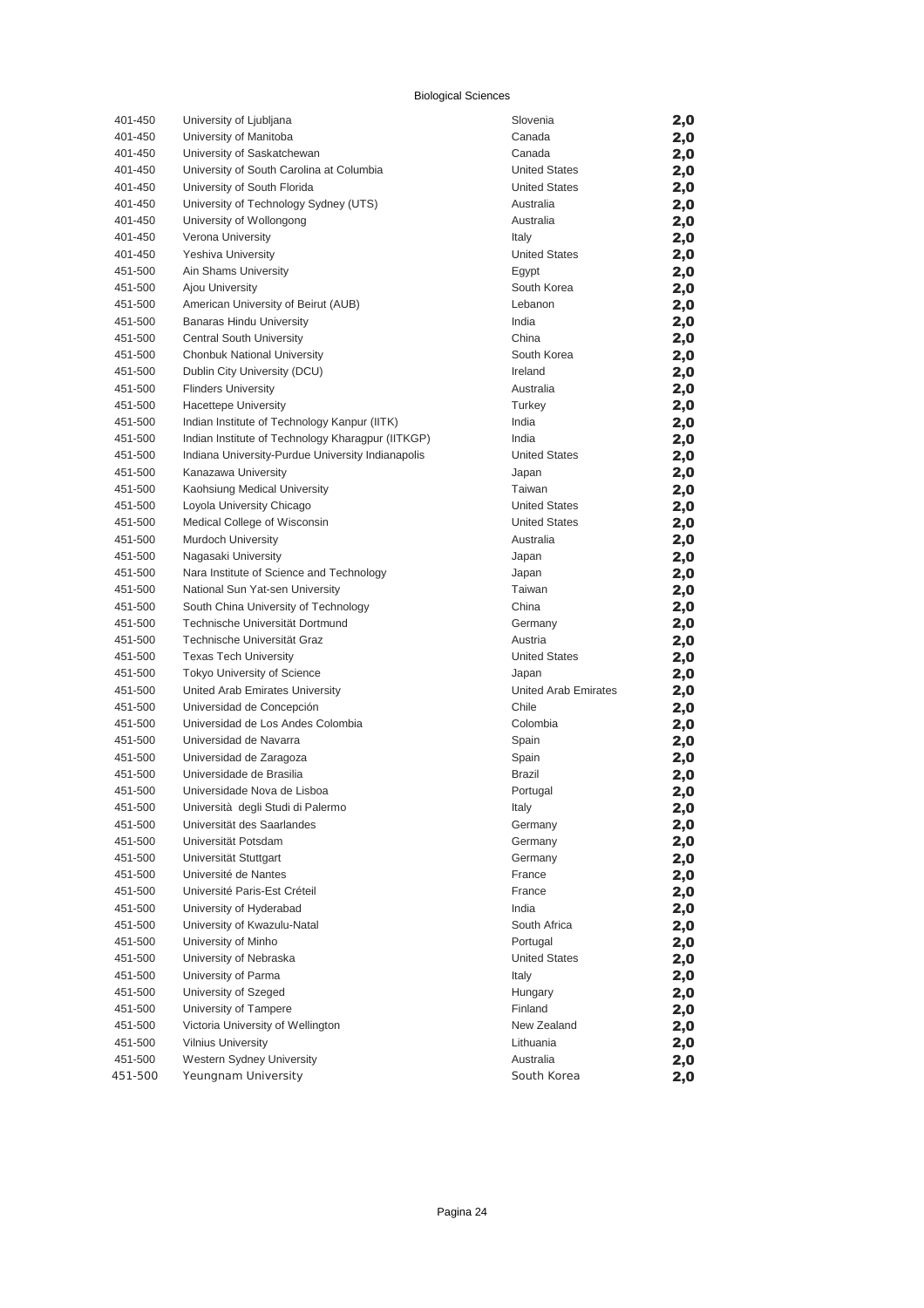Biological Sciences

| Rank | University | Country | Score |
|---|---|---|---|
| 401-450 | University of Ljubljana | Slovenia | 2,0 |
| 401-450 | University of Manitoba | Canada | 2,0 |
| 401-450 | University of Saskatchewan | Canada | 2,0 |
| 401-450 | University of South Carolina at Columbia | United States | 2,0 |
| 401-450 | University of South Florida | United States | 2,0 |
| 401-450 | University of Technology Sydney (UTS) | Australia | 2,0 |
| 401-450 | University of Wollongong | Australia | 2,0 |
| 401-450 | Verona University | Italy | 2,0 |
| 401-450 | Yeshiva University | United States | 2,0 |
| 451-500 | Ain Shams University | Egypt | 2,0 |
| 451-500 | Ajou University | South Korea | 2,0 |
| 451-500 | American University of Beirut (AUB) | Lebanon | 2,0 |
| 451-500 | Banaras Hindu University | India | 2,0 |
| 451-500 | Central South University | China | 2,0 |
| 451-500 | Chonbuk National University | South Korea | 2,0 |
| 451-500 | Dublin City University (DCU) | Ireland | 2,0 |
| 451-500 | Flinders University | Australia | 2,0 |
| 451-500 | Hacettepe University | Turkey | 2,0 |
| 451-500 | Indian Institute of Technology Kanpur (IITK) | India | 2,0 |
| 451-500 | Indian Institute of Technology Kharagpur (IITKGP) | India | 2,0 |
| 451-500 | Indiana University-Purdue University Indianapolis | United States | 2,0 |
| 451-500 | Kanazawa University | Japan | 2,0 |
| 451-500 | Kaohsiung Medical University | Taiwan | 2,0 |
| 451-500 | Loyola University Chicago | United States | 2,0 |
| 451-500 | Medical College of Wisconsin | United States | 2,0 |
| 451-500 | Murdoch University | Australia | 2,0 |
| 451-500 | Nagasaki University | Japan | 2,0 |
| 451-500 | Nara Institute of Science and Technology | Japan | 2,0 |
| 451-500 | National Sun Yat-sen University | Taiwan | 2,0 |
| 451-500 | South China University of Technology | China | 2,0 |
| 451-500 | Technische Universität Dortmund | Germany | 2,0 |
| 451-500 | Technische Universität Graz | Austria | 2,0 |
| 451-500 | Texas Tech University | United States | 2,0 |
| 451-500 | Tokyo University of Science | Japan | 2,0 |
| 451-500 | United Arab Emirates University | United Arab Emirates | 2,0 |
| 451-500 | Universidad de Concepción | Chile | 2,0 |
| 451-500 | Universidad de Los Andes Colombia | Colombia | 2,0 |
| 451-500 | Universidad de Navarra | Spain | 2,0 |
| 451-500 | Universidad de Zaragoza | Spain | 2,0 |
| 451-500 | Universidade de Brasilia | Brazil | 2,0 |
| 451-500 | Universidade Nova de Lisboa | Portugal | 2,0 |
| 451-500 | Università degli Studi di Palermo | Italy | 2,0 |
| 451-500 | Universität des Saarlandes | Germany | 2,0 |
| 451-500 | Universität Potsdam | Germany | 2,0 |
| 451-500 | Universität Stuttgart | Germany | 2,0 |
| 451-500 | Université de Nantes | France | 2,0 |
| 451-500 | Université Paris-Est Créteil | France | 2,0 |
| 451-500 | University of Hyderabad | India | 2,0 |
| 451-500 | University of Kwazulu-Natal | South Africa | 2,0 |
| 451-500 | University of Minho | Portugal | 2,0 |
| 451-500 | University of Nebraska | United States | 2,0 |
| 451-500 | University of Parma | Italy | 2,0 |
| 451-500 | University of Szeged | Hungary | 2,0 |
| 451-500 | University of Tampere | Finland | 2,0 |
| 451-500 | Victoria University of Wellington | New Zealand | 2,0 |
| 451-500 | Vilnius University | Lithuania | 2,0 |
| 451-500 | Western Sydney University | Australia | 2,0 |
| 451-500 | Yeungnam University | South Korea | 2,0 |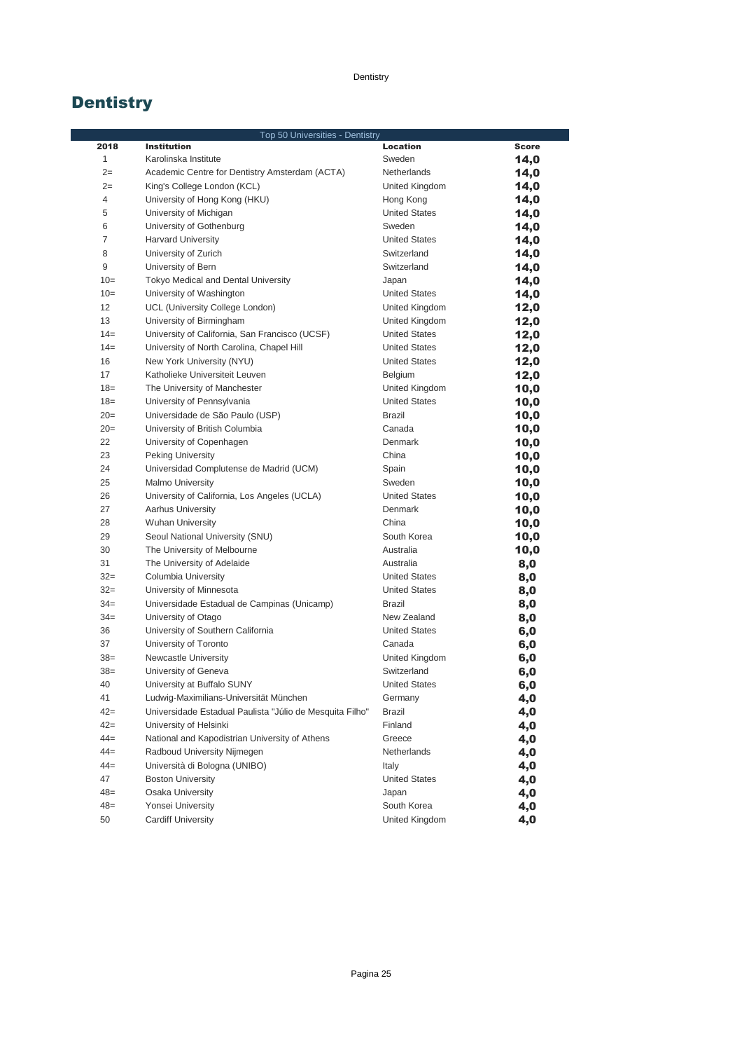# Dentistry

| Top 50 Universities - Dentistry | | | |
|---|---|---|---|
| **2018** | **Institution** | **Location** | **Score** |
| 1 | Karolinska Institute | Sweden | **14,0** |
| 2= | Academic Centre for Dentistry Amsterdam (ACTA) | Netherlands | **14,0** |
| 2= | King's College London (KCL) | United Kingdom | **14,0** |
| 4 | University of Hong Kong (HKU) | Hong Kong | **14,0** |
| 5 | University of Michigan | United States | **14,0** |
| 6 | University of Gothenburg | Sweden | **14,0** |
| 7 | Harvard University | United States | **14,0** |
| 8 | University of Zurich | Switzerland | **14,0** |
| 9 | University of Bern | Switzerland | **14,0** |
| 10= | Tokyo Medical and Dental University | Japan | **14,0** |
| 10= | University of Washington | United States | **14,0** |
| 12 | UCL (University College London) | United Kingdom | **12,0** |
| 13 | University of Birmingham | United Kingdom | **12,0** |
| 14= | University of California, San Francisco (UCSF) | United States | **12,0** |
| 14= | University of North Carolina, Chapel Hill | United States | **12,0** |
| 16 | New York University (NYU) | United States | **12,0** |
| 17 | Katholieke Universiteit Leuven | Belgium | **12,0** |
| 18= | The University of Manchester | United Kingdom | **10,0** |
| 18= | University of Pennsylvania | United States | **10,0** |
| 20= | Universidade de São Paulo (USP) | Brazil | **10,0** |
| 20= | University of British Columbia | Canada | **10,0** |
| 22 | University of Copenhagen | Denmark | **10,0** |
| 23 | Peking University | China | **10,0** |
| 24 | Universidad Complutense de Madrid (UCM) | Spain | **10,0** |
| 25 | Malmo University | Sweden | **10,0** |
| 26 | University of California, Los Angeles (UCLA) | United States | **10,0** |
| 27 | Aarhus University | Denmark | **10,0** |
| 28 | Wuhan University | China | **10,0** |
| 29 | Seoul National University (SNU) | South Korea | **10,0** |
| 30 | The University of Melbourne | Australia | **10,0** |
| 31 | The University of Adelaide | Australia | **8,0** |
| 32= | Columbia University | United States | **8,0** |
| 32= | University of Minnesota | United States | **8,0** |
| 34= | Universidade Estadual de Campinas (Unicamp) | Brazil | **8,0** |
| 34= | University of Otago | New Zealand | **8,0** |
| 36 | University of Southern California | United States | **6,0** |
| 37 | University of Toronto | Canada | **6,0** |
| 38= | Newcastle University | United Kingdom | **6,0** |
| 38= | University of Geneva | Switzerland | **6,0** |
| 40 | University at Buffalo SUNY | United States | **6,0** |
| 41 | Ludwig-Maximilians-Universität München | Germany | **4,0** |
| 42= | Universidade Estadual Paulista "Júlio de Mesquita Filho" | Brazil | **4,0** |
| 42= | University of Helsinki | Finland | **4,0** |
| 44= | National and Kapodistrian University of Athens | Greece | **4,0** |
| 44= | Radboud University Nijmegen | Netherlands | **4,0** |
| 44= | Università di Bologna (UNIBO) | Italy | **4,0** |
| 47 | Boston University | United States | **4,0** |
| 48= | Osaka University | Japan | **4,0** |
| 48= | Yonsei University | South Korea | **4,0** |
| 50 | Cardiff University | United Kingdom | **4,0** |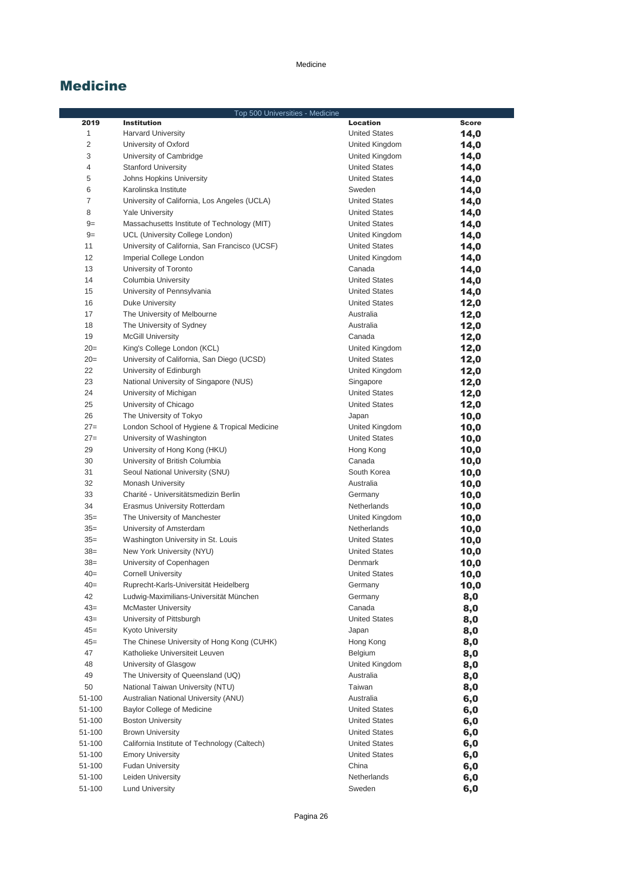## Medicine

| Top 500 Universities - Medicine | | | |
|---|---|---|---|
| **2019** | **Institution** | **Location** | **Score** |
| 1 | Harvard University | United States | **14,0** |
| 2 | University of Oxford | United Kingdom | **14,0** |
| 3 | University of Cambridge | United Kingdom | **14,0** |
| 4 | Stanford University | United States | **14,0** |
| 5 | Johns Hopkins University | United States | **14,0** |
| 6 | Karolinska Institute | Sweden | **14,0** |
| 7 | University of California, Los Angeles (UCLA) | United States | **14,0** |
| 8 | Yale University | United States | **14,0** |
| 9= | Massachusetts Institute of Technology (MIT) | United States | **14,0** |
| 9= | UCL (University College London) | United Kingdom | **14,0** |
| 11 | University of California, San Francisco (UCSF) | United States | **14,0** |
| 12 | Imperial College London | United Kingdom | **14,0** |
| 13 | University of Toronto | Canada | **14,0** |
| 14 | Columbia University | United States | **14,0** |
| 15 | University of Pennsylvania | United States | **14,0** |
| 16 | Duke University | United States | **12,0** |
| 17 | The University of Melbourne | Australia | **12,0** |
| 18 | The University of Sydney | Australia | **12,0** |
| 19 | McGill University | Canada | **12,0** |
| 20= | King's College London (KCL) | United Kingdom | **12,0** |
| 20= | University of California, San Diego (UCSD) | United States | **12,0** |
| 22 | University of Edinburgh | United Kingdom | **12,0** |
| 23 | National University of Singapore (NUS) | Singapore | **12,0** |
| 24 | University of Michigan | United States | **12,0** |
| 25 | University of Chicago | United States | **12,0** |
| 26 | The University of Tokyo | Japan | **10,0** |
| 27= | London School of Hygiene & Tropical Medicine | United Kingdom | **10,0** |
| 27= | University of Washington | United States | **10,0** |
| 29 | University of Hong Kong (HKU) | Hong Kong | **10,0** |
| 30 | University of British Columbia | Canada | **10,0** |
| 31 | Seoul National University (SNU) | South Korea | **10,0** |
| 32 | Monash University | Australia | **10,0** |
| 33 | Charité - Universitätsmedizin Berlin | Germany | **10,0** |
| 34 | Erasmus University Rotterdam | Netherlands | **10,0** |
| 35= | The University of Manchester | United Kingdom | **10,0** |
| 35= | University of Amsterdam | Netherlands | **10,0** |
| 35= | Washington University in St. Louis | United States | **10,0** |
| 38= | New York University (NYU) | United States | **10,0** |
| 38= | University of Copenhagen | Denmark | **10,0** |
| 40= | Cornell University | United States | **10,0** |
| 40= | Ruprecht-Karls-Universität Heidelberg | Germany | **10,0** |
| 42 | Ludwig-Maximilians-Universität München | Germany | **8,0** |
| 43= | McMaster University | Canada | **8,0** |
| 43= | University of Pittsburgh | United States | **8,0** |
| 45= | Kyoto University | Japan | **8,0** |
| 45= | The Chinese University of Hong Kong (CUHK) | Hong Kong | **8,0** |
| 47 | Katholieke Universiteit Leuven | Belgium | **8,0** |
| 48 | University of Glasgow | United Kingdom | **8,0** |
| 49 | The University of Queensland (UQ) | Australia | **8,0** |
| 50 | National Taiwan University (NTU) | Taiwan | **8,0** |
| 51-100 | Australian National University (ANU) | Australia | **6,0** |
| 51-100 | Baylor College of Medicine | United States | **6,0** |
| 51-100 | Boston University | United States | **6,0** |
| 51-100 | Brown University | United States | **6,0** |
| 51-100 | California Institute of Technology (Caltech) | United States | **6,0** |
| 51-100 | Emory University | United States | **6,0** |
| 51-100 | Fudan University | China | **6,0** |
| 51-100 | Leiden University | Netherlands | **6,0** |
| 51-100 | Lund University | Sweden | **6,0** |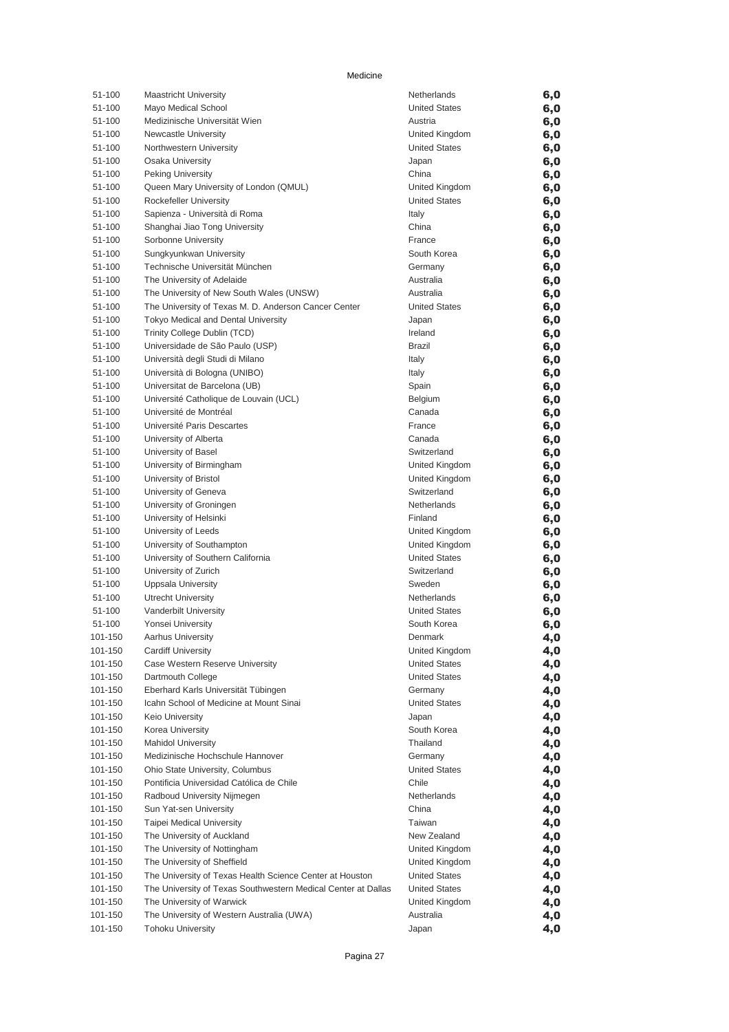Medicine

| | | | |
|---|---|---|---|
| 51-100 | Maastricht University | Netherlands | 6,0 |
| 51-100 | Mayo Medical School | United States | 6,0 |
| 51-100 | Medizinische Universität Wien | Austria | 6,0 |
| 51-100 | Newcastle University | United Kingdom | 6,0 |
| 51-100 | Northwestern University | United States | 6,0 |
| 51-100 | Osaka University | Japan | 6,0 |
| 51-100 | Peking University | China | 6,0 |
| 51-100 | Queen Mary University of London (QMUL) | United Kingdom | 6,0 |
| 51-100 | Rockefeller University | United States | 6,0 |
| 51-100 | Sapienza - Università di Roma | Italy | 6,0 |
| 51-100 | Shanghai Jiao Tong University | China | 6,0 |
| 51-100 | Sorbonne University | France | 6,0 |
| 51-100 | Sungkyunkwan University | South Korea | 6,0 |
| 51-100 | Technische Universität München | Germany | 6,0 |
| 51-100 | The University of Adelaide | Australia | 6,0 |
| 51-100 | The University of New South Wales (UNSW) | Australia | 6,0 |
| 51-100 | The University of Texas M. D. Anderson Cancer Center | United States | 6,0 |
| 51-100 | Tokyo Medical and Dental University | Japan | 6,0 |
| 51-100 | Trinity College Dublin (TCD) | Ireland | 6,0 |
| 51-100 | Universidade de São Paulo (USP) | Brazil | 6,0 |
| 51-100 | Università degli Studi di Milano | Italy | 6,0 |
| 51-100 | Università di Bologna (UNIBO) | Italy | 6,0 |
| 51-100 | Universitat de Barcelona (UB) | Spain | 6,0 |
| 51-100 | Université Catholique de Louvain (UCL) | Belgium | 6,0 |
| 51-100 | Université de Montréal | Canada | 6,0 |
| 51-100 | Université Paris Descartes | France | 6,0 |
| 51-100 | University of Alberta | Canada | 6,0 |
| 51-100 | University of Basel | Switzerland | 6,0 |
| 51-100 | University of Birmingham | United Kingdom | 6,0 |
| 51-100 | University of Bristol | United Kingdom | 6,0 |
| 51-100 | University of Geneva | Switzerland | 6,0 |
| 51-100 | University of Groningen | Netherlands | 6,0 |
| 51-100 | University of Helsinki | Finland | 6,0 |
| 51-100 | University of Leeds | United Kingdom | 6,0 |
| 51-100 | University of Southampton | United Kingdom | 6,0 |
| 51-100 | University of Southern California | United States | 6,0 |
| 51-100 | University of Zurich | Switzerland | 6,0 |
| 51-100 | Uppsala University | Sweden | 6,0 |
| 51-100 | Utrecht University | Netherlands | 6,0 |
| 51-100 | Vanderbilt University | United States | 6,0 |
| 51-100 | Yonsei University | South Korea | 6,0 |
| 101-150 | Aarhus University | Denmark | 4,0 |
| 101-150 | Cardiff University | United Kingdom | 4,0 |
| 101-150 | Case Western Reserve University | United States | 4,0 |
| 101-150 | Dartmouth College | United States | 4,0 |
| 101-150 | Eberhard Karls Universität Tübingen | Germany | 4,0 |
| 101-150 | Icahn School of Medicine at Mount Sinai | United States | 4,0 |
| 101-150 | Keio University | Japan | 4,0 |
| 101-150 | Korea University | South Korea | 4,0 |
| 101-150 | Mahidol University | Thailand | 4,0 |
| 101-150 | Medizinische Hochschule Hannover | Germany | 4,0 |
| 101-150 | Ohio State University, Columbus | United States | 4,0 |
| 101-150 | Pontificia Universidad Católica de Chile | Chile | 4,0 |
| 101-150 | Radboud University Nijmegen | Netherlands | 4,0 |
| 101-150 | Sun Yat-sen University | China | 4,0 |
| 101-150 | Taipei Medical University | Taiwan | 4,0 |
| 101-150 | The University of Auckland | New Zealand | 4,0 |
| 101-150 | The University of Nottingham | United Kingdom | 4,0 |
| 101-150 | The University of Sheffield | United Kingdom | 4,0 |
| 101-150 | The University of Texas Health Science Center at Houston | United States | 4,0 |
| 101-150 | The University of Texas Southwestern Medical Center at Dallas | United States | 4,0 |
| 101-150 | The University of Warwick | United Kingdom | 4,0 |
| 101-150 | The University of Western Australia (UWA) | Australia | 4,0 |
| 101-150 | Tohoku University | Japan | 4,0 |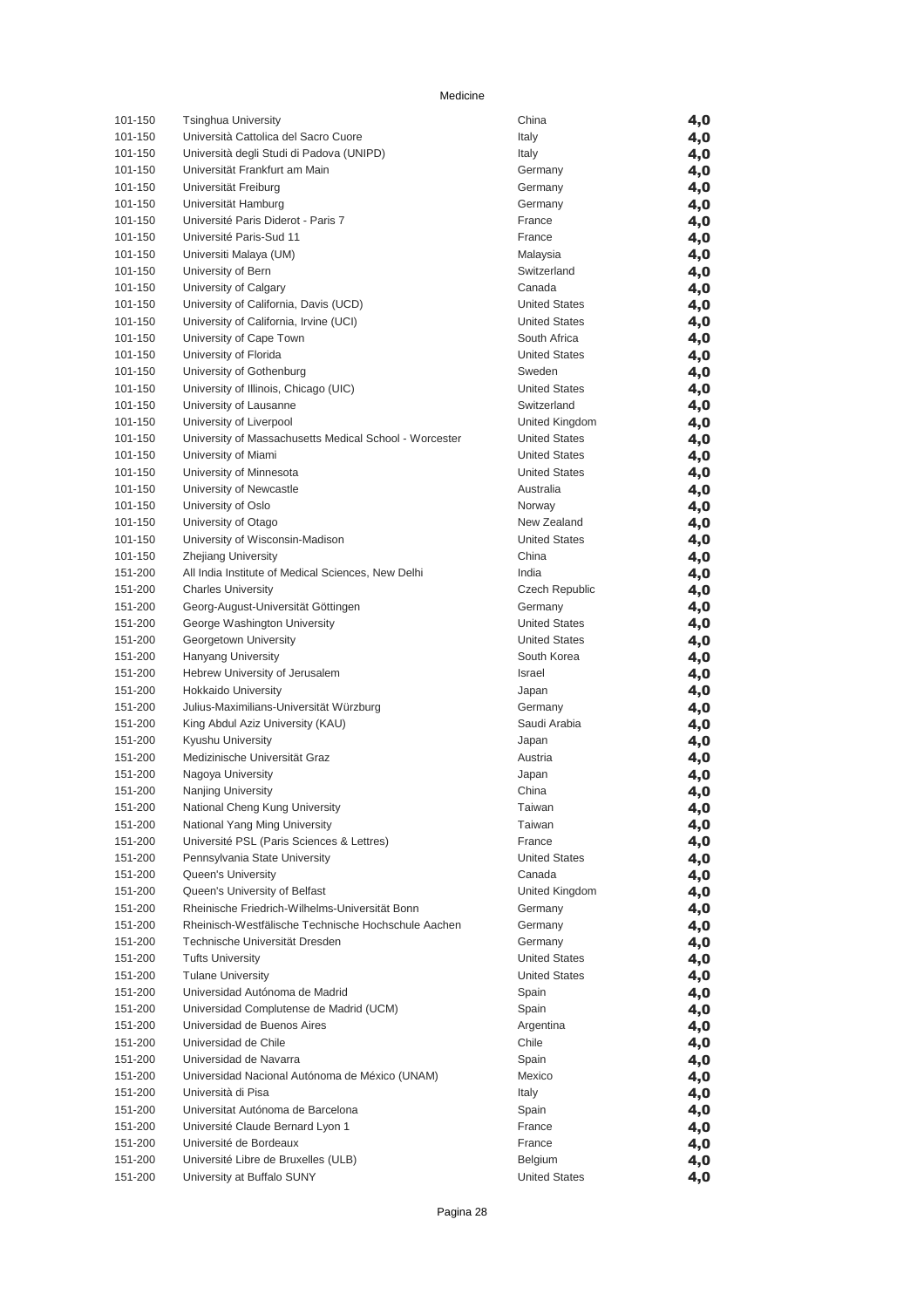Medicine

| | | | |
|---|---|---|---|
| 101-150 | Tsinghua University | China | 4,0 |
| 101-150 | Università Cattolica del Sacro Cuore | Italy | 4,0 |
| 101-150 | Università degli Studi di Padova (UNIPD) | Italy | 4,0 |
| 101-150 | Universität Frankfurt am Main | Germany | 4,0 |
| 101-150 | Universität Freiburg | Germany | 4,0 |
| 101-150 | Universität Hamburg | Germany | 4,0 |
| 101-150 | Université Paris Diderot - Paris 7 | France | 4,0 |
| 101-150 | Université Paris-Sud 11 | France | 4,0 |
| 101-150 | Universiti Malaya (UM) | Malaysia | 4,0 |
| 101-150 | University of Bern | Switzerland | 4,0 |
| 101-150 | University of Calgary | Canada | 4,0 |
| 101-150 | University of California, Davis (UCD) | United States | 4,0 |
| 101-150 | University of California, Irvine (UCI) | United States | 4,0 |
| 101-150 | University of Cape Town | South Africa | 4,0 |
| 101-150 | University of Florida | United States | 4,0 |
| 101-150 | University of Gothenburg | Sweden | 4,0 |
| 101-150 | University of Illinois, Chicago (UIC) | United States | 4,0 |
| 101-150 | University of Lausanne | Switzerland | 4,0 |
| 101-150 | University of Liverpool | United Kingdom | 4,0 |
| 101-150 | University of Massachusetts Medical School - Worcester | United States | 4,0 |
| 101-150 | University of Miami | United States | 4,0 |
| 101-150 | University of Minnesota | United States | 4,0 |
| 101-150 | University of Newcastle | Australia | 4,0 |
| 101-150 | University of Oslo | Norway | 4,0 |
| 101-150 | University of Otago | New Zealand | 4,0 |
| 101-150 | University of Wisconsin-Madison | United States | 4,0 |
| 101-150 | Zhejiang University | China | 4,0 |
| 151-200 | All India Institute of Medical Sciences, New Delhi | India | 4,0 |
| 151-200 | Charles University | Czech Republic | 4,0 |
| 151-200 | Georg-August-Universität Göttingen | Germany | 4,0 |
| 151-200 | George Washington University | United States | 4,0 |
| 151-200 | Georgetown University | United States | 4,0 |
| 151-200 | Hanyang University | South Korea | 4,0 |
| 151-200 | Hebrew University of Jerusalem | Israel | 4,0 |
| 151-200 | Hokkaido University | Japan | 4,0 |
| 151-200 | Julius-Maximilians-Universität Würzburg | Germany | 4,0 |
| 151-200 | King Abdul Aziz University (KAU) | Saudi Arabia | 4,0 |
| 151-200 | Kyushu University | Japan | 4,0 |
| 151-200 | Medizinische Universität Graz | Austria | 4,0 |
| 151-200 | Nagoya University | Japan | 4,0 |
| 151-200 | Nanjing University | China | 4,0 |
| 151-200 | National Cheng Kung University | Taiwan | 4,0 |
| 151-200 | National Yang Ming University | Taiwan | 4,0 |
| 151-200 | Université PSL (Paris Sciences & Lettres) | France | 4,0 |
| 151-200 | Pennsylvania State University | United States | 4,0 |
| 151-200 | Queen's University | Canada | 4,0 |
| 151-200 | Queen's University of Belfast | United Kingdom | 4,0 |
| 151-200 | Rheinische Friedrich-Wilhelms-Universität Bonn | Germany | 4,0 |
| 151-200 | Rheinisch-Westfälische Technische Hochschule Aachen | Germany | 4,0 |
| 151-200 | Technische Universität Dresden | Germany | 4,0 |
| 151-200 | Tufts University | United States | 4,0 |
| 151-200 | Tulane University | United States | 4,0 |
| 151-200 | Universidad Autónoma de Madrid | Spain | 4,0 |
| 151-200 | Universidad Complutense de Madrid (UCM) | Spain | 4,0 |
| 151-200 | Universidad de Buenos Aires | Argentina | 4,0 |
| 151-200 | Universidad de Chile | Chile | 4,0 |
| 151-200 | Universidad de Navarra | Spain | 4,0 |
| 151-200 | Universidad Nacional Autónoma de México (UNAM) | Mexico | 4,0 |
| 151-200 | Università di Pisa | Italy | 4,0 |
| 151-200 | Universitat Autónoma de Barcelona | Spain | 4,0 |
| 151-200 | Université Claude Bernard Lyon 1 | France | 4,0 |
| 151-200 | Université de Bordeaux | France | 4,0 |
| 151-200 | Université Libre de Bruxelles (ULB) | Belgium | 4,0 |
| 151-200 | University at Buffalo SUNY | United States | 4,0 |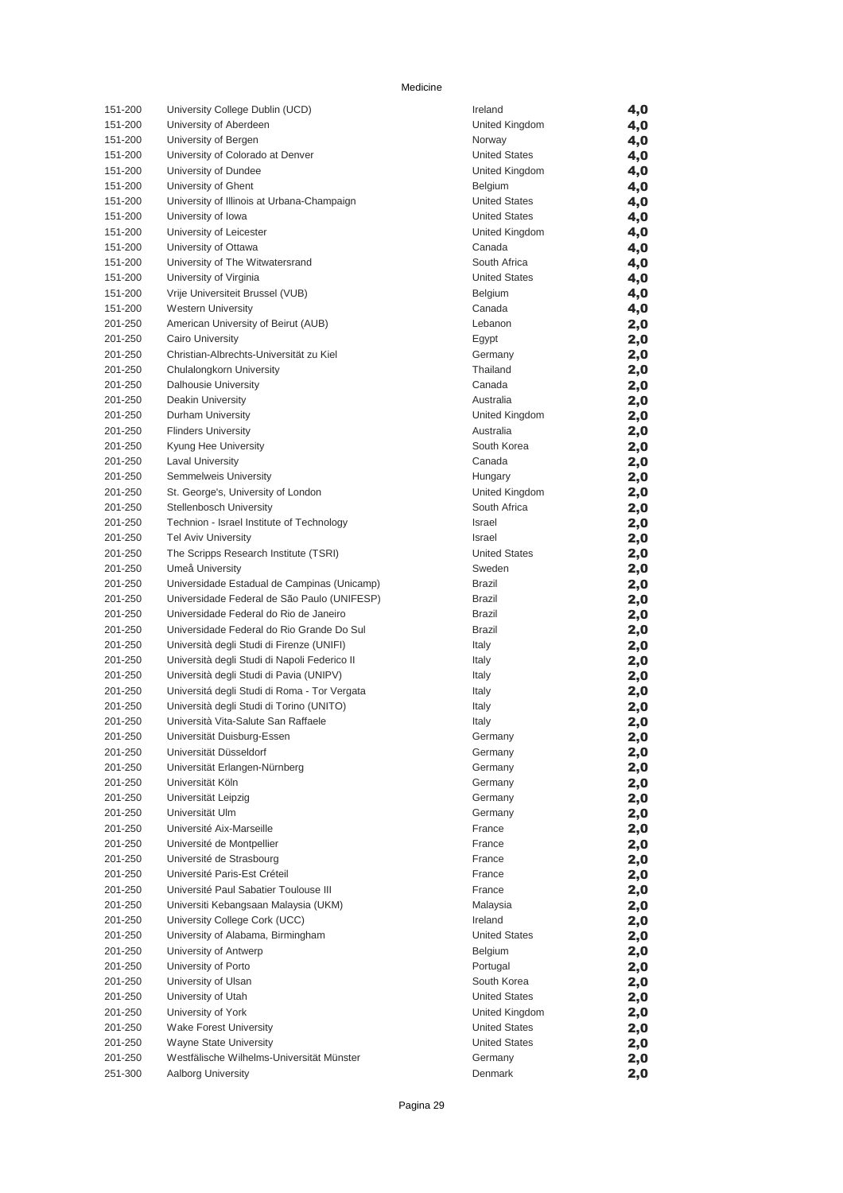Medicine

| | | | |
|---|---|---|---|
| 151-200 | University College Dublin (UCD) | Ireland | **4,0** |
| 151-200 | University of Aberdeen | United Kingdom | **4,0** |
| 151-200 | University of Bergen | Norway | **4,0** |
| 151-200 | University of Colorado at Denver | United States | **4,0** |
| 151-200 | University of Dundee | United Kingdom | **4,0** |
| 151-200 | University of Ghent | Belgium | **4,0** |
| 151-200 | University of Illinois at Urbana-Champaign | United States | **4,0** |
| 151-200 | University of Iowa | United States | **4,0** |
| 151-200 | University of Leicester | United Kingdom | **4,0** |
| 151-200 | University of Ottawa | Canada | **4,0** |
| 151-200 | University of The Witwatersrand | South Africa | **4,0** |
| 151-200 | University of Virginia | United States | **4,0** |
| 151-200 | Vrije Universiteit Brussel (VUB) | Belgium | **4,0** |
| 151-200 | Western University | Canada | **4,0** |
| 201-250 | American University of Beirut (AUB) | Lebanon | **2,0** |
| 201-250 | Cairo University | Egypt | **2,0** |
| 201-250 | Christian-Albrechts-Universität zu Kiel | Germany | **2,0** |
| 201-250 | Chulalongkorn University | Thailand | **2,0** |
| 201-250 | Dalhousie University | Canada | **2,0** |
| 201-250 | Deakin University | Australia | **2,0** |
| 201-250 | Durham University | United Kingdom | **2,0** |
| 201-250 | Flinders University | Australia | **2,0** |
| 201-250 | Kyung Hee University | South Korea | **2,0** |
| 201-250 | Laval University | Canada | **2,0** |
| 201-250 | Semmelweis University | Hungary | **2,0** |
| 201-250 | St. George's, University of London | United Kingdom | **2,0** |
| 201-250 | Stellenbosch University | South Africa | **2,0** |
| 201-250 | Technion - Israel Institute of Technology | Israel | **2,0** |
| 201-250 | Tel Aviv University | Israel | **2,0** |
| 201-250 | The Scripps Research Institute (TSRI) | United States | **2,0** |
| 201-250 | Umeå University | Sweden | **2,0** |
| 201-250 | Universidade Estadual de Campinas (Unicamp) | Brazil | **2,0** |
| 201-250 | Universidade Federal de São Paulo (UNIFESP) | Brazil | **2,0** |
| 201-250 | Universidade Federal do Rio de Janeiro | Brazil | **2,0** |
| 201-250 | Universidade Federal do Rio Grande Do Sul | Brazil | **2,0** |
| 201-250 | Università degli Studi di Firenze (UNIFI) | Italy | **2,0** |
| 201-250 | Università degli Studi di Napoli Federico II | Italy | **2,0** |
| 201-250 | Università degli Studi di Pavia (UNIPV) | Italy | **2,0** |
| 201-250 | Universitá degli Studi di Roma - Tor Vergata | Italy | **2,0** |
| 201-250 | Università degli Studi di Torino (UNITO) | Italy | **2,0** |
| 201-250 | Università Vita-Salute San Raffaele | Italy | **2,0** |
| 201-250 | Universität Duisburg-Essen | Germany | **2,0** |
| 201-250 | Universität Düsseldorf | Germany | **2,0** |
| 201-250 | Universität Erlangen-Nürnberg | Germany | **2,0** |
| 201-250 | Universität Köln | Germany | **2,0** |
| 201-250 | Universität Leipzig | Germany | **2,0** |
| 201-250 | Universität Ulm | Germany | **2,0** |
| 201-250 | Université Aix-Marseille | France | **2,0** |
| 201-250 | Université de Montpellier | France | **2,0** |
| 201-250 | Université de Strasbourg | France | **2,0** |
| 201-250 | Université Paris-Est Créteil | France | **2,0** |
| 201-250 | Université Paul Sabatier Toulouse III | France | **2,0** |
| 201-250 | Universiti Kebangsaan Malaysia (UKM) | Malaysia | **2,0** |
| 201-250 | University College Cork (UCC) | Ireland | **2,0** |
| 201-250 | University of Alabama, Birmingham | United States | **2,0** |
| 201-250 | University of Antwerp | Belgium | **2,0** |
| 201-250 | University of Porto | Portugal | **2,0** |
| 201-250 | University of Ulsan | South Korea | **2,0** |
| 201-250 | University of Utah | United States | **2,0** |
| 201-250 | University of York | United Kingdom | **2,0** |
| 201-250 | Wake Forest University | United States | **2,0** |
| 201-250 | Wayne State University | United States | **2,0** |
| 201-250 | Westfälische Wilhelms-Universität Münster | Germany | **2,0** |
| 251-300 | Aalborg University | Denmark | **2,0** |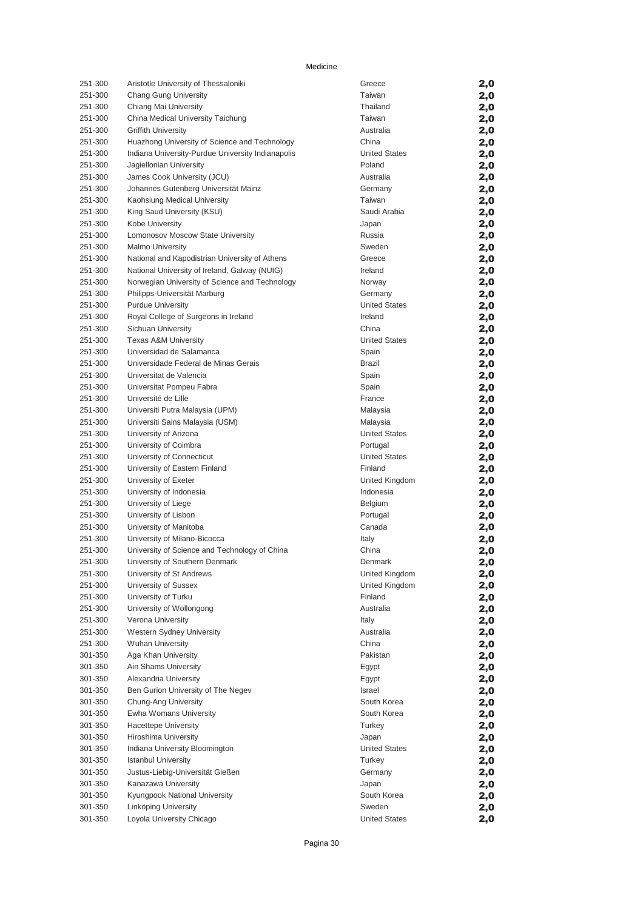Medicine

| | | | |
|---|---|---|---|
| 251-300 | Aristotle University of Thessaloniki | Greece | 2,0 |
| 251-300 | Chang Gung University | Taiwan | 2,0 |
| 251-300 | Chiang Mai University | Thailand | 2,0 |
| 251-300 | China Medical University Taichung | Taiwan | 2,0 |
| 251-300 | Griffith University | Australia | 2,0 |
| 251-300 | Huazhong University of Science and Technology | China | 2,0 |
| 251-300 | Indiana University-Purdue University Indianapolis | United States | 2,0 |
| 251-300 | Jagiellonian University | Poland | 2,0 |
| 251-300 | James Cook University (JCU) | Australia | 2,0 |
| 251-300 | Johannes Gutenberg Universität Mainz | Germany | 2,0 |
| 251-300 | Kaohsiung Medical University | Taiwan | 2,0 |
| 251-300 | King Saud University (KSU) | Saudi Arabia | 2,0 |
| 251-300 | Kobe University | Japan | 2,0 |
| 251-300 | Lomonosov Moscow State University | Russia | 2,0 |
| 251-300 | Malmo University | Sweden | 2,0 |
| 251-300 | National and Kapodistrian University of Athens | Greece | 2,0 |
| 251-300 | National University of Ireland, Galway (NUIG) | Ireland | 2,0 |
| 251-300 | Norwegian University of Science and Technology | Norway | 2,0 |
| 251-300 | Philipps-Universität Marburg | Germany | 2,0 |
| 251-300 | Purdue University | United States | 2,0 |
| 251-300 | Royal College of Surgeons in Ireland | Ireland | 2,0 |
| 251-300 | Sichuan University | China | 2,0 |
| 251-300 | Texas A&M University | United States | 2,0 |
| 251-300 | Universidad de Salamanca | Spain | 2,0 |
| 251-300 | Universidade Federal de Minas Gerais | Brazil | 2,0 |
| 251-300 | Universitat de Valencia | Spain | 2,0 |
| 251-300 | Universitat Pompeu Fabra | Spain | 2,0 |
| 251-300 | Université de Lille | France | 2,0 |
| 251-300 | Universiti Putra Malaysia (UPM) | Malaysia | 2,0 |
| 251-300 | Universiti Sains Malaysia (USM) | Malaysia | 2,0 |
| 251-300 | University of Arizona | United States | 2,0 |
| 251-300 | University of Coimbra | Portugal | 2,0 |
| 251-300 | University of Connecticut | United States | 2,0 |
| 251-300 | University of Eastern Finland | Finland | 2,0 |
| 251-300 | University of Exeter | United Kingdom | 2,0 |
| 251-300 | University of Indonesia | Indonesia | 2,0 |
| 251-300 | University of Liege | Belgium | 2,0 |
| 251-300 | University of Lisbon | Portugal | 2,0 |
| 251-300 | University of Manitoba | Canada | 2,0 |
| 251-300 | University of Milano-Bicocca | Italy | 2,0 |
| 251-300 | University of Science and Technology of China | China | 2,0 |
| 251-300 | University of Southern Denmark | Denmark | 2,0 |
| 251-300 | University of St Andrews | United Kingdom | 2,0 |
| 251-300 | University of Sussex | United Kingdom | 2,0 |
| 251-300 | University of Turku | Finland | 2,0 |
| 251-300 | University of Wollongong | Australia | 2,0 |
| 251-300 | Verona University | Italy | 2,0 |
| 251-300 | Western Sydney University | Australia | 2,0 |
| 251-300 | Wuhan University | China | 2,0 |
| 301-350 | Aga Khan University | Pakistan | 2,0 |
| 301-350 | Ain Shams University | Egypt | 2,0 |
| 301-350 | Alexandria University | Egypt | 2,0 |
| 301-350 | Ben Gurion University of The Negev | Israel | 2,0 |
| 301-350 | Chung-Ang University | South Korea | 2,0 |
| 301-350 | Ewha Womans University | South Korea | 2,0 |
| 301-350 | Hacettepe University | Turkey | 2,0 |
| 301-350 | Hiroshima University | Japan | 2,0 |
| 301-350 | Indiana University Bloomington | United States | 2,0 |
| 301-350 | Istanbul University | Turkey | 2,0 |
| 301-350 | Justus-Liebig-Universität Gießen | Germany | 2,0 |
| 301-350 | Kanazawa University | Japan | 2,0 |
| 301-350 | Kyungpook National University | South Korea | 2,0 |
| 301-350 | Linköping University | Sweden | 2,0 |
| 301-350 | Loyola University Chicago | United States | 2,0 |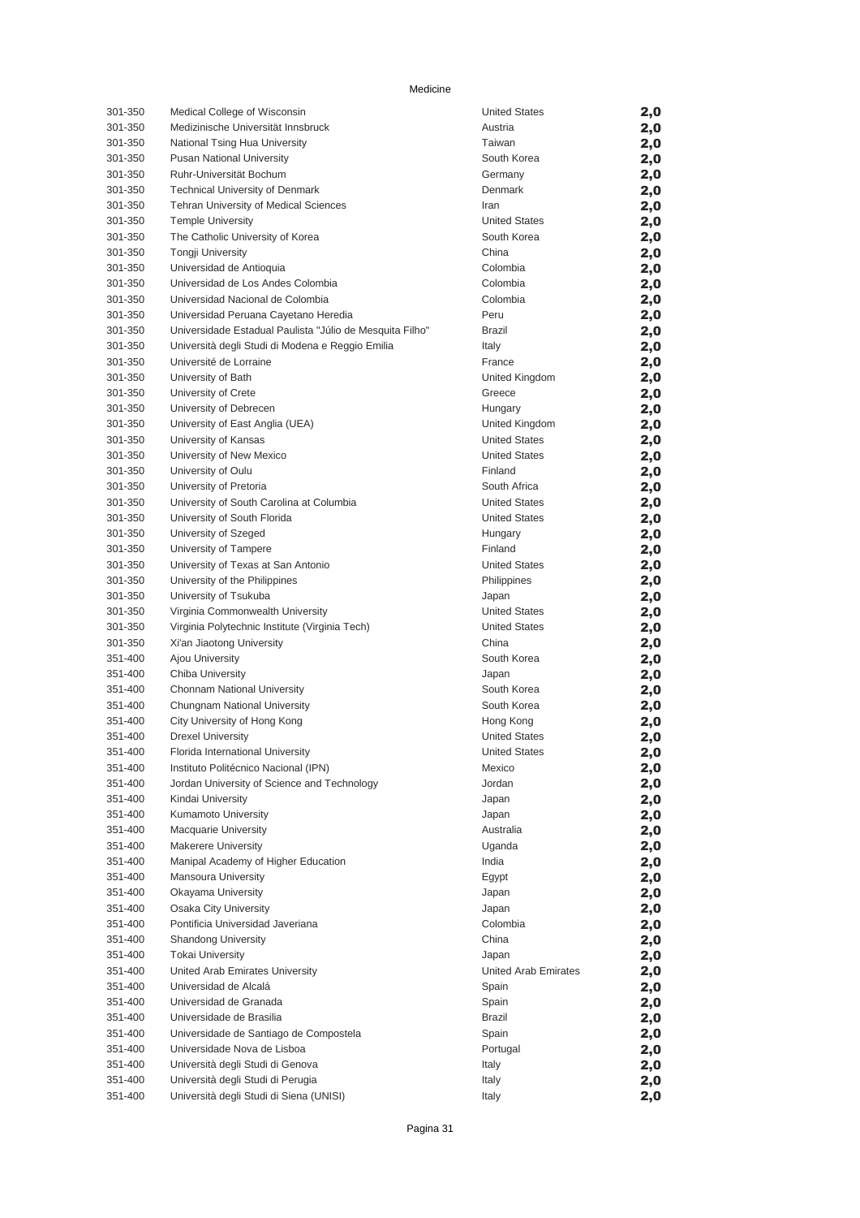Medicine

| | | | |
|---|---|---|---|
| 301-350 | Medical College of Wisconsin | United States | 2,0 |
| 301-350 | Medizinische Universität Innsbruck | Austria | 2,0 |
| 301-350 | National Tsing Hua University | Taiwan | 2,0 |
| 301-350 | Pusan National University | South Korea | 2,0 |
| 301-350 | Ruhr-Universität Bochum | Germany | 2,0 |
| 301-350 | Technical University of Denmark | Denmark | 2,0 |
| 301-350 | Tehran University of Medical Sciences | Iran | 2,0 |
| 301-350 | Temple University | United States | 2,0 |
| 301-350 | The Catholic University of Korea | South Korea | 2,0 |
| 301-350 | Tongji University | China | 2,0 |
| 301-350 | Universidad de Antioquia | Colombia | 2,0 |
| 301-350 | Universidad de Los Andes Colombia | Colombia | 2,0 |
| 301-350 | Universidad Nacional de Colombia | Colombia | 2,0 |
| 301-350 | Universidad Peruana Cayetano Heredia | Peru | 2,0 |
| 301-350 | Universidade Estadual Paulista "Júlio de Mesquita Filho" | Brazil | 2,0 |
| 301-350 | Università degli Studi di Modena e Reggio Emilia | Italy | 2,0 |
| 301-350 | Université de Lorraine | France | 2,0 |
| 301-350 | University of Bath | United Kingdom | 2,0 |
| 301-350 | University of Crete | Greece | 2,0 |
| 301-350 | University of Debrecen | Hungary | 2,0 |
| 301-350 | University of East Anglia (UEA) | United Kingdom | 2,0 |
| 301-350 | University of Kansas | United States | 2,0 |
| 301-350 | University of New Mexico | United States | 2,0 |
| 301-350 | University of Oulu | Finland | 2,0 |
| 301-350 | University of Pretoria | South Africa | 2,0 |
| 301-350 | University of South Carolina at Columbia | United States | 2,0 |
| 301-350 | University of South Florida | United States | 2,0 |
| 301-350 | University of Szeged | Hungary | 2,0 |
| 301-350 | University of Tampere | Finland | 2,0 |
| 301-350 | University of Texas at San Antonio | United States | 2,0 |
| 301-350 | University of the Philippines | Philippines | 2,0 |
| 301-350 | University of Tsukuba | Japan | 2,0 |
| 301-350 | Virginia Commonwealth University | United States | 2,0 |
| 301-350 | Virginia Polytechnic Institute (Virginia Tech) | United States | 2,0 |
| 301-350 | Xi'an Jiaotong University | China | 2,0 |
| 351-400 | Ajou University | South Korea | 2,0 |
| 351-400 | Chiba University | Japan | 2,0 |
| 351-400 | Chonnam National University | South Korea | 2,0 |
| 351-400 | Chungnam National University | South Korea | 2,0 |
| 351-400 | City University of Hong Kong | Hong Kong | 2,0 |
| 351-400 | Drexel University | United States | 2,0 |
| 351-400 | Florida International University | United States | 2,0 |
| 351-400 | Instituto Politécnico Nacional (IPN) | Mexico | 2,0 |
| 351-400 | Jordan University of Science and Technology | Jordan | 2,0 |
| 351-400 | Kindai University | Japan | 2,0 |
| 351-400 | Kumamoto University | Japan | 2,0 |
| 351-400 | Macquarie University | Australia | 2,0 |
| 351-400 | Makerere University | Uganda | 2,0 |
| 351-400 | Manipal Academy of Higher Education | India | 2,0 |
| 351-400 | Mansoura University | Egypt | 2,0 |
| 351-400 | Okayama University | Japan | 2,0 |
| 351-400 | Osaka City University | Japan | 2,0 |
| 351-400 | Pontificia Universidad Javeriana | Colombia | 2,0 |
| 351-400 | Shandong University | China | 2,0 |
| 351-400 | Tokai University | Japan | 2,0 |
| 351-400 | United Arab Emirates University | United Arab Emirates | 2,0 |
| 351-400 | Universidad de Alcalá | Spain | 2,0 |
| 351-400 | Universidad de Granada | Spain | 2,0 |
| 351-400 | Universidade de Brasilia | Brazil | 2,0 |
| 351-400 | Universidade de Santiago de Compostela | Spain | 2,0 |
| 351-400 | Universidade Nova de Lisboa | Portugal | 2,0 |
| 351-400 | Università degli Studi di Genova | Italy | 2,0 |
| 351-400 | Università degli Studi di Perugia | Italy | 2,0 |
| 351-400 | Università degli Studi di Siena (UNISI) | Italy | 2,0 |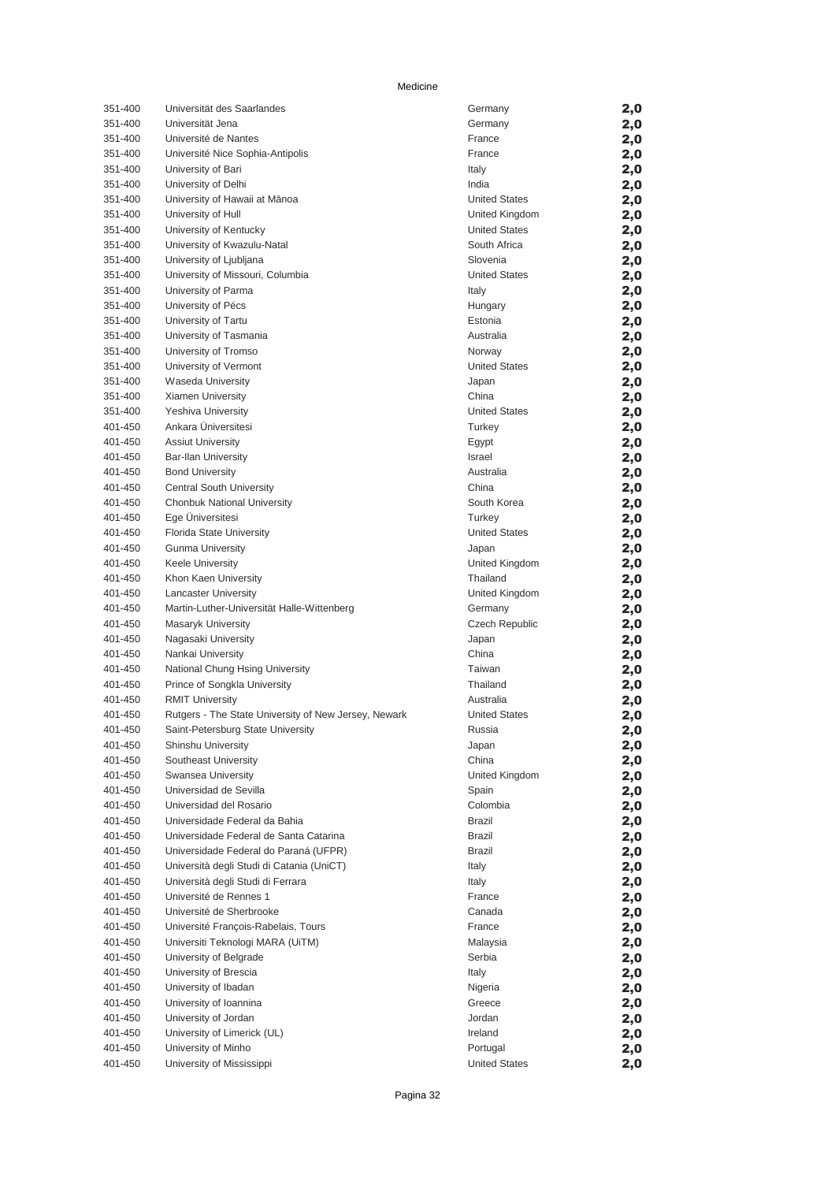Medicine

| | | | |
|---|---|---|---|
| 351-400 | Universität des Saarlandes | Germany | 2,0 |
| 351-400 | Universität Jena | Germany | 2,0 |
| 351-400 | Université de Nantes | France | 2,0 |
| 351-400 | Université Nice Sophia-Antipolis | France | 2,0 |
| 351-400 | University of Bari | Italy | 2,0 |
| 351-400 | University of Delhi | India | 2,0 |
| 351-400 | University of Hawaii at Mānoa | United States | 2,0 |
| 351-400 | University of Hull | United Kingdom | 2,0 |
| 351-400 | University of Kentucky | United States | 2,0 |
| 351-400 | University of Kwazulu-Natal | South Africa | 2,0 |
| 351-400 | University of Ljubljana | Slovenia | 2,0 |
| 351-400 | University of Missouri, Columbia | United States | 2,0 |
| 351-400 | University of Parma | Italy | 2,0 |
| 351-400 | University of Pécs | Hungary | 2,0 |
| 351-400 | University of Tartu | Estonia | 2,0 |
| 351-400 | University of Tasmania | Australia | 2,0 |
| 351-400 | University of Tromso | Norway | 2,0 |
| 351-400 | University of Vermont | United States | 2,0 |
| 351-400 | Waseda University | Japan | 2,0 |
| 351-400 | Xiamen University | China | 2,0 |
| 351-400 | Yeshiva University | United States | 2,0 |
| 401-450 | Ankara Üniversitesi | Turkey | 2,0 |
| 401-450 | Assiut University | Egypt | 2,0 |
| 401-450 | Bar-Ilan University | Israel | 2,0 |
| 401-450 | Bond University | Australia | 2,0 |
| 401-450 | Central South University | China | 2,0 |
| 401-450 | Chonbuk National University | South Korea | 2,0 |
| 401-450 | Ege Üniversitesi | Turkey | 2,0 |
| 401-450 | Florida State University | United States | 2,0 |
| 401-450 | Gunma University | Japan | 2,0 |
| 401-450 | Keele University | United Kingdom | 2,0 |
| 401-450 | Khon Kaen University | Thailand | 2,0 |
| 401-450 | Lancaster University | United Kingdom | 2,0 |
| 401-450 | Martin-Luther-Universität Halle-Wittenberg | Germany | 2,0 |
| 401-450 | Masaryk University | Czech Republic | 2,0 |
| 401-450 | Nagasaki University | Japan | 2,0 |
| 401-450 | Nankai University | China | 2,0 |
| 401-450 | National Chung Hsing University | Taiwan | 2,0 |
| 401-450 | Prince of Songkla University | Thailand | 2,0 |
| 401-450 | RMIT University | Australia | 2,0 |
| 401-450 | Rutgers - The State University of New Jersey, Newark | United States | 2,0 |
| 401-450 | Saint-Petersburg State University | Russia | 2,0 |
| 401-450 | Shinshu University | Japan | 2,0 |
| 401-450 | Southeast University | China | 2,0 |
| 401-450 | Swansea University | United Kingdom | 2,0 |
| 401-450 | Universidad de Sevilla | Spain | 2,0 |
| 401-450 | Universidad del Rosario | Colombia | 2,0 |
| 401-450 | Universidade Federal da Bahia | Brazil | 2,0 |
| 401-450 | Universidade Federal de Santa Catarina | Brazil | 2,0 |
| 401-450 | Universidade Federal do Paraná (UFPR) | Brazil | 2,0 |
| 401-450 | Università degli Studi di Catania (UniCT) | Italy | 2,0 |
| 401-450 | Università degli Studi di Ferrara | Italy | 2,0 |
| 401-450 | Université de Rennes 1 | France | 2,0 |
| 401-450 | Université de Sherbrooke | Canada | 2,0 |
| 401-450 | Université François-Rabelais, Tours | France | 2,0 |
| 401-450 | Universiti Teknologi MARA (UiTM) | Malaysia | 2,0 |
| 401-450 | University of Belgrade | Serbia | 2,0 |
| 401-450 | University of Brescia | Italy | 2,0 |
| 401-450 | University of Ibadan | Nigeria | 2,0 |
| 401-450 | University of Ioannina | Greece | 2,0 |
| 401-450 | University of Jordan | Jordan | 2,0 |
| 401-450 | University of Limerick (UL) | Ireland | 2,0 |
| 401-450 | University of Minho | Portugal | 2,0 |
| 401-450 | University of Mississippi | United States | 2,0 |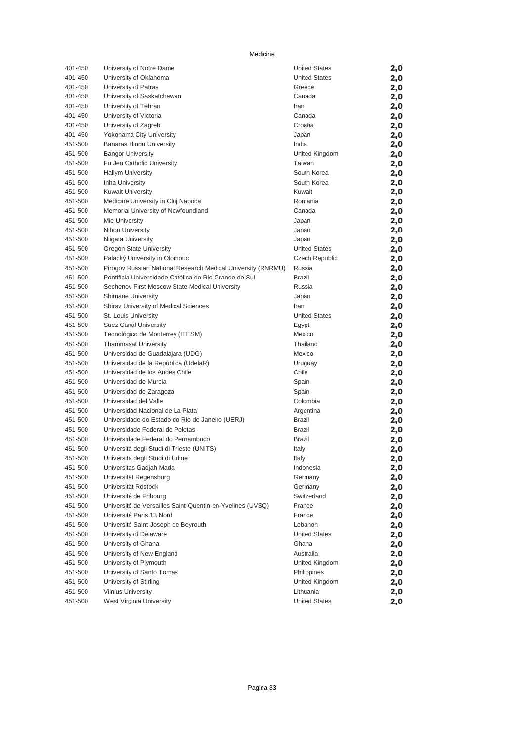Medicine

| | | | |
|---|---|---|---|
| 401-450 | University of Notre Dame | United States | 2,0 |
| 401-450 | University of Oklahoma | United States | 2,0 |
| 401-450 | University of Patras | Greece | 2,0 |
| 401-450 | University of Saskatchewan | Canada | 2,0 |
| 401-450 | University of Tehran | Iran | 2,0 |
| 401-450 | University of Victoria | Canada | 2,0 |
| 401-450 | University of Zagreb | Croatia | 2,0 |
| 401-450 | Yokohama City University | Japan | 2,0 |
| 451-500 | Banaras Hindu University | India | 2,0 |
| 451-500 | Bangor University | United Kingdom | 2,0 |
| 451-500 | Fu Jen Catholic University | Taiwan | 2,0 |
| 451-500 | Hallym University | South Korea | 2,0 |
| 451-500 | Inha University | South Korea | 2,0 |
| 451-500 | Kuwait University | Kuwait | 2,0 |
| 451-500 | Medicine University in Cluj Napoca | Romania | 2,0 |
| 451-500 | Memorial University of Newfoundland | Canada | 2,0 |
| 451-500 | Mie University | Japan | 2,0 |
| 451-500 | Nihon University | Japan | 2,0 |
| 451-500 | Niigata University | Japan | 2,0 |
| 451-500 | Oregon State University | United States | 2,0 |
| 451-500 | Palacký University in Olomouc | Czech Republic | 2,0 |
| 451-500 | Pirogov Russian National Research Medical University (RNRMU) | Russia | 2,0 |
| 451-500 | Pontificia Universidade Católica do Rio Grande do Sul | Brazil | 2,0 |
| 451-500 | Sechenov First Moscow State Medical University | Russia | 2,0 |
| 451-500 | Shimane University | Japan | 2,0 |
| 451-500 | Shiraz University of Medical Sciences | Iran | 2,0 |
| 451-500 | St. Louis University | United States | 2,0 |
| 451-500 | Suez Canal University | Egypt | 2,0 |
| 451-500 | Tecnológico de Monterrey (ITESM) | Mexico | 2,0 |
| 451-500 | Thammasat University | Thailand | 2,0 |
| 451-500 | Universidad de Guadalajara (UDG) | Mexico | 2,0 |
| 451-500 | Universidad de la República (UdelaR) | Uruguay | 2,0 |
| 451-500 | Universidad de los Andes Chile | Chile | 2,0 |
| 451-500 | Universidad de Murcia | Spain | 2,0 |
| 451-500 | Universidad de Zaragoza | Spain | 2,0 |
| 451-500 | Universidad del Valle | Colombia | 2,0 |
| 451-500 | Universidad Nacional de La Plata | Argentina | 2,0 |
| 451-500 | Universidade do Estado do Rio de Janeiro (UERJ) | Brazil | 2,0 |
| 451-500 | Universidade Federal de Pelotas | Brazil | 2,0 |
| 451-500 | Universidade Federal do Pernambuco | Brazil | 2,0 |
| 451-500 | Università degli Studi di Trieste (UNITS) | Italy | 2,0 |
| 451-500 | Universita degli Studi di Udine | Italy | 2,0 |
| 451-500 | Universitas Gadjah Mada | Indonesia | 2,0 |
| 451-500 | Universität Regensburg | Germany | 2,0 |
| 451-500 | Universität Rostock | Germany | 2,0 |
| 451-500 | Université de Fribourg | Switzerland | 2,0 |
| 451-500 | Université de Versailles Saint-Quentin-en-Yvelines (UVSQ) | France | 2,0 |
| 451-500 | Université Paris 13 Nord | France | 2,0 |
| 451-500 | Université Saint-Joseph de Beyrouth | Lebanon | 2,0 |
| 451-500 | University of Delaware | United States | 2,0 |
| 451-500 | University of Ghana | Ghana | 2,0 |
| 451-500 | University of New England | Australia | 2,0 |
| 451-500 | University of Plymouth | United Kingdom | 2,0 |
| 451-500 | University of Santo Tomas | Philippines | 2,0 |
| 451-500 | University of Stirling | United Kingdom | 2,0 |
| 451-500 | Vilnius University | Lithuania | 2,0 |
| 451-500 | West Virginia University | United States | 2,0 |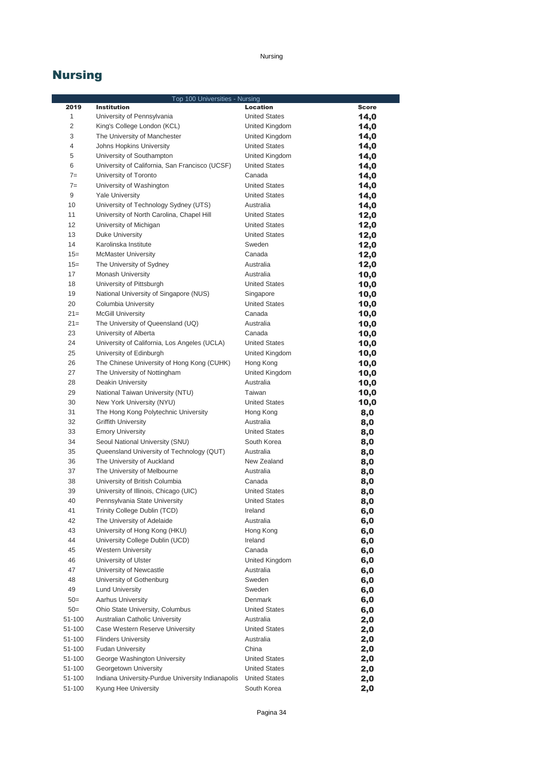# Nursing

| Top 100 Universities - Nursing | | | |
|---|---|---|---|
| **2019** | **Institution** | **Location** | **Score** |
| 1 | University of Pennsylvania | United States | **14,0** |
| 2 | King's College London (KCL) | United Kingdom | **14,0** |
| 3 | The University of Manchester | United Kingdom | **14,0** |
| 4 | Johns Hopkins University | United States | **14,0** |
| 5 | University of Southampton | United Kingdom | **14,0** |
| 6 | University of California, San Francisco (UCSF) | United States | **14,0** |
| 7= | University of Toronto | Canada | **14,0** |
| 7= | University of Washington | United States | **14,0** |
| 9 | Yale University | United States | **14,0** |
| 10 | University of Technology Sydney (UTS) | Australia | **14,0** |
| 11 | University of North Carolina, Chapel Hill | United States | **12,0** |
| 12 | University of Michigan | United States | **12,0** |
| 13 | Duke University | United States | **12,0** |
| 14 | Karolinska Institute | Sweden | **12,0** |
| 15= | McMaster University | Canada | **12,0** |
| 15= | The University of Sydney | Australia | **12,0** |
| 17 | Monash University | Australia | **10,0** |
| 18 | University of Pittsburgh | United States | **10,0** |
| 19 | National University of Singapore (NUS) | Singapore | **10,0** |
| 20 | Columbia University | United States | **10,0** |
| 21= | McGill University | Canada | **10,0** |
| 21= | The University of Queensland (UQ) | Australia | **10,0** |
| 23 | University of Alberta | Canada | **10,0** |
| 24 | University of California, Los Angeles (UCLA) | United States | **10,0** |
| 25 | University of Edinburgh | United Kingdom | **10,0** |
| 26 | The Chinese University of Hong Kong (CUHK) | Hong Kong | **10,0** |
| 27 | The University of Nottingham | United Kingdom | **10,0** |
| 28 | Deakin University | Australia | **10,0** |
| 29 | National Taiwan University (NTU) | Taiwan | **10,0** |
| 30 | New York University (NYU) | United States | **10,0** |
| 31 | The Hong Kong Polytechnic University | Hong Kong | **8,0** |
| 32 | Griffith University | Australia | **8,0** |
| 33 | Emory University | United States | **8,0** |
| 34 | Seoul National University (SNU) | South Korea | **8,0** |
| 35 | Queensland University of Technology (QUT) | Australia | **8,0** |
| 36 | The University of Auckland | New Zealand | **8,0** |
| 37 | The University of Melbourne | Australia | **8,0** |
| 38 | University of British Columbia | Canada | **8,0** |
| 39 | University of Illinois, Chicago (UIC) | United States | **8,0** |
| 40 | Pennsylvania State University | United States | **8,0** |
| 41 | Trinity College Dublin (TCD) | Ireland | **6,0** |
| 42 | The University of Adelaide | Australia | **6,0** |
| 43 | University of Hong Kong (HKU) | Hong Kong | **6,0** |
| 44 | University College Dublin (UCD) | Ireland | **6,0** |
| 45 | Western University | Canada | **6,0** |
| 46 | University of Ulster | United Kingdom | **6,0** |
| 47 | University of Newcastle | Australia | **6,0** |
| 48 | University of Gothenburg | Sweden | **6,0** |
| 49 | Lund University | Sweden | **6,0** |
| 50= | Aarhus University | Denmark | **6,0** |
| 50= | Ohio State University, Columbus | United States | **6,0** |
| 51-100 | Australian Catholic University | Australia | **2,0** |
| 51-100 | Case Western Reserve University | United States | **2,0** |
| 51-100 | Flinders University | Australia | **2,0** |
| 51-100 | Fudan University | China | **2,0** |
| 51-100 | George Washington University | United States | **2,0** |
| 51-100 | Georgetown University | United States | **2,0** |
| 51-100 | Indiana University-Purdue University Indianapolis | United States | **2,0** |
| 51-100 | Kyung Hee University | South Korea | **2,0** |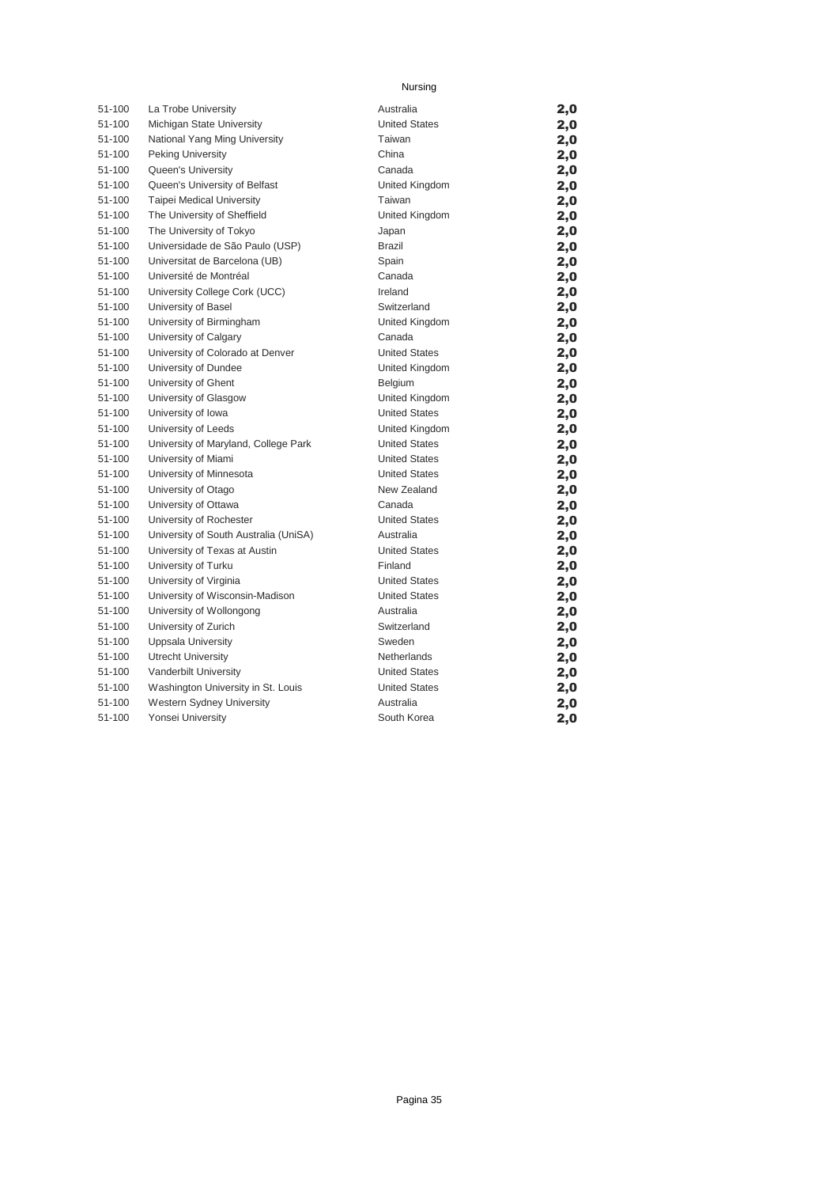Nursing

| | | | |
|---|---|---|---|
| 51-100 | La Trobe University | Australia | **2,0** |
| 51-100 | Michigan State University | United States | **2,0** |
| 51-100 | National Yang Ming University | Taiwan | **2,0** |
| 51-100 | Peking University | China | **2,0** |
| 51-100 | Queen's University | Canada | **2,0** |
| 51-100 | Queen's University of Belfast | United Kingdom | **2,0** |
| 51-100 | Taipei Medical University | Taiwan | **2,0** |
| 51-100 | The University of Sheffield | United Kingdom | **2,0** |
| 51-100 | The University of Tokyo | Japan | **2,0** |
| 51-100 | Universidade de São Paulo (USP) | Brazil | **2,0** |
| 51-100 | Universitat de Barcelona (UB) | Spain | **2,0** |
| 51-100 | Université de Montréal | Canada | **2,0** |
| 51-100 | University College Cork (UCC) | Ireland | **2,0** |
| 51-100 | University of Basel | Switzerland | **2,0** |
| 51-100 | University of Birmingham | United Kingdom | **2,0** |
| 51-100 | University of Calgary | Canada | **2,0** |
| 51-100 | University of Colorado at Denver | United States | **2,0** |
| 51-100 | University of Dundee | United Kingdom | **2,0** |
| 51-100 | University of Ghent | Belgium | **2,0** |
| 51-100 | University of Glasgow | United Kingdom | **2,0** |
| 51-100 | University of Iowa | United States | **2,0** |
| 51-100 | University of Leeds | United Kingdom | **2,0** |
| 51-100 | University of Maryland, College Park | United States | **2,0** |
| 51-100 | University of Miami | United States | **2,0** |
| 51-100 | University of Minnesota | United States | **2,0** |
| 51-100 | University of Otago | New Zealand | **2,0** |
| 51-100 | University of Ottawa | Canada | **2,0** |
| 51-100 | University of Rochester | United States | **2,0** |
| 51-100 | University of South Australia (UniSA) | Australia | **2,0** |
| 51-100 | University of Texas at Austin | United States | **2,0** |
| 51-100 | University of Turku | Finland | **2,0** |
| 51-100 | University of Virginia | United States | **2,0** |
| 51-100 | University of Wisconsin-Madison | United States | **2,0** |
| 51-100 | University of Wollongong | Australia | **2,0** |
| 51-100 | University of Zurich | Switzerland | **2,0** |
| 51-100 | Uppsala University | Sweden | **2,0** |
| 51-100 | Utrecht University | Netherlands | **2,0** |
| 51-100 | Vanderbilt University | United States | **2,0** |
| 51-100 | Washington University in St. Louis | United States | **2,0** |
| 51-100 | Western Sydney University | Australia | **2,0** |
| 51-100 | Yonsei University | South Korea | **2,0** |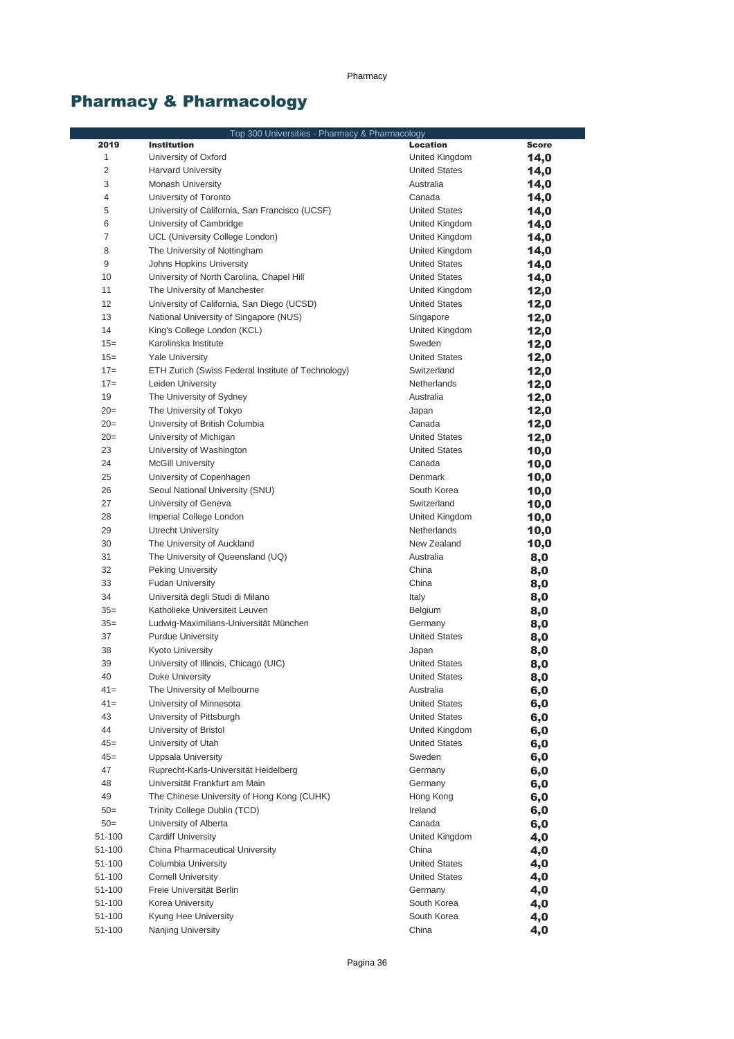# Pharmacy & Pharmacology

| Top 300 Universities - Pharmacy & Pharmacology | | | |
|---|---|---|---|
| **2019** | **Institution** | **Location** | **Score** |
| 1 | University of Oxford | United Kingdom | **14,0** |
| 2 | Harvard University | United States | **14,0** |
| 3 | Monash University | Australia | **14,0** |
| 4 | University of Toronto | Canada | **14,0** |
| 5 | University of California, San Francisco (UCSF) | United States | **14,0** |
| 6 | University of Cambridge | United Kingdom | **14,0** |
| 7 | UCL (University College London) | United Kingdom | **14,0** |
| 8 | The University of Nottingham | United Kingdom | **14,0** |
| 9 | Johns Hopkins University | United States | **14,0** |
| 10 | University of North Carolina, Chapel Hill | United States | **14,0** |
| 11 | The University of Manchester | United Kingdom | **12,0** |
| 12 | University of California, San Diego (UCSD) | United States | **12,0** |
| 13 | National University of Singapore (NUS) | Singapore | **12,0** |
| 14 | King's College London (KCL) | United Kingdom | **12,0** |
| 15= | Karolinska Institute | Sweden | **12,0** |
| 15= | Yale University | United States | **12,0** |
| 17= | ETH Zurich (Swiss Federal Institute of Technology) | Switzerland | **12,0** |
| 17= | Leiden University | Netherlands | **12,0** |
| 19 | The University of Sydney | Australia | **12,0** |
| 20= | The University of Tokyo | Japan | **12,0** |
| 20= | University of British Columbia | Canada | **12,0** |
| 20= | University of Michigan | United States | **12,0** |
| 23 | University of Washington | United States | **10,0** |
| 24 | McGill University | Canada | **10,0** |
| 25 | University of Copenhagen | Denmark | **10,0** |
| 26 | Seoul National University (SNU) | South Korea | **10,0** |
| 27 | University of Geneva | Switzerland | **10,0** |
| 28 | Imperial College London | United Kingdom | **10,0** |
| 29 | Utrecht University | Netherlands | **10,0** |
| 30 | The University of Auckland | New Zealand | **10,0** |
| 31 | The University of Queensland (UQ) | Australia | **8,0** |
| 32 | Peking University | China | **8,0** |
| 33 | Fudan University | China | **8,0** |
| 34 | Università degli Studi di Milano | Italy | **8,0** |
| 35= | Katholieke Universiteit Leuven | Belgium | **8,0** |
| 35= | Ludwig-Maximilians-Universität München | Germany | **8,0** |
| 37 | Purdue University | United States | **8,0** |
| 38 | Kyoto University | Japan | **8,0** |
| 39 | University of Illinois, Chicago (UIC) | United States | **8,0** |
| 40 | Duke University | United States | **8,0** |
| 41= | The University of Melbourne | Australia | **6,0** |
| 41= | University of Minnesota | United States | **6,0** |
| 43 | University of Pittsburgh | United States | **6,0** |
| 44 | University of Bristol | United Kingdom | **6,0** |
| 45= | University of Utah | United States | **6,0** |
| 45= | Uppsala University | Sweden | **6,0** |
| 47 | Ruprecht-Karls-Universität Heidelberg | Germany | **6,0** |
| 48 | Universität Frankfurt am Main | Germany | **6,0** |
| 49 | The Chinese University of Hong Kong (CUHK) | Hong Kong | **6,0** |
| 50= | Trinity College Dublin (TCD) | Ireland | **6,0** |
| 50= | University of Alberta | Canada | **6,0** |
| 51-100 | Cardiff University | United Kingdom | **4,0** |
| 51-100 | China Pharmaceutical University | China | **4,0** |
| 51-100 | Columbia University | United States | **4,0** |
| 51-100 | Cornell University | United States | **4,0** |
| 51-100 | Freie Universität Berlin | Germany | **4,0** |
| 51-100 | Korea University | South Korea | **4,0** |
| 51-100 | Kyung Hee University | South Korea | **4,0** |
| 51-100 | Nanjing University | China | **4,0** |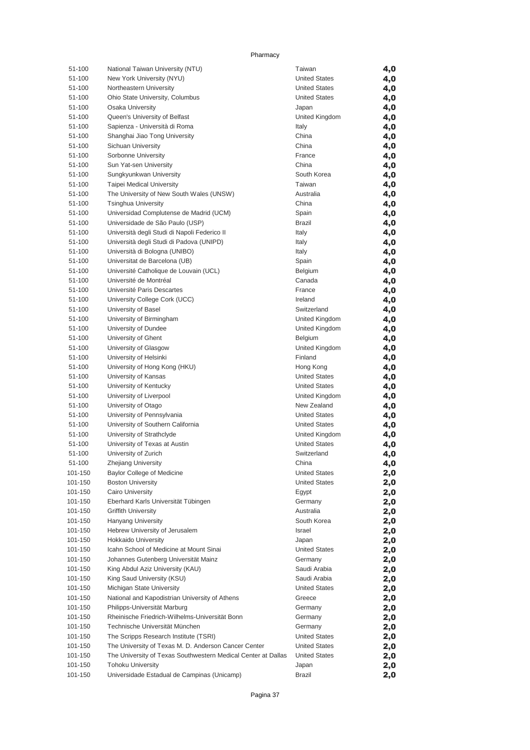Pharmacy

| | | | |
|---|---|---|---|
| 51-100 | National Taiwan University (NTU) | Taiwan | 4,0 |
| 51-100 | New York University (NYU) | United States | 4,0 |
| 51-100 | Northeastern University | United States | 4,0 |
| 51-100 | Ohio State University, Columbus | United States | 4,0 |
| 51-100 | Osaka University | Japan | 4,0 |
| 51-100 | Queen's University of Belfast | United Kingdom | 4,0 |
| 51-100 | Sapienza - Università di Roma | Italy | 4,0 |
| 51-100 | Shanghai Jiao Tong University | China | 4,0 |
| 51-100 | Sichuan University | China | 4,0 |
| 51-100 | Sorbonne University | France | 4,0 |
| 51-100 | Sun Yat-sen University | China | 4,0 |
| 51-100 | Sungkyunkwan University | South Korea | 4,0 |
| 51-100 | Taipei Medical University | Taiwan | 4,0 |
| 51-100 | The University of New South Wales (UNSW) | Australia | 4,0 |
| 51-100 | Tsinghua University | China | 4,0 |
| 51-100 | Universidad Complutense de Madrid (UCM) | Spain | 4,0 |
| 51-100 | Universidade de São Paulo (USP) | Brazil | 4,0 |
| 51-100 | Università degli Studi di Napoli Federico II | Italy | 4,0 |
| 51-100 | Università degli Studi di Padova (UNIPD) | Italy | 4,0 |
| 51-100 | Università di Bologna (UNIBO) | Italy | 4,0 |
| 51-100 | Universitat de Barcelona (UB) | Spain | 4,0 |
| 51-100 | Université Catholique de Louvain (UCL) | Belgium | 4,0 |
| 51-100 | Université de Montréal | Canada | 4,0 |
| 51-100 | Université Paris Descartes | France | 4,0 |
| 51-100 | University College Cork (UCC) | Ireland | 4,0 |
| 51-100 | University of Basel | Switzerland | 4,0 |
| 51-100 | University of Birmingham | United Kingdom | 4,0 |
| 51-100 | University of Dundee | United Kingdom | 4,0 |
| 51-100 | University of Ghent | Belgium | 4,0 |
| 51-100 | University of Glasgow | United Kingdom | 4,0 |
| 51-100 | University of Helsinki | Finland | 4,0 |
| 51-100 | University of Hong Kong (HKU) | Hong Kong | 4,0 |
| 51-100 | University of Kansas | United States | 4,0 |
| 51-100 | University of Kentucky | United States | 4,0 |
| 51-100 | University of Liverpool | United Kingdom | 4,0 |
| 51-100 | University of Otago | New Zealand | 4,0 |
| 51-100 | University of Pennsylvania | United States | 4,0 |
| 51-100 | University of Southern California | United States | 4,0 |
| 51-100 | University of Strathclyde | United Kingdom | 4,0 |
| 51-100 | University of Texas at Austin | United States | 4,0 |
| 51-100 | University of Zurich | Switzerland | 4,0 |
| 51-100 | Zhejiang University | China | 4,0 |
| 101-150 | Baylor College of Medicine | United States | 2,0 |
| 101-150 | Boston University | United States | 2,0 |
| 101-150 | Cairo University | Egypt | 2,0 |
| 101-150 | Eberhard Karls Universität Tübingen | Germany | 2,0 |
| 101-150 | Griffith University | Australia | 2,0 |
| 101-150 | Hanyang University | South Korea | 2,0 |
| 101-150 | Hebrew University of Jerusalem | Israel | 2,0 |
| 101-150 | Hokkaido University | Japan | 2,0 |
| 101-150 | Icahn School of Medicine at Mount Sinai | United States | 2,0 |
| 101-150 | Johannes Gutenberg Universität Mainz | Germany | 2,0 |
| 101-150 | King Abdul Aziz University (KAU) | Saudi Arabia | 2,0 |
| 101-150 | King Saud University (KSU) | Saudi Arabia | 2,0 |
| 101-150 | Michigan State University | United States | 2,0 |
| 101-150 | National and Kapodistrian University of Athens | Greece | 2,0 |
| 101-150 | Philipps-Universität Marburg | Germany | 2,0 |
| 101-150 | Rheinische Friedrich-Wilhelms-Universität Bonn | Germany | 2,0 |
| 101-150 | Technische Universität München | Germany | 2,0 |
| 101-150 | The Scripps Research Institute (TSRI) | United States | 2,0 |
| 101-150 | The University of Texas M. D. Anderson Cancer Center | United States | 2,0 |
| 101-150 | The University of Texas Southwestern Medical Center at Dallas | United States | 2,0 |
| 101-150 | Tohoku University | Japan | 2,0 |
| 101-150 | Universidade Estadual de Campinas (Unicamp) | Brazil | 2,0 |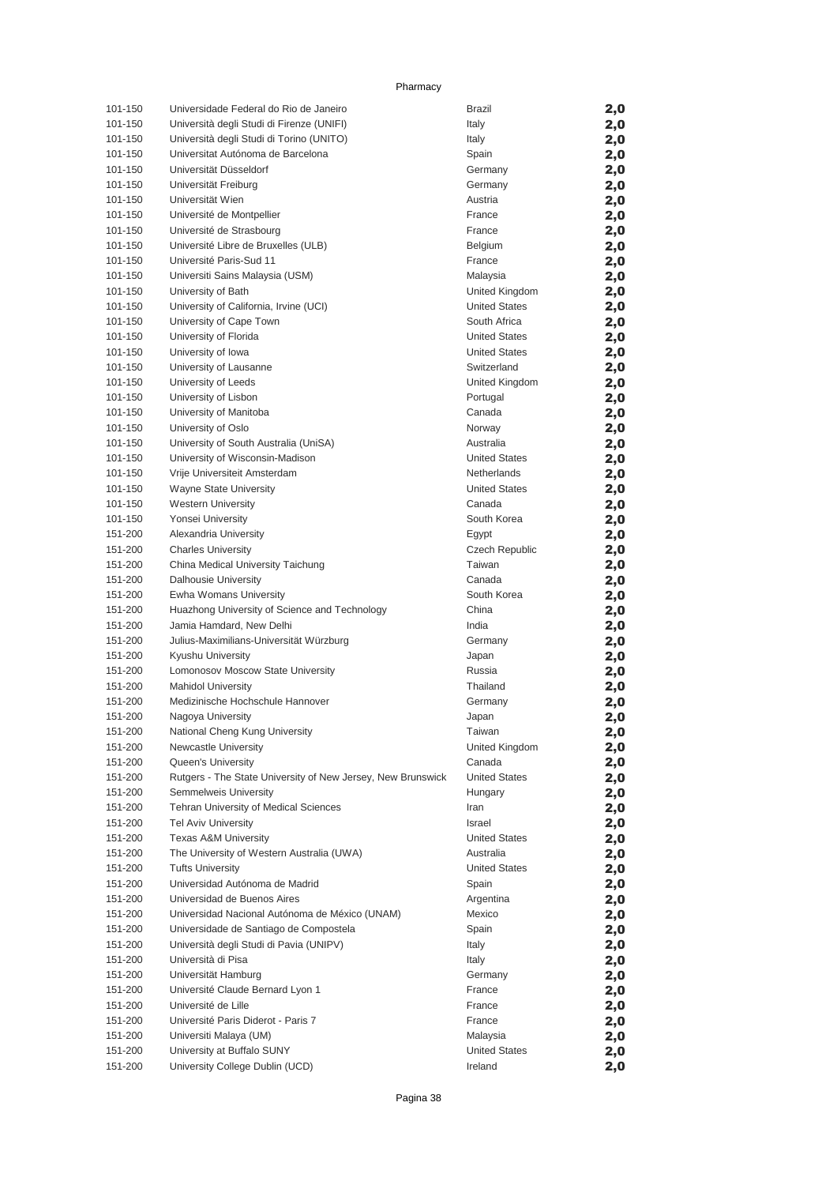Pharmacy

| | | | |
|---|---|---|---|
| 101-150 | Universidade Federal do Rio de Janeiro | Brazil | 2,0 |
| 101-150 | Università degli Studi di Firenze (UNIFI) | Italy | 2,0 |
| 101-150 | Università degli Studi di Torino (UNITO) | Italy | 2,0 |
| 101-150 | Universitat Autónoma de Barcelona | Spain | 2,0 |
| 101-150 | Universität Düsseldorf | Germany | 2,0 |
| 101-150 | Universität Freiburg | Germany | 2,0 |
| 101-150 | Universität Wien | Austria | 2,0 |
| 101-150 | Université de Montpellier | France | 2,0 |
| 101-150 | Université de Strasbourg | France | 2,0 |
| 101-150 | Université Libre de Bruxelles (ULB) | Belgium | 2,0 |
| 101-150 | Université Paris-Sud 11 | France | 2,0 |
| 101-150 | Universiti Sains Malaysia (USM) | Malaysia | 2,0 |
| 101-150 | University of Bath | United Kingdom | 2,0 |
| 101-150 | University of California, Irvine (UCI) | United States | 2,0 |
| 101-150 | University of Cape Town | South Africa | 2,0 |
| 101-150 | University of Florida | United States | 2,0 |
| 101-150 | University of Iowa | United States | 2,0 |
| 101-150 | University of Lausanne | Switzerland | 2,0 |
| 101-150 | University of Leeds | United Kingdom | 2,0 |
| 101-150 | University of Lisbon | Portugal | 2,0 |
| 101-150 | University of Manitoba | Canada | 2,0 |
| 101-150 | University of Oslo | Norway | 2,0 |
| 101-150 | University of South Australia (UniSA) | Australia | 2,0 |
| 101-150 | University of Wisconsin-Madison | United States | 2,0 |
| 101-150 | Vrije Universiteit Amsterdam | Netherlands | 2,0 |
| 101-150 | Wayne State University | United States | 2,0 |
| 101-150 | Western University | Canada | 2,0 |
| 101-150 | Yonsei University | South Korea | 2,0 |
| 151-200 | Alexandria University | Egypt | 2,0 |
| 151-200 | Charles University | Czech Republic | 2,0 |
| 151-200 | China Medical University Taichung | Taiwan | 2,0 |
| 151-200 | Dalhousie University | Canada | 2,0 |
| 151-200 | Ewha Womans University | South Korea | 2,0 |
| 151-200 | Huazhong University of Science and Technology | China | 2,0 |
| 151-200 | Jamia Hamdard, New Delhi | India | 2,0 |
| 151-200 | Julius-Maximilians-Universität Würzburg | Germany | 2,0 |
| 151-200 | Kyushu University | Japan | 2,0 |
| 151-200 | Lomonosov Moscow State University | Russia | 2,0 |
| 151-200 | Mahidol University | Thailand | 2,0 |
| 151-200 | Medizinische Hochschule Hannover | Germany | 2,0 |
| 151-200 | Nagoya University | Japan | 2,0 |
| 151-200 | National Cheng Kung University | Taiwan | 2,0 |
| 151-200 | Newcastle University | United Kingdom | 2,0 |
| 151-200 | Queen's University | Canada | 2,0 |
| 151-200 | Rutgers - The State University of New Jersey, New Brunswick | United States | 2,0 |
| 151-200 | Semmelweis University | Hungary | 2,0 |
| 151-200 | Tehran University of Medical Sciences | Iran | 2,0 |
| 151-200 | Tel Aviv University | Israel | 2,0 |
| 151-200 | Texas A&M University | United States | 2,0 |
| 151-200 | The University of Western Australia (UWA) | Australia | 2,0 |
| 151-200 | Tufts University | United States | 2,0 |
| 151-200 | Universidad Autónoma de Madrid | Spain | 2,0 |
| 151-200 | Universidad de Buenos Aires | Argentina | 2,0 |
| 151-200 | Universidad Nacional Autónoma de México (UNAM) | Mexico | 2,0 |
| 151-200 | Universidade de Santiago de Compostela | Spain | 2,0 |
| 151-200 | Università degli Studi di Pavia (UNIPV) | Italy | 2,0 |
| 151-200 | Università di Pisa | Italy | 2,0 |
| 151-200 | Universität Hamburg | Germany | 2,0 |
| 151-200 | Université Claude Bernard Lyon 1 | France | 2,0 |
| 151-200 | Université de Lille | France | 2,0 |
| 151-200 | Université Paris Diderot - Paris 7 | France | 2,0 |
| 151-200 | Universiti Malaya (UM) | Malaysia | 2,0 |
| 151-200 | University at Buffalo SUNY | United States | 2,0 |
| 151-200 | University College Dublin (UCD) | Ireland | 2,0 |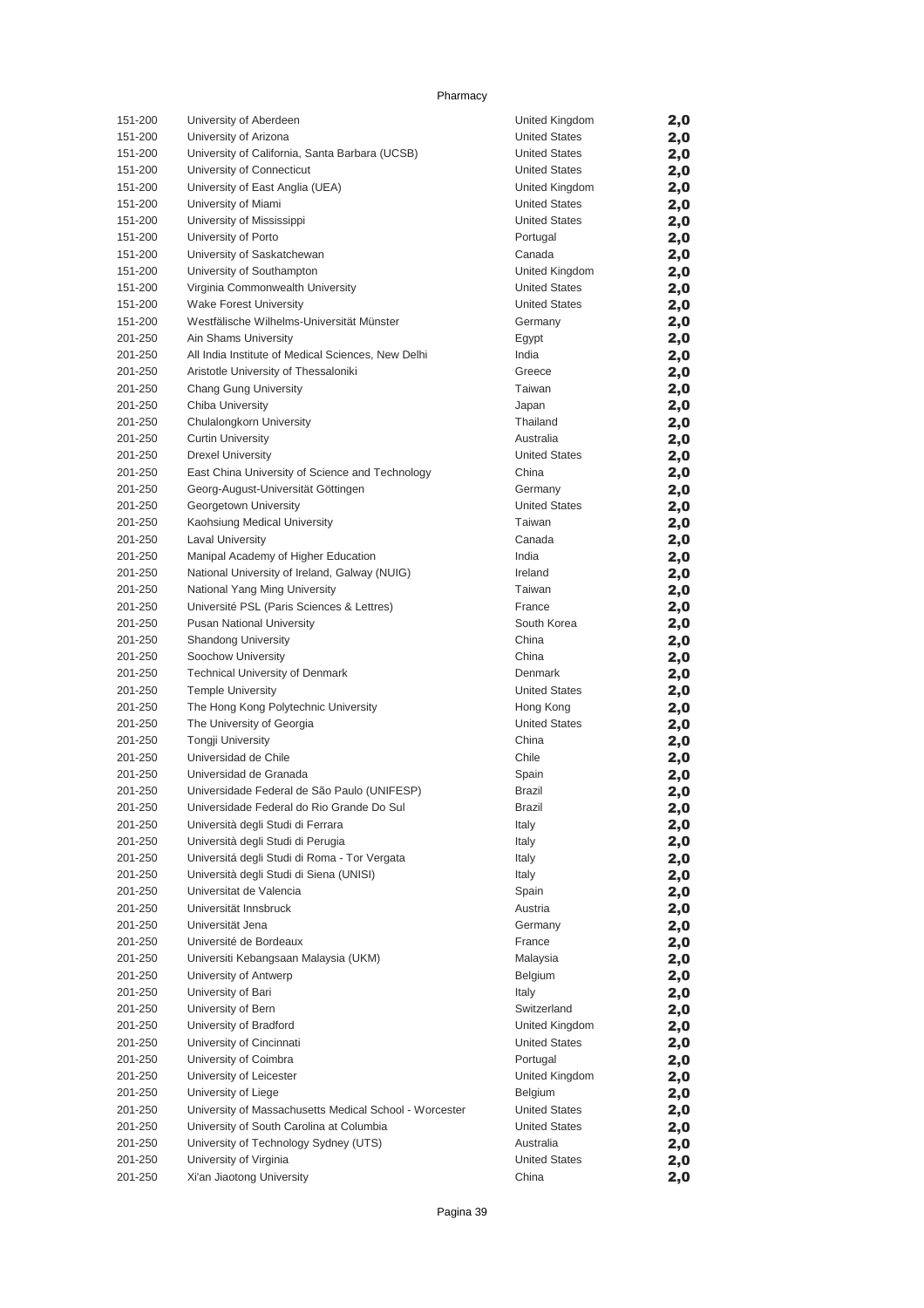Pharmacy

| | | | |
|---|---|---|---|
| 151-200 | University of Aberdeen | United Kingdom | 2,0 |
| 151-200 | University of Arizona | United States | 2,0 |
| 151-200 | University of California, Santa Barbara (UCSB) | United States | 2,0 |
| 151-200 | University of Connecticut | United States | 2,0 |
| 151-200 | University of East Anglia (UEA) | United Kingdom | 2,0 |
| 151-200 | University of Miami | United States | 2,0 |
| 151-200 | University of Mississippi | United States | 2,0 |
| 151-200 | University of Porto | Portugal | 2,0 |
| 151-200 | University of Saskatchewan | Canada | 2,0 |
| 151-200 | University of Southampton | United Kingdom | 2,0 |
| 151-200 | Virginia Commonwealth University | United States | 2,0 |
| 151-200 | Wake Forest University | United States | 2,0 |
| 151-200 | Westfälische Wilhelms-Universität Münster | Germany | 2,0 |
| 201-250 | Ain Shams University | Egypt | 2,0 |
| 201-250 | All India Institute of Medical Sciences, New Delhi | India | 2,0 |
| 201-250 | Aristotle University of Thessaloniki | Greece | 2,0 |
| 201-250 | Chang Gung University | Taiwan | 2,0 |
| 201-250 | Chiba University | Japan | 2,0 |
| 201-250 | Chulalongkorn University | Thailand | 2,0 |
| 201-250 | Curtin University | Australia | 2,0 |
| 201-250 | Drexel University | United States | 2,0 |
| 201-250 | East China University of Science and Technology | China | 2,0 |
| 201-250 | Georg-August-Universität Göttingen | Germany | 2,0 |
| 201-250 | Georgetown University | United States | 2,0 |
| 201-250 | Kaohsiung Medical University | Taiwan | 2,0 |
| 201-250 | Laval University | Canada | 2,0 |
| 201-250 | Manipal Academy of Higher Education | India | 2,0 |
| 201-250 | National University of Ireland, Galway (NUIG) | Ireland | 2,0 |
| 201-250 | National Yang Ming University | Taiwan | 2,0 |
| 201-250 | Université PSL (Paris Sciences & Lettres) | France | 2,0 |
| 201-250 | Pusan National University | South Korea | 2,0 |
| 201-250 | Shandong University | China | 2,0 |
| 201-250 | Soochow University | China | 2,0 |
| 201-250 | Technical University of Denmark | Denmark | 2,0 |
| 201-250 | Temple University | United States | 2,0 |
| 201-250 | The Hong Kong Polytechnic University | Hong Kong | 2,0 |
| 201-250 | The University of Georgia | United States | 2,0 |
| 201-250 | Tongji University | China | 2,0 |
| 201-250 | Universidad de Chile | Chile | 2,0 |
| 201-250 | Universidad de Granada | Spain | 2,0 |
| 201-250 | Universidade Federal de São Paulo (UNIFESP) | Brazil | 2,0 |
| 201-250 | Universidade Federal do Rio Grande Do Sul | Brazil | 2,0 |
| 201-250 | Università degli Studi di Ferrara | Italy | 2,0 |
| 201-250 | Università degli Studi di Perugia | Italy | 2,0 |
| 201-250 | Universitá degli Studi di Roma - Tor Vergata | Italy | 2,0 |
| 201-250 | Università degli Studi di Siena (UNISI) | Italy | 2,0 |
| 201-250 | Universitat de Valencia | Spain | 2,0 |
| 201-250 | Universität Innsbruck | Austria | 2,0 |
| 201-250 | Universität Jena | Germany | 2,0 |
| 201-250 | Université de Bordeaux | France | 2,0 |
| 201-250 | Universiti Kebangsaan Malaysia (UKM) | Malaysia | 2,0 |
| 201-250 | University of Antwerp | Belgium | 2,0 |
| 201-250 | University of Bari | Italy | 2,0 |
| 201-250 | University of Bern | Switzerland | 2,0 |
| 201-250 | University of Bradford | United Kingdom | 2,0 |
| 201-250 | University of Cincinnati | United States | 2,0 |
| 201-250 | University of Coimbra | Portugal | 2,0 |
| 201-250 | University of Leicester | United Kingdom | 2,0 |
| 201-250 | University of Liege | Belgium | 2,0 |
| 201-250 | University of Massachusetts Medical School - Worcester | United States | 2,0 |
| 201-250 | University of South Carolina at Columbia | United States | 2,0 |
| 201-250 | University of Technology Sydney (UTS) | Australia | 2,0 |
| 201-250 | University of Virginia | United States | 2,0 |
| 201-250 | Xi'an Jiaotong University | China | 2,0 |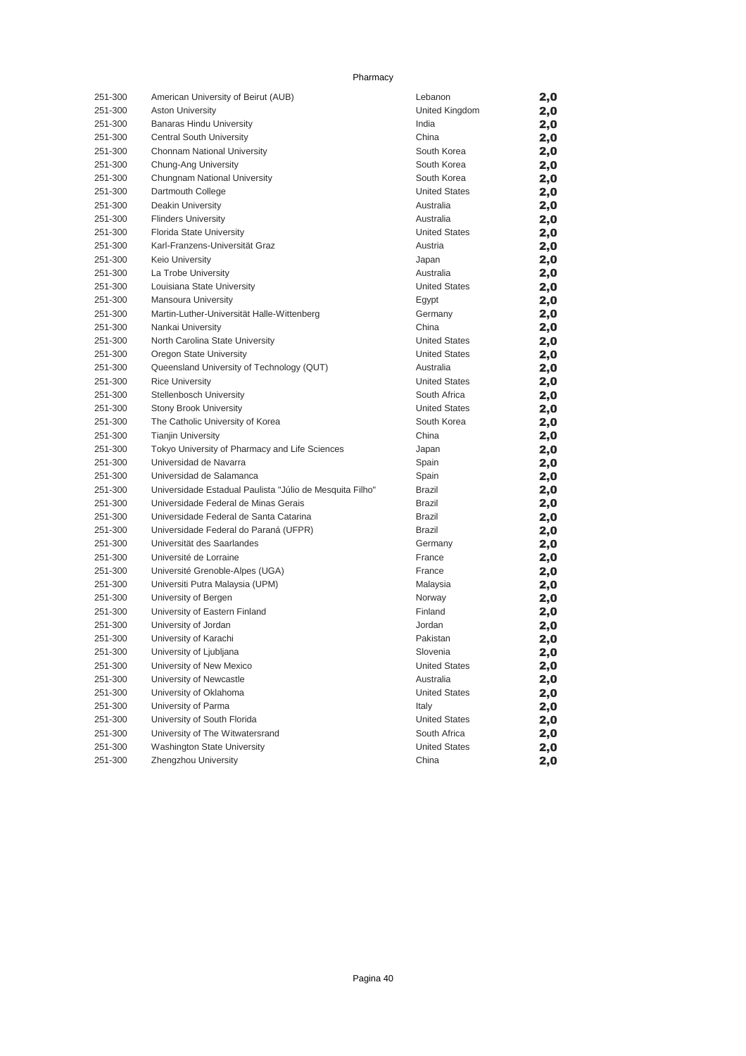Pharmacy

| | | | |
|---|---|---|---|
| 251-300 | American University of Beirut (AUB) | Lebanon | **2,0** |
| 251-300 | Aston University | United Kingdom | **2,0** |
| 251-300 | Banaras Hindu University | India | **2,0** |
| 251-300 | Central South University | China | **2,0** |
| 251-300 | Chonnam National University | South Korea | **2,0** |
| 251-300 | Chung-Ang University | South Korea | **2,0** |
| 251-300 | Chungnam National University | South Korea | **2,0** |
| 251-300 | Dartmouth College | United States | **2,0** |
| 251-300 | Deakin University | Australia | **2,0** |
| 251-300 | Flinders University | Australia | **2,0** |
| 251-300 | Florida State University | United States | **2,0** |
| 251-300 | Karl-Franzens-Universität Graz | Austria | **2,0** |
| 251-300 | Keio University | Japan | **2,0** |
| 251-300 | La Trobe University | Australia | **2,0** |
| 251-300 | Louisiana State University | United States | **2,0** |
| 251-300 | Mansoura University | Egypt | **2,0** |
| 251-300 | Martin-Luther-Universität Halle-Wittenberg | Germany | **2,0** |
| 251-300 | Nankai University | China | **2,0** |
| 251-300 | North Carolina State University | United States | **2,0** |
| 251-300 | Oregon State University | United States | **2,0** |
| 251-300 | Queensland University of Technology (QUT) | Australia | **2,0** |
| 251-300 | Rice University | United States | **2,0** |
| 251-300 | Stellenbosch University | South Africa | **2,0** |
| 251-300 | Stony Brook University | United States | **2,0** |
| 251-300 | The Catholic University of Korea | South Korea | **2,0** |
| 251-300 | Tianjin University | China | **2,0** |
| 251-300 | Tokyo University of Pharmacy and Life Sciences | Japan | **2,0** |
| 251-300 | Universidad de Navarra | Spain | **2,0** |
| 251-300 | Universidad de Salamanca | Spain | **2,0** |
| 251-300 | Universidade Estadual Paulista "Júlio de Mesquita Filho" | Brazil | **2,0** |
| 251-300 | Universidade Federal de Minas Gerais | Brazil | **2,0** |
| 251-300 | Universidade Federal de Santa Catarina | Brazil | **2,0** |
| 251-300 | Universidade Federal do Paraná (UFPR) | Brazil | **2,0** |
| 251-300 | Universität des Saarlandes | Germany | **2,0** |
| 251-300 | Université de Lorraine | France | **2,0** |
| 251-300 | Université Grenoble-Alpes (UGA) | France | **2,0** |
| 251-300 | Universiti Putra Malaysia (UPM) | Malaysia | **2,0** |
| 251-300 | University of Bergen | Norway | **2,0** |
| 251-300 | University of Eastern Finland | Finland | **2,0** |
| 251-300 | University of Jordan | Jordan | **2,0** |
| 251-300 | University of Karachi | Pakistan | **2,0** |
| 251-300 | University of Ljubljana | Slovenia | **2,0** |
| 251-300 | University of New Mexico | United States | **2,0** |
| 251-300 | University of Newcastle | Australia | **2,0** |
| 251-300 | University of Oklahoma | United States | **2,0** |
| 251-300 | University of Parma | Italy | **2,0** |
| 251-300 | University of South Florida | United States | **2,0** |
| 251-300 | University of The Witwatersrand | South Africa | **2,0** |
| 251-300 | Washington State University | United States | **2,0** |
| 251-300 | Zhengzhou University | China | **2,0** |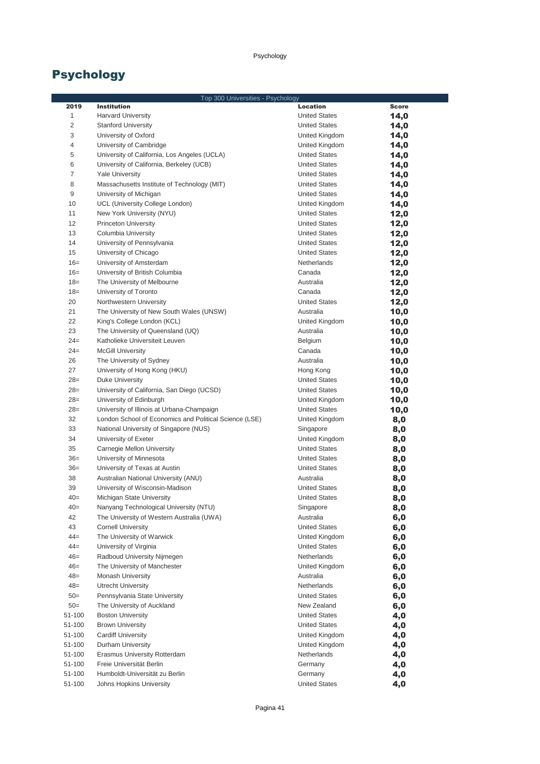# Psychology

| Top 300 Universities - Psychology | | | |
|---|---|---|---|
| **2019** | **Institution** | **Location** | **Score** |
| 1 | Harvard University | United States | **14,0** |
| 2 | Stanford University | United States | **14,0** |
| 3 | University of Oxford | United Kingdom | **14,0** |
| 4 | University of Cambridge | United Kingdom | **14,0** |
| 5 | University of California, Los Angeles (UCLA) | United States | **14,0** |
| 6 | University of California, Berkeley (UCB) | United States | **14,0** |
| 7 | Yale University | United States | **14,0** |
| 8 | Massachusetts Institute of Technology (MIT) | United States | **14,0** |
| 9 | University of Michigan | United States | **14,0** |
| 10 | UCL (University College London) | United Kingdom | **14,0** |
| 11 | New York University (NYU) | United States | **12,0** |
| 12 | Princeton University | United States | **12,0** |
| 13 | Columbia University | United States | **12,0** |
| 14 | University of Pennsylvania | United States | **12,0** |
| 15 | University of Chicago | United States | **12,0** |
| 16= | University of Amsterdam | Netherlands | **12,0** |
| 16= | University of British Columbia | Canada | **12,0** |
| 18= | The University of Melbourne | Australia | **12,0** |
| 18= | University of Toronto | Canada | **12,0** |
| 20 | Northwestern University | United States | **12,0** |
| 21 | The University of New South Wales (UNSW) | Australia | **10,0** |
| 22 | King's College London (KCL) | United Kingdom | **10,0** |
| 23 | The University of Queensland (UQ) | Australia | **10,0** |
| 24= | Katholieke Universiteit Leuven | Belgium | **10,0** |
| 24= | McGill University | Canada | **10,0** |
| 26 | The University of Sydney | Australia | **10,0** |
| 27 | University of Hong Kong (HKU) | Hong Kong | **10,0** |
| 28= | Duke University | United States | **10,0** |
| 28= | University of California, San Diego (UCSD) | United States | **10,0** |
| 28= | University of Edinburgh | United Kingdom | **10,0** |
| 28= | University of Illinois at Urbana-Champaign | United States | **10,0** |
| 32 | London School of Economics and Political Science (LSE) | United Kingdom | **8,0** |
| 33 | National University of Singapore (NUS) | Singapore | **8,0** |
| 34 | University of Exeter | United Kingdom | **8,0** |
| 35 | Carnegie Mellon University | United States | **8,0** |
| 36= | University of Minnesota | United States | **8,0** |
| 36= | University of Texas at Austin | United States | **8,0** |
| 38 | Australian National University (ANU) | Australia | **8,0** |
| 39 | University of Wisconsin-Madison | United States | **8,0** |
| 40= | Michigan State University | United States | **8,0** |
| 40= | Nanyang Technological University (NTU) | Singapore | **8,0** |
| 42 | The University of Western Australia (UWA) | Australia | **6,0** |
| 43 | Cornell University | United States | **6,0** |
| 44= | The University of Warwick | United Kingdom | **6,0** |
| 44= | University of Virginia | United States | **6,0** |
| 46= | Radboud University Nijmegen | Netherlands | **6,0** |
| 46= | The University of Manchester | United Kingdom | **6,0** |
| 48= | Monash University | Australia | **6,0** |
| 48= | Utrecht University | Netherlands | **6,0** |
| 50= | Pennsylvania State University | United States | **6,0** |
| 50= | The University of Auckland | New Zealand | **6,0** |
| 51-100 | Boston University | United States | **4,0** |
| 51-100 | Brown University | United States | **4,0** |
| 51-100 | Cardiff University | United Kingdom | **4,0** |
| 51-100 | Durham University | United Kingdom | **4,0** |
| 51-100 | Erasmus University Rotterdam | Netherlands | **4,0** |
| 51-100 | Freie Universität Berlin | Germany | **4,0** |
| 51-100 | Humboldt-Universität zu Berlin | Germany | **4,0** |
| 51-100 | Johns Hopkins University | United States | **4,0** |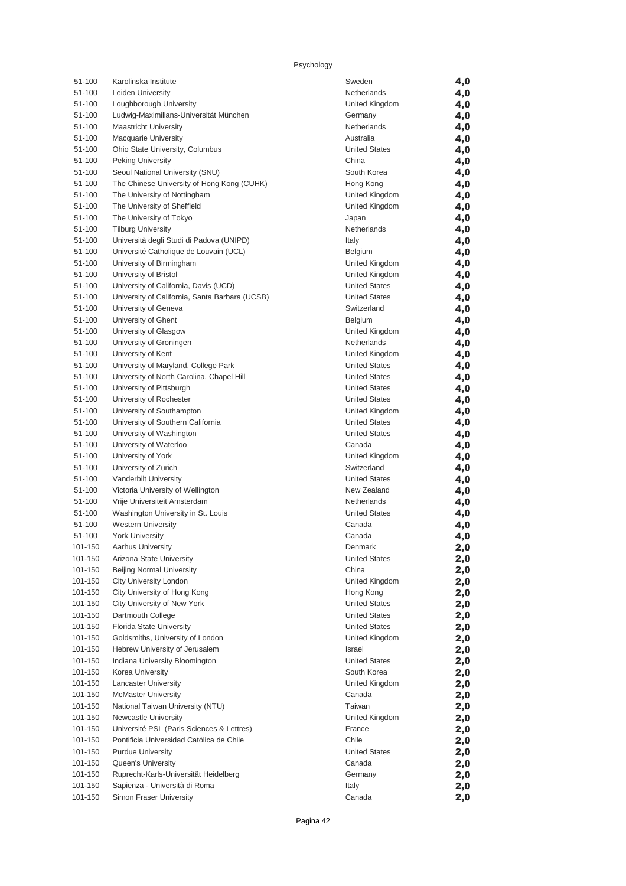Psychology

| | | | |
|---|---|---|---|
| 51-100 | Karolinska Institute | Sweden | 4,0 |
| 51-100 | Leiden University | Netherlands | 4,0 |
| 51-100 | Loughborough University | United Kingdom | 4,0 |
| 51-100 | Ludwig-Maximilians-Universität München | Germany | 4,0 |
| 51-100 | Maastricht University | Netherlands | 4,0 |
| 51-100 | Macquarie University | Australia | 4,0 |
| 51-100 | Ohio State University, Columbus | United States | 4,0 |
| 51-100 | Peking University | China | 4,0 |
| 51-100 | Seoul National University (SNU) | South Korea | 4,0 |
| 51-100 | The Chinese University of Hong Kong (CUHK) | Hong Kong | 4,0 |
| 51-100 | The University of Nottingham | United Kingdom | 4,0 |
| 51-100 | The University of Sheffield | United Kingdom | 4,0 |
| 51-100 | The University of Tokyo | Japan | 4,0 |
| 51-100 | Tilburg University | Netherlands | 4,0 |
| 51-100 | Università degli Studi di Padova (UNIPD) | Italy | 4,0 |
| 51-100 | Université Catholique de Louvain (UCL) | Belgium | 4,0 |
| 51-100 | University of Birmingham | United Kingdom | 4,0 |
| 51-100 | University of Bristol | United Kingdom | 4,0 |
| 51-100 | University of California, Davis (UCD) | United States | 4,0 |
| 51-100 | University of California, Santa Barbara (UCSB) | United States | 4,0 |
| 51-100 | University of Geneva | Switzerland | 4,0 |
| 51-100 | University of Ghent | Belgium | 4,0 |
| 51-100 | University of Glasgow | United Kingdom | 4,0 |
| 51-100 | University of Groningen | Netherlands | 4,0 |
| 51-100 | University of Kent | United Kingdom | 4,0 |
| 51-100 | University of Maryland, College Park | United States | 4,0 |
| 51-100 | University of North Carolina, Chapel Hill | United States | 4,0 |
| 51-100 | University of Pittsburgh | United States | 4,0 |
| 51-100 | University of Rochester | United States | 4,0 |
| 51-100 | University of Southampton | United Kingdom | 4,0 |
| 51-100 | University of Southern California | United States | 4,0 |
| 51-100 | University of Washington | United States | 4,0 |
| 51-100 | University of Waterloo | Canada | 4,0 |
| 51-100 | University of York | United Kingdom | 4,0 |
| 51-100 | University of Zurich | Switzerland | 4,0 |
| 51-100 | Vanderbilt University | United States | 4,0 |
| 51-100 | Victoria University of Wellington | New Zealand | 4,0 |
| 51-100 | Vrije Universiteit Amsterdam | Netherlands | 4,0 |
| 51-100 | Washington University in St. Louis | United States | 4,0 |
| 51-100 | Western University | Canada | 4,0 |
| 51-100 | York University | Canada | 4,0 |
| 101-150 | Aarhus University | Denmark | 2,0 |
| 101-150 | Arizona State University | United States | 2,0 |
| 101-150 | Beijing Normal University | China | 2,0 |
| 101-150 | City University London | United Kingdom | 2,0 |
| 101-150 | City University of Hong Kong | Hong Kong | 2,0 |
| 101-150 | City University of New York | United States | 2,0 |
| 101-150 | Dartmouth College | United States | 2,0 |
| 101-150 | Florida State University | United States | 2,0 |
| 101-150 | Goldsmiths, University of London | United Kingdom | 2,0 |
| 101-150 | Hebrew University of Jerusalem | Israel | 2,0 |
| 101-150 | Indiana University Bloomington | United States | 2,0 |
| 101-150 | Korea University | South Korea | 2,0 |
| 101-150 | Lancaster University | United Kingdom | 2,0 |
| 101-150 | McMaster University | Canada | 2,0 |
| 101-150 | National Taiwan University (NTU) | Taiwan | 2,0 |
| 101-150 | Newcastle University | United Kingdom | 2,0 |
| 101-150 | Université PSL (Paris Sciences & Lettres) | France | 2,0 |
| 101-150 | Pontificia Universidad Católica de Chile | Chile | 2,0 |
| 101-150 | Purdue University | United States | 2,0 |
| 101-150 | Queen's University | Canada | 2,0 |
| 101-150 | Ruprecht-Karls-Universität Heidelberg | Germany | 2,0 |
| 101-150 | Sapienza - Università di Roma | Italy | 2,0 |
| 101-150 | Simon Fraser University | Canada | 2,0 |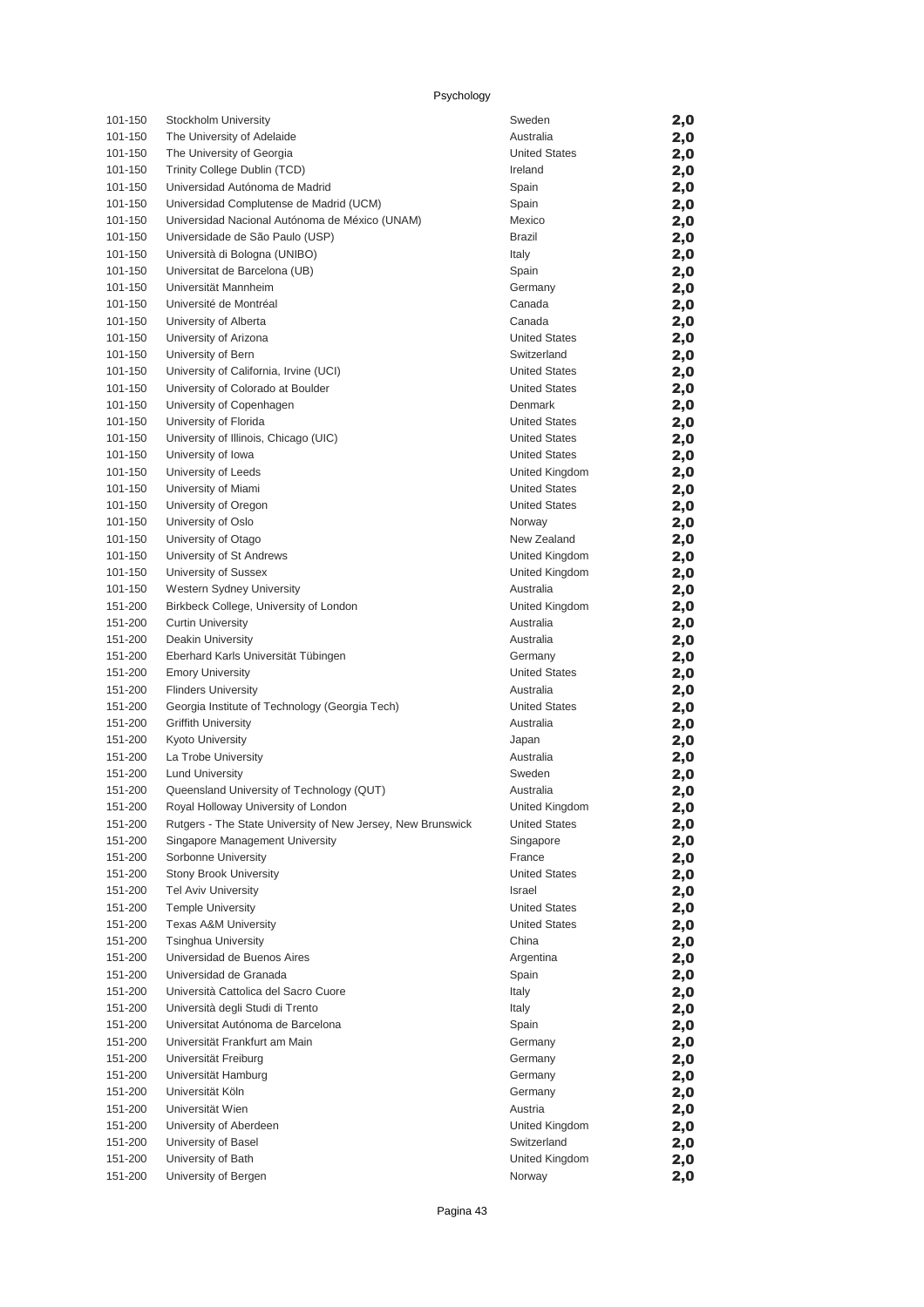Psychology

| | | | |
|---|---|---|---|
| 101-150 | Stockholm University | Sweden | 2,0 |
| 101-150 | The University of Adelaide | Australia | 2,0 |
| 101-150 | The University of Georgia | United States | 2,0 |
| 101-150 | Trinity College Dublin (TCD) | Ireland | 2,0 |
| 101-150 | Universidad Autónoma de Madrid | Spain | 2,0 |
| 101-150 | Universidad Complutense de Madrid (UCM) | Spain | 2,0 |
| 101-150 | Universidad Nacional Autónoma de México (UNAM) | Mexico | 2,0 |
| 101-150 | Universidade de São Paulo (USP) | Brazil | 2,0 |
| 101-150 | Università di Bologna (UNIBO) | Italy | 2,0 |
| 101-150 | Universitat de Barcelona (UB) | Spain | 2,0 |
| 101-150 | Universität Mannheim | Germany | 2,0 |
| 101-150 | Université de Montréal | Canada | 2,0 |
| 101-150 | University of Alberta | Canada | 2,0 |
| 101-150 | University of Arizona | United States | 2,0 |
| 101-150 | University of Bern | Switzerland | 2,0 |
| 101-150 | University of California, Irvine (UCI) | United States | 2,0 |
| 101-150 | University of Colorado at Boulder | United States | 2,0 |
| 101-150 | University of Copenhagen | Denmark | 2,0 |
| 101-150 | University of Florida | United States | 2,0 |
| 101-150 | University of Illinois, Chicago (UIC) | United States | 2,0 |
| 101-150 | University of Iowa | United States | 2,0 |
| 101-150 | University of Leeds | United Kingdom | 2,0 |
| 101-150 | University of Miami | United States | 2,0 |
| 101-150 | University of Oregon | United States | 2,0 |
| 101-150 | University of Oslo | Norway | 2,0 |
| 101-150 | University of Otago | New Zealand | 2,0 |
| 101-150 | University of St Andrews | United Kingdom | 2,0 |
| 101-150 | University of Sussex | United Kingdom | 2,0 |
| 101-150 | Western Sydney University | Australia | 2,0 |
| 151-200 | Birkbeck College, University of London | United Kingdom | 2,0 |
| 151-200 | Curtin University | Australia | 2,0 |
| 151-200 | Deakin University | Australia | 2,0 |
| 151-200 | Eberhard Karls Universität Tübingen | Germany | 2,0 |
| 151-200 | Emory University | United States | 2,0 |
| 151-200 | Flinders University | Australia | 2,0 |
| 151-200 | Georgia Institute of Technology (Georgia Tech) | United States | 2,0 |
| 151-200 | Griffith University | Australia | 2,0 |
| 151-200 | Kyoto University | Japan | 2,0 |
| 151-200 | La Trobe University | Australia | 2,0 |
| 151-200 | Lund University | Sweden | 2,0 |
| 151-200 | Queensland University of Technology (QUT) | Australia | 2,0 |
| 151-200 | Royal Holloway University of London | United Kingdom | 2,0 |
| 151-200 | Rutgers - The State University of New Jersey, New Brunswick | United States | 2,0 |
| 151-200 | Singapore Management University | Singapore | 2,0 |
| 151-200 | Sorbonne University | France | 2,0 |
| 151-200 | Stony Brook University | United States | 2,0 |
| 151-200 | Tel Aviv University | Israel | 2,0 |
| 151-200 | Temple University | United States | 2,0 |
| 151-200 | Texas A&M University | United States | 2,0 |
| 151-200 | Tsinghua University | China | 2,0 |
| 151-200 | Universidad de Buenos Aires | Argentina | 2,0 |
| 151-200 | Universidad de Granada | Spain | 2,0 |
| 151-200 | Università Cattolica del Sacro Cuore | Italy | 2,0 |
| 151-200 | Università degli Studi di Trento | Italy | 2,0 |
| 151-200 | Universitat Autónoma de Barcelona | Spain | 2,0 |
| 151-200 | Universität Frankfurt am Main | Germany | 2,0 |
| 151-200 | Universität Freiburg | Germany | 2,0 |
| 151-200 | Universität Hamburg | Germany | 2,0 |
| 151-200 | Universität Köln | Germany | 2,0 |
| 151-200 | Universität Wien | Austria | 2,0 |
| 151-200 | University of Aberdeen | United Kingdom | 2,0 |
| 151-200 | University of Basel | Switzerland | 2,0 |
| 151-200 | University of Bath | United Kingdom | 2,0 |
| 151-200 | University of Bergen | Norway | 2,0 |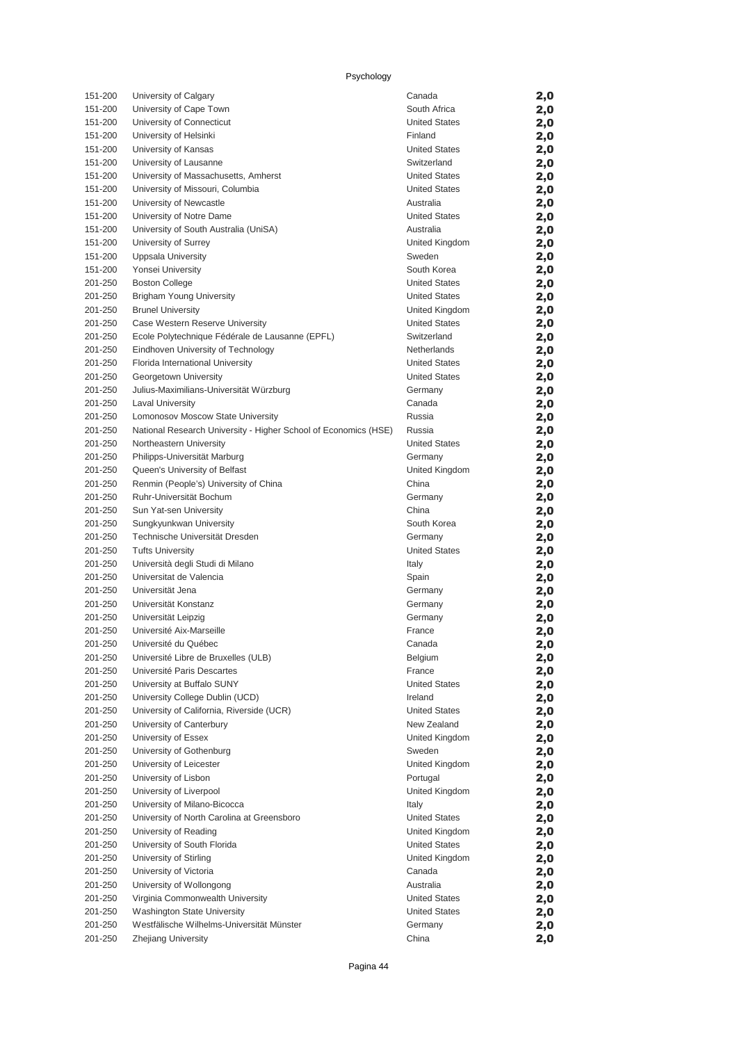Psychology

| | | | |
|---|---|---|---|
| 151-200 | University of Calgary | Canada | 2,0 |
| 151-200 | University of Cape Town | South Africa | 2,0 |
| 151-200 | University of Connecticut | United States | 2,0 |
| 151-200 | University of Helsinki | Finland | 2,0 |
| 151-200 | University of Kansas | United States | 2,0 |
| 151-200 | University of Lausanne | Switzerland | 2,0 |
| 151-200 | University of Massachusetts, Amherst | United States | 2,0 |
| 151-200 | University of Missouri, Columbia | United States | 2,0 |
| 151-200 | University of Newcastle | Australia | 2,0 |
| 151-200 | University of Notre Dame | United States | 2,0 |
| 151-200 | University of South Australia (UniSA) | Australia | 2,0 |
| 151-200 | University of Surrey | United Kingdom | 2,0 |
| 151-200 | Uppsala University | Sweden | 2,0 |
| 151-200 | Yonsei University | South Korea | 2,0 |
| 201-250 | Boston College | United States | 2,0 |
| 201-250 | Brigham Young University | United States | 2,0 |
| 201-250 | Brunel University | United Kingdom | 2,0 |
| 201-250 | Case Western Reserve University | United States | 2,0 |
| 201-250 | Ecole Polytechnique Fédérale de Lausanne (EPFL) | Switzerland | 2,0 |
| 201-250 | Eindhoven University of Technology | Netherlands | 2,0 |
| 201-250 | Florida International University | United States | 2,0 |
| 201-250 | Georgetown University | United States | 2,0 |
| 201-250 | Julius-Maximilians-Universität Würzburg | Germany | 2,0 |
| 201-250 | Laval University | Canada | 2,0 |
| 201-250 | Lomonosov Moscow State University | Russia | 2,0 |
| 201-250 | National Research University - Higher School of Economics (HSE) | Russia | 2,0 |
| 201-250 | Northeastern University | United States | 2,0 |
| 201-250 | Philipps-Universität Marburg | Germany | 2,0 |
| 201-250 | Queen's University of Belfast | United Kingdom | 2,0 |
| 201-250 | Renmin (People's) University of China | China | 2,0 |
| 201-250 | Ruhr-Universität Bochum | Germany | 2,0 |
| 201-250 | Sun Yat-sen University | China | 2,0 |
| 201-250 | Sungkyunkwan University | South Korea | 2,0 |
| 201-250 | Technische Universität Dresden | Germany | 2,0 |
| 201-250 | Tufts University | United States | 2,0 |
| 201-250 | Università degli Studi di Milano | Italy | 2,0 |
| 201-250 | Universitat de Valencia | Spain | 2,0 |
| 201-250 | Universität Jena | Germany | 2,0 |
| 201-250 | Universität Konstanz | Germany | 2,0 |
| 201-250 | Universität Leipzig | Germany | 2,0 |
| 201-250 | Université Aix-Marseille | France | 2,0 |
| 201-250 | Université du Québec | Canada | 2,0 |
| 201-250 | Université Libre de Bruxelles (ULB) | Belgium | 2,0 |
| 201-250 | Université Paris Descartes | France | 2,0 |
| 201-250 | University at Buffalo SUNY | United States | 2,0 |
| 201-250 | University College Dublin (UCD) | Ireland | 2,0 |
| 201-250 | University of California, Riverside (UCR) | United States | 2,0 |
| 201-250 | University of Canterbury | New Zealand | 2,0 |
| 201-250 | University of Essex | United Kingdom | 2,0 |
| 201-250 | University of Gothenburg | Sweden | 2,0 |
| 201-250 | University of Leicester | United Kingdom | 2,0 |
| 201-250 | University of Lisbon | Portugal | 2,0 |
| 201-250 | University of Liverpool | United Kingdom | 2,0 |
| 201-250 | University of Milano-Bicocca | Italy | 2,0 |
| 201-250 | University of North Carolina at Greensboro | United States | 2,0 |
| 201-250 | University of Reading | United Kingdom | 2,0 |
| 201-250 | University of South Florida | United States | 2,0 |
| 201-250 | University of Stirling | United Kingdom | 2,0 |
| 201-250 | University of Victoria | Canada | 2,0 |
| 201-250 | University of Wollongong | Australia | 2,0 |
| 201-250 | Virginia Commonwealth University | United States | 2,0 |
| 201-250 | Washington State University | United States | 2,0 |
| 201-250 | Westfälische Wilhelms-Universität Münster | Germany | 2,0 |
| 201-250 | Zhejiang University | China | 2,0 |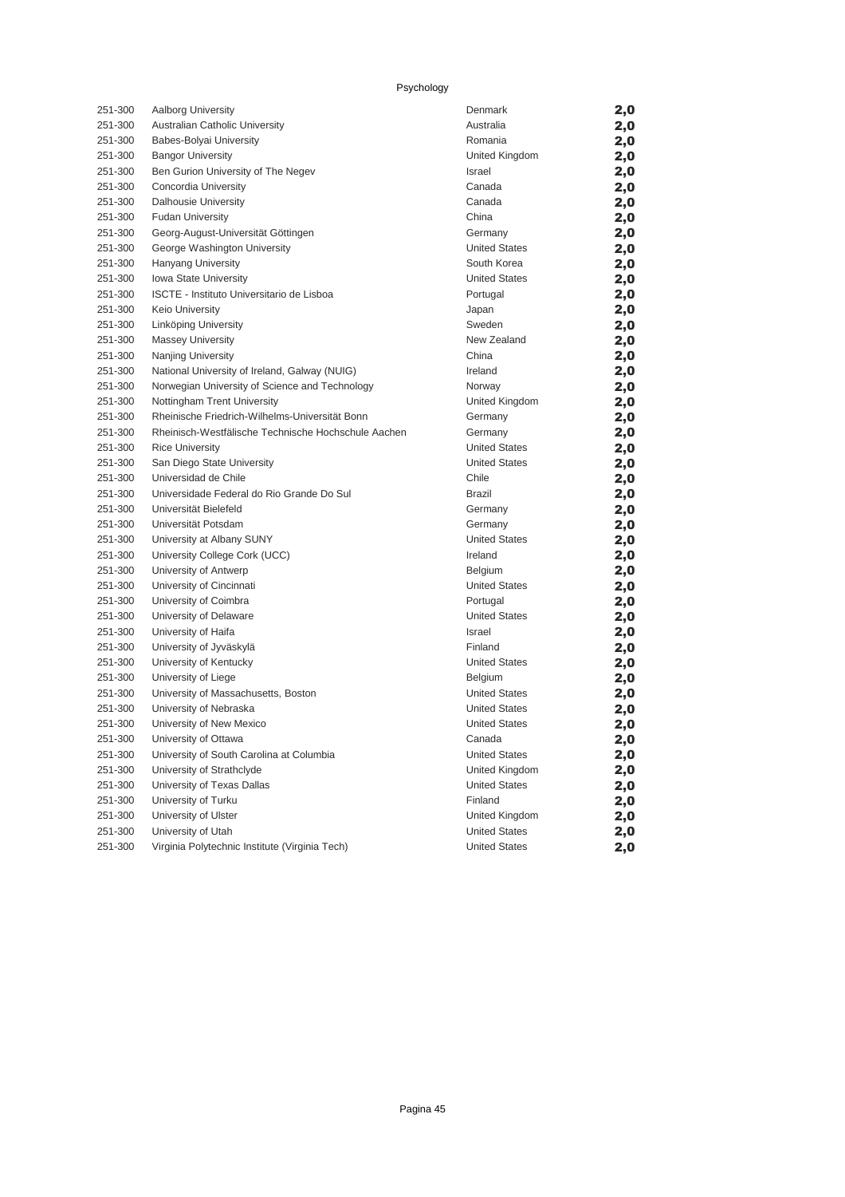Psychology

| | | | |
|---|---|---|---|
| 251-300 | Aalborg University | Denmark | **2,0** |
| 251-300 | Australian Catholic University | Australia | **2,0** |
| 251-300 | Babes-Bolyai University | Romania | **2,0** |
| 251-300 | Bangor University | United Kingdom | **2,0** |
| 251-300 | Ben Gurion University of The Negev | Israel | **2,0** |
| 251-300 | Concordia University | Canada | **2,0** |
| 251-300 | Dalhousie University | Canada | **2,0** |
| 251-300 | Fudan University | China | **2,0** |
| 251-300 | Georg-August-Universität Göttingen | Germany | **2,0** |
| 251-300 | George Washington University | United States | **2,0** |
| 251-300 | Hanyang University | South Korea | **2,0** |
| 251-300 | Iowa State University | United States | **2,0** |
| 251-300 | ISCTE - Instituto Universitario de Lisboa | Portugal | **2,0** |
| 251-300 | Keio University | Japan | **2,0** |
| 251-300 | Linköping University | Sweden | **2,0** |
| 251-300 | Massey University | New Zealand | **2,0** |
| 251-300 | Nanjing University | China | **2,0** |
| 251-300 | National University of Ireland, Galway (NUIG) | Ireland | **2,0** |
| 251-300 | Norwegian University of Science and Technology | Norway | **2,0** |
| 251-300 | Nottingham Trent University | United Kingdom | **2,0** |
| 251-300 | Rheinische Friedrich-Wilhelms-Universität Bonn | Germany | **2,0** |
| 251-300 | Rheinisch-Westfälische Technische Hochschule Aachen | Germany | **2,0** |
| 251-300 | Rice University | United States | **2,0** |
| 251-300 | San Diego State University | United States | **2,0** |
| 251-300 | Universidad de Chile | Chile | **2,0** |
| 251-300 | Universidade Federal do Rio Grande Do Sul | Brazil | **2,0** |
| 251-300 | Universität Bielefeld | Germany | **2,0** |
| 251-300 | Universität Potsdam | Germany | **2,0** |
| 251-300 | University at Albany SUNY | United States | **2,0** |
| 251-300 | University College Cork (UCC) | Ireland | **2,0** |
| 251-300 | University of Antwerp | Belgium | **2,0** |
| 251-300 | University of Cincinnati | United States | **2,0** |
| 251-300 | University of Coimbra | Portugal | **2,0** |
| 251-300 | University of Delaware | United States | **2,0** |
| 251-300 | University of Haifa | Israel | **2,0** |
| 251-300 | University of Jyväskylä | Finland | **2,0** |
| 251-300 | University of Kentucky | United States | **2,0** |
| 251-300 | University of Liege | Belgium | **2,0** |
| 251-300 | University of Massachusetts, Boston | United States | **2,0** |
| 251-300 | University of Nebraska | United States | **2,0** |
| 251-300 | University of New Mexico | United States | **2,0** |
| 251-300 | University of Ottawa | Canada | **2,0** |
| 251-300 | University of South Carolina at Columbia | United States | **2,0** |
| 251-300 | University of Strathclyde | United Kingdom | **2,0** |
| 251-300 | University of Texas Dallas | United States | **2,0** |
| 251-300 | University of Turku | Finland | **2,0** |
| 251-300 | University of Ulster | United Kingdom | **2,0** |
| 251-300 | University of Utah | United States | **2,0** |
| 251-300 | Virginia Polytechnic Institute (Virginia Tech) | United States | **2,0** |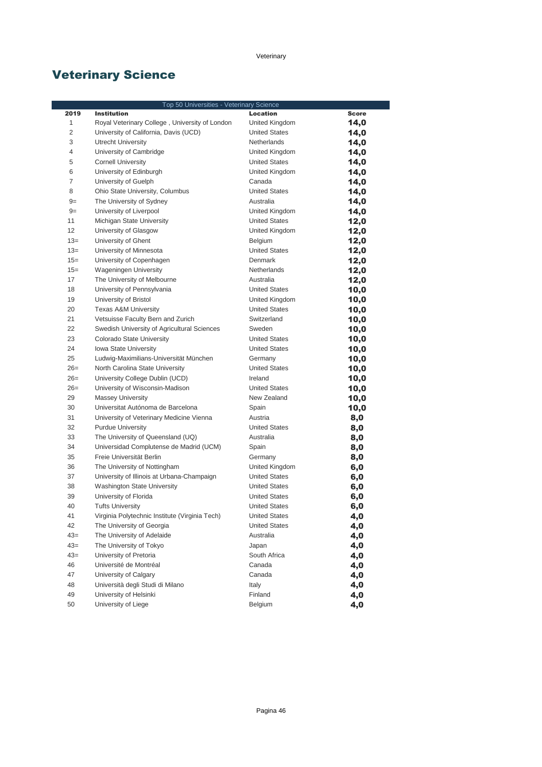# Veterinary Science

| Top 50 Universities - Veterinary Science | | | |
|---|---|---|---|
| **2019** | **Institution** | **Location** | **Score** |
| 1 | Royal Veterinary College , University of London | United Kingdom | **14,0** |
| 2 | University of California, Davis (UCD) | United States | **14,0** |
| 3 | Utrecht University | Netherlands | **14,0** |
| 4 | University of Cambridge | United Kingdom | **14,0** |
| 5 | Cornell University | United States | **14,0** |
| 6 | University of Edinburgh | United Kingdom | **14,0** |
| 7 | University of Guelph | Canada | **14,0** |
| 8 | Ohio State University, Columbus | United States | **14,0** |
| 9= | The University of Sydney | Australia | **14,0** |
| 9= | University of Liverpool | United Kingdom | **14,0** |
| 11 | Michigan State University | United States | **12,0** |
| 12 | University of Glasgow | United Kingdom | **12,0** |
| 13= | University of Ghent | Belgium | **12,0** |
| 13= | University of Minnesota | United States | **12,0** |
| 15= | University of Copenhagen | Denmark | **12,0** |
| 15= | Wageningen University | Netherlands | **12,0** |
| 17 | The University of Melbourne | Australia | **12,0** |
| 18 | University of Pennsylvania | United States | **10,0** |
| 19 | University of Bristol | United Kingdom | **10,0** |
| 20 | Texas A&M University | United States | **10,0** |
| 21 | Vetsuisse Faculty Bern and Zurich | Switzerland | **10,0** |
| 22 | Swedish University of Agricultural Sciences | Sweden | **10,0** |
| 23 | Colorado State University | United States | **10,0** |
| 24 | Iowa State University | United States | **10,0** |
| 25 | Ludwig-Maximilians-Universität München | Germany | **10,0** |
| 26= | North Carolina State University | United States | **10,0** |
| 26= | University College Dublin (UCD) | Ireland | **10,0** |
| 26= | University of Wisconsin-Madison | United States | **10,0** |
| 29 | Massey University | New Zealand | **10,0** |
| 30 | Universitat Autónoma de Barcelona | Spain | **10,0** |
| 31 | University of Veterinary Medicine Vienna | Austria | **8,0** |
| 32 | Purdue University | United States | **8,0** |
| 33 | The University of Queensland (UQ) | Australia | **8,0** |
| 34 | Universidad Complutense de Madrid (UCM) | Spain | **8,0** |
| 35 | Freie Universität Berlin | Germany | **8,0** |
| 36 | The University of Nottingham | United Kingdom | **6,0** |
| 37 | University of Illinois at Urbana-Champaign | United States | **6,0** |
| 38 | Washington State University | United States | **6,0** |
| 39 | University of Florida | United States | **6,0** |
| 40 | Tufts University | United States | **6,0** |
| 41 | Virginia Polytechnic Institute (Virginia Tech) | United States | **4,0** |
| 42 | The University of Georgia | United States | **4,0** |
| 43= | The University of Adelaide | Australia | **4,0** |
| 43= | The University of Tokyo | Japan | **4,0** |
| 43= | University of Pretoria | South Africa | **4,0** |
| 46 | Université de Montréal | Canada | **4,0** |
| 47 | University of Calgary | Canada | **4,0** |
| 48 | Università degli Studi di Milano | Italy | **4,0** |
| 49 | University of Helsinki | Finland | **4,0** |
| 50 | University of Liege | Belgium | **4,0** |